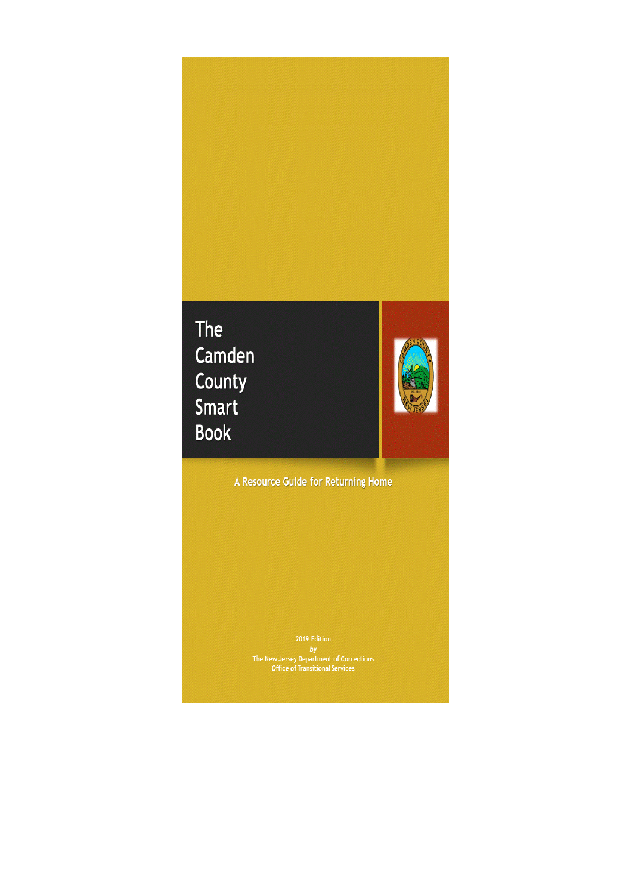# The Camden County Smart Book

A Resource Guide for Returning Home

2019 Edition

*by*

The New Jersey Department of Corrections

Office of Transitional Services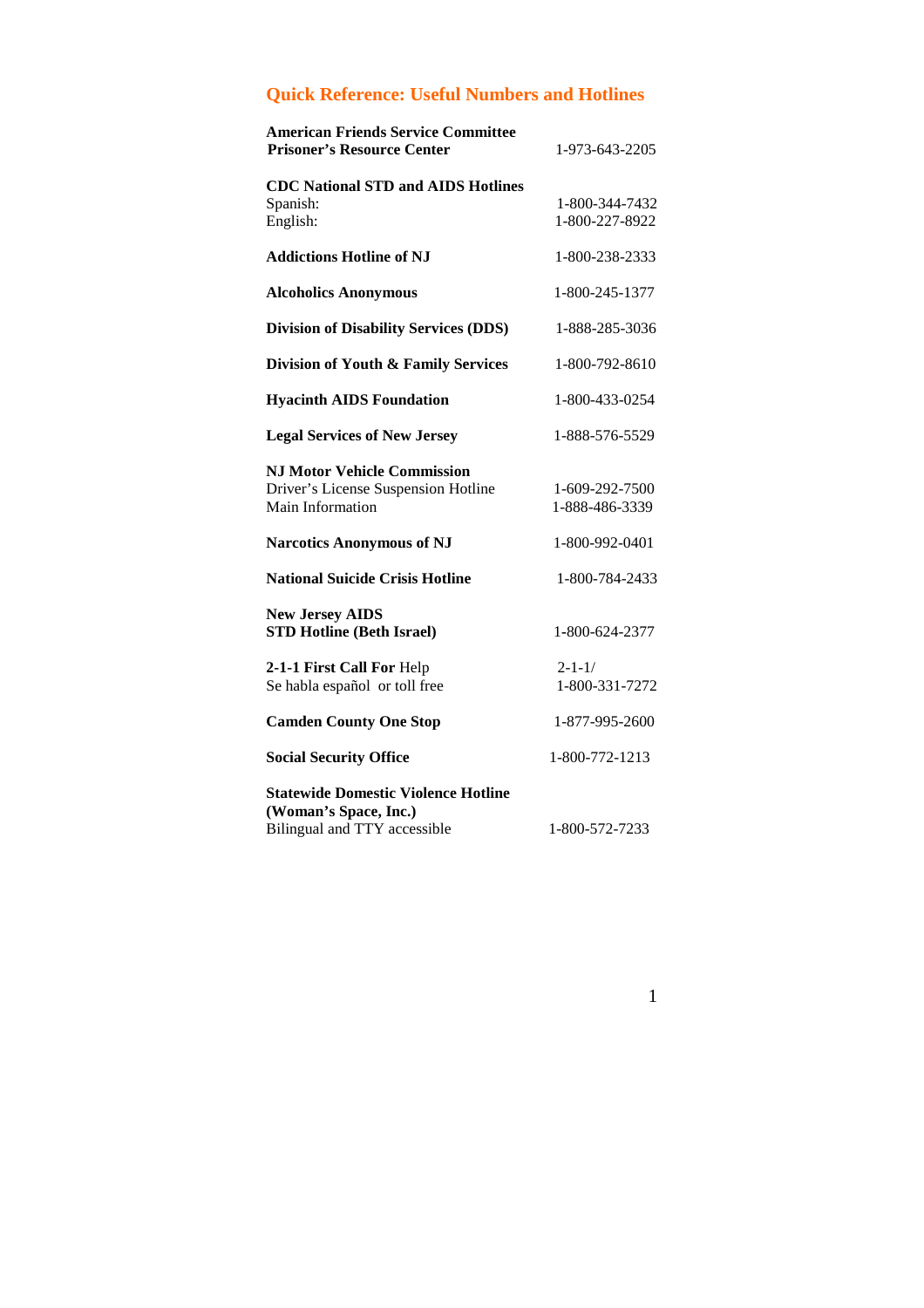## Quick Reference: Useful Numbers and Hotlines

| | |
|---|---|
| **American Friends Service Committee Prisoner's Resource Center** | 1-973-643-2205 |
| **CDC National STD and AIDS Hotlines** | |
| Spanish: | 1-800-344-7432 |
| English: | 1-800-227-8922 |
| **Addictions Hotline of NJ** | 1-800-238-2333 |
| **Alcoholics Anonymous** | 1-800-245-1377 |
| **Division of Disability Services (DDS)** | 1-888-285-3036 |
| **Division of Youth & Family Services** | 1-800-792-8610 |
| **Hyacinth AIDS Foundation** | 1-800-433-0254 |
| **Legal Services of New Jersey** | 1-888-576-5529 |
| **NJ Motor Vehicle Commission** | |
| Driver's License Suspension Hotline | 1-609-292-7500 |
| Main Information | 1-888-486-3339 |
| **Narcotics Anonymous of NJ** | 1-800-992-0401 |
| **National Suicide Crisis Hotline** | 1-800-784-2433 |
| **New Jersey AIDS STD Hotline (Beth Israel)** | 1-800-624-2377 |
| **2-1-1 First Call For** Help | 2-1-1/ |
| Se habla español or toll free | 1-800-331-7272 |
| **Camden County One Stop** | 1-877-995-2600 |
| **Social Security Office** | 1-800-772-1213 |
| **Statewide Domestic Violence Hotline (Woman's Space, Inc.)** | |
| Bilingual and TTY accessible | 1-800-572-7233 |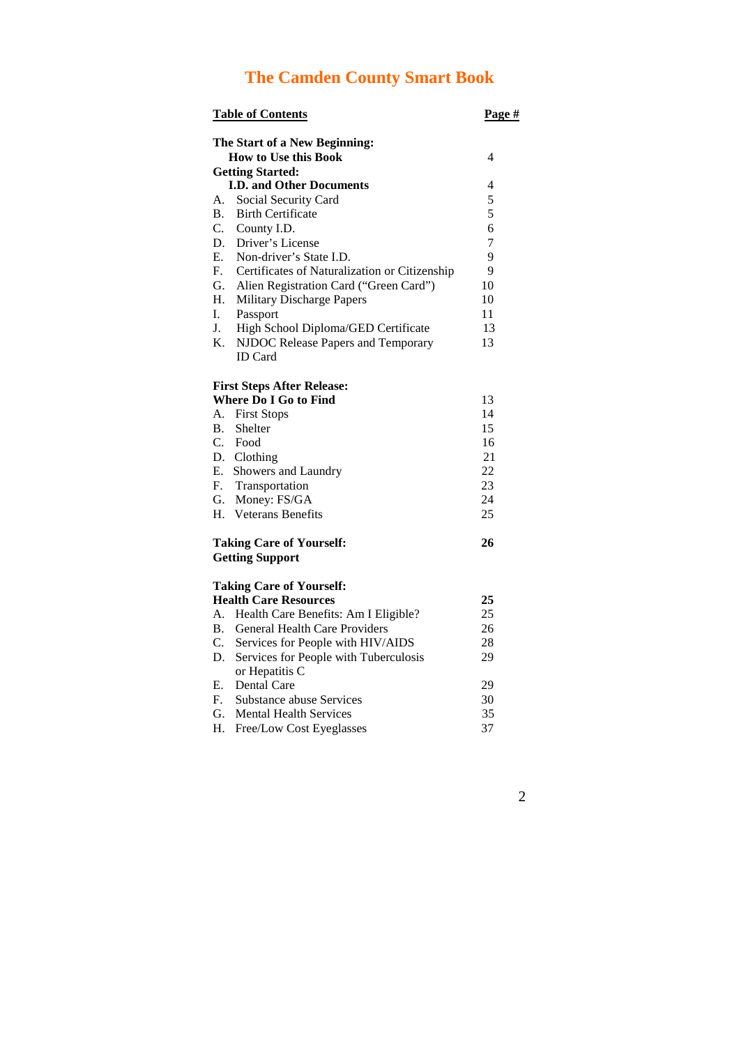# The Camden County Smart Book

| Table of Contents | Page # |
|---|---|
| **The Start of a New Beginning:** | |
| **How to Use this Book** | 4 |
| **Getting Started:** | |
| **I.D. and Other Documents** | 4 |
| A. Social Security Card | 5 |
| B. Birth Certificate | 5 |
| C. County I.D. | 6 |
| D. Driver's License | 7 |
| E. Non-driver's State I.D. | 9 |
| F. Certificates of Naturalization or Citizenship | 9 |
| G. Alien Registration Card ("Green Card") | 10 |
| H. Military Discharge Papers | 10 |
| I. Passport | 11 |
| J. High School Diploma/GED Certificate | 13 |
| K. NJDOC Release Papers and Temporary ID Card | 13 |
| **First Steps After Release:** | |
| **Where Do I Go to Find** | 13 |
| A. First Stops | 14 |
| B. Shelter | 15 |
| C. Food | 16 |
| D. Clothing | 21 |
| E. Showers and Laundry | 22 |
| F. Transportation | 23 |
| G. Money: FS/GA | 24 |
| H. Veterans Benefits | 25 |
| **Taking Care of Yourself: Getting Support** | **26** |
| **Taking Care of Yourself:** | |
| **Health Care Resources** | **25** |
| A. Health Care Benefits: Am I Eligible? | 25 |
| B. General Health Care Providers | 26 |
| C. Services for People with HIV/AIDS | 28 |
| D. Services for People with Tuberculosis or Hepatitis C | 29 |
| E. Dental Care | 29 |
| F. Substance abuse Services | 30 |
| G. Mental Health Services | 35 |
| H. Free/Low Cost Eyeglasses | 37 |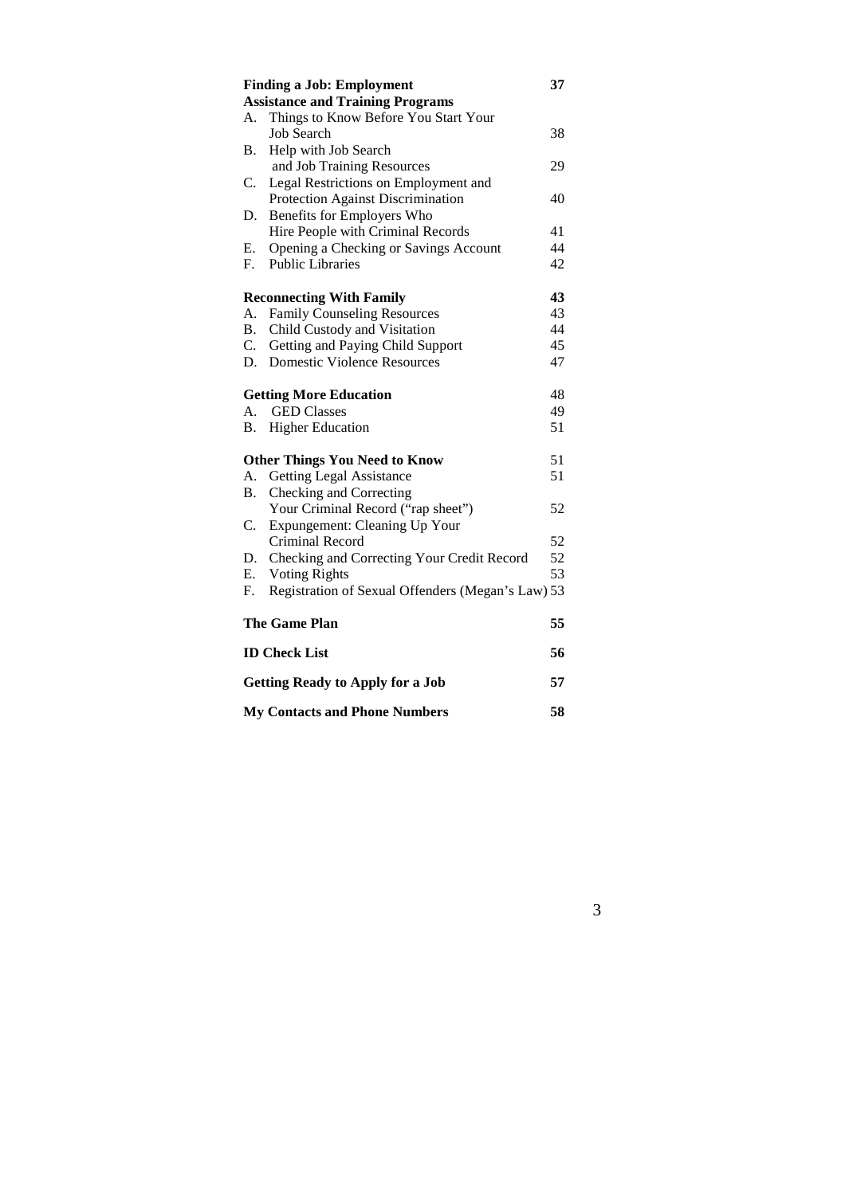| | | |
|---|---|---|
| **Finding a Job: Employment Assistance and Training Programs** | | **37** |
| A. | Things to Know Before You Start Your Job Search | 38 |
| B. | Help with Job Search and Job Training Resources | 29 |
| C. | Legal Restrictions on Employment and Protection Against Discrimination | 40 |
| D. | Benefits for Employers Who Hire People with Criminal Records | 41 |
| E. | Opening a Checking or Savings Account | 44 |
| F. | Public Libraries | 42 |
| **Reconnecting With Family** | | **43** |
| A. | Family Counseling Resources | 43 |
| B. | Child Custody and Visitation | 44 |
| C. | Getting and Paying Child Support | 45 |
| D. | Domestic Violence Resources | 47 |
| **Getting More Education** | | 48 |
| A. | GED Classes | 49 |
| B. | Higher Education | 51 |
| **Other Things You Need to Know** | | 51 |
| A. | Getting Legal Assistance | 51 |
| B. | Checking and Correcting Your Criminal Record ("rap sheet") | 52 |
| C. | Expungement: Cleaning Up Your Criminal Record | 52 |
| D. | Checking and Correcting Your Credit Record | 52 |
| E. | Voting Rights | 53 |
| F. | Registration of Sexual Offenders (Megan's Law) | 53 |
| **The Game Plan** | | **55** |
| **ID Check List** | | **56** |
| **Getting Ready to Apply for a Job** | | **57** |
| **My Contacts and Phone Numbers** | | **58** |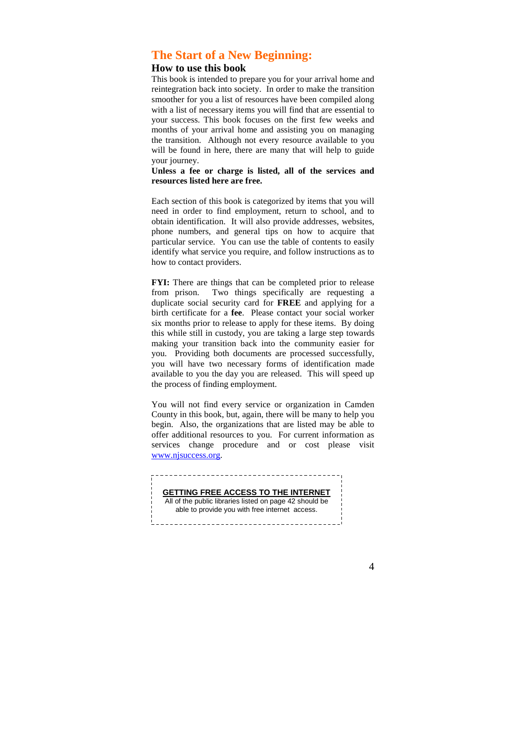# The Start of a New Beginning:

## How to use this book

This book is intended to prepare you for your arrival home and reintegration back into society. In order to make the transition smoother for you a list of resources have been compiled along with a list of necessary items you will find that are essential to your success. This book focuses on the first few weeks and months of your arrival home and assisting you on managing the transition. Although not every resource available to you will be found in here, there are many that will help to guide your journey.

**Unless a fee or charge is listed, all of the services and resources listed here are free.**

Each section of this book is categorized by items that you will need in order to find employment, return to school, and to obtain identification. It will also provide addresses, websites, phone numbers, and general tips on how to acquire that particular service. You can use the table of contents to easily identify what service you require, and follow instructions as to how to contact providers.

**FYI:** There are things that can be completed prior to release from prison. Two things specifically are requesting a duplicate social security card for **FREE** and applying for a birth certificate for a **fee**. Please contact your social worker six months prior to release to apply for these items. By doing this while still in custody, you are taking a large step towards making your transition back into the community easier for you. Providing both documents are processed successfully, you will have two necessary forms of identification made available to you the day you are released. This will speed up the process of finding employment.

You will not find every service or organization in Camden County in this book, but, again, there will be many to help you begin. Also, the organizations that are listed may be able to offer additional resources to you. For current information as services change procedure and or cost please visit www.njsuccess.org.

**GETTING FREE ACCESS TO THE INTERNET**

All of the public libraries listed on page 42 should be able to provide you with free internet access.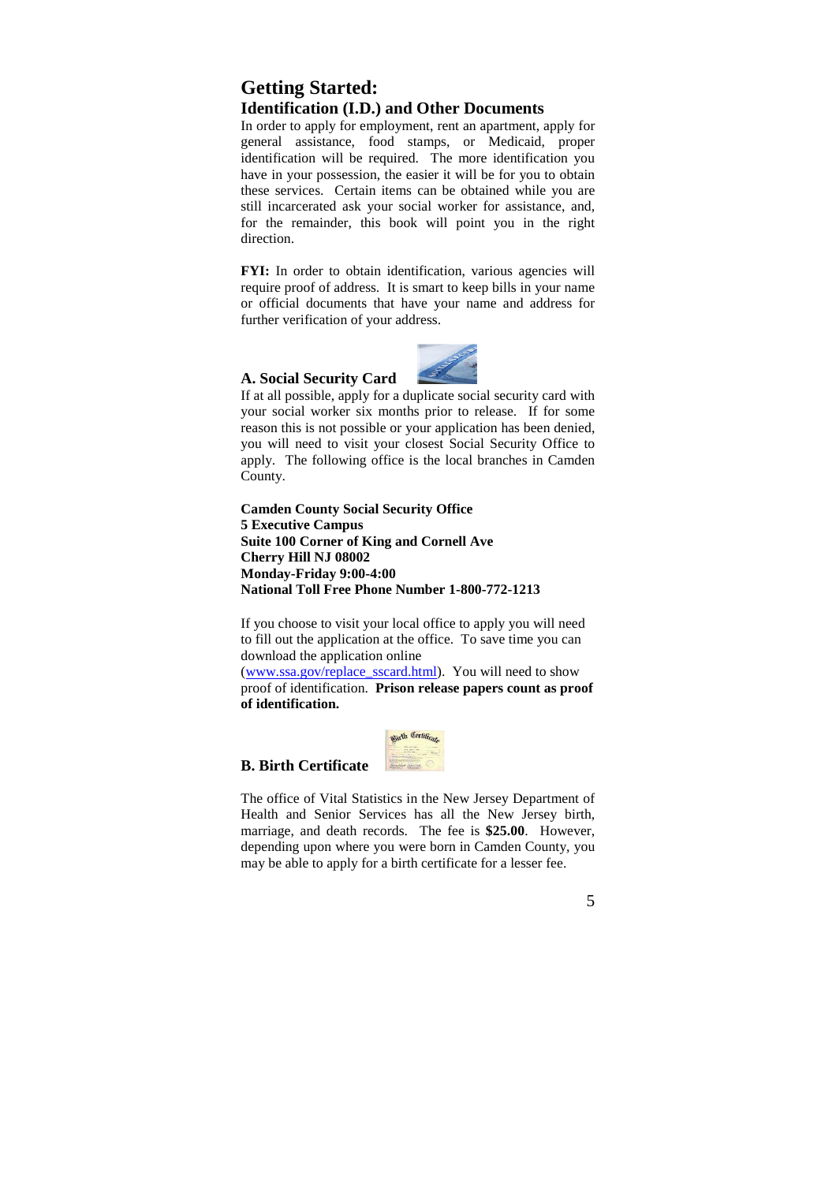# Getting Started:

## Identification (I.D.) and Other Documents

In order to apply for employment, rent an apartment, apply for general assistance, food stamps, or Medicaid, proper identification will be required. The more identification you have in your possession, the easier it will be for you to obtain these services. Certain items can be obtained while you are still incarcerated ask your social worker for assistance, and, for the remainder, this book will point you in the right direction.

**FYI:** In order to obtain identification, various agencies will require proof of address. It is smart to keep bills in your name or official documents that have your name and address for further verification of your address.

### A. Social Security Card

If at all possible, apply for a duplicate social security card with your social worker six months prior to release. If for some reason this is not possible or your application has been denied, you will need to visit your closest Social Security Office to apply. The following office is the local branches in Camden County.

**Camden County Social Security Office**
**5 Executive Campus**
**Suite 100 Corner of King and Cornell Ave**
**Cherry Hill NJ 08002**
**Monday-Friday 9:00-4:00**
**National Toll Free Phone Number 1-800-772-1213**

If you choose to visit your local office to apply you will need to fill out the application at the office. To save time you can download the application online (www.ssa.gov/replace_sscard.html). You will need to show proof of identification. **Prison release papers count as proof of identification.**

### B. Birth Certificate

The office of Vital Statistics in the New Jersey Department of Health and Senior Services has all the New Jersey birth, marriage, and death records. The fee is **$25.00**. However, depending upon where you were born in Camden County, you may be able to apply for a birth certificate for a lesser fee.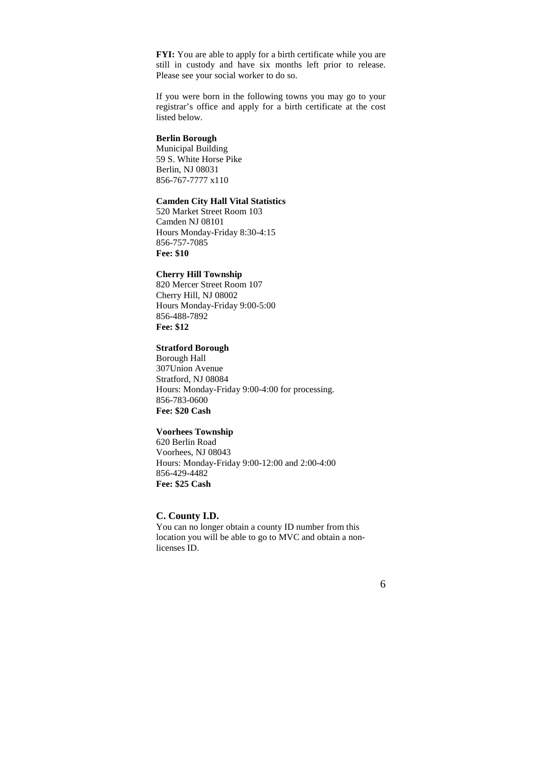**FYI:** You are able to apply for a birth certificate while you are still in custody and have six months left prior to release. Please see your social worker to do so.

If you were born in the following towns you may go to your registrar's office and apply for a birth certificate at the cost listed below.

**Berlin Borough**
Municipal Building
59 S. White Horse Pike
Berlin, NJ 08031
856-767-7777 x110

**Camden City Hall Vital Statistics**
520 Market Street Room 103
Camden NJ 08101
Hours Monday-Friday 8:30-4:15
856-757-7085
**Fee: $10**

**Cherry Hill Township**
820 Mercer Street Room 107
Cherry Hill, NJ 08002
Hours Monday-Friday 9:00-5:00
856-488-7892
**Fee: $12**

**Stratford Borough**
Borough Hall
307Union Avenue
Stratford, NJ 08084
Hours: Monday-Friday 9:00-4:00 for processing.
856-783-0600
**Fee: $20 Cash**

**Voorhees Township**
620 Berlin Road
Voorhees, NJ 08043
Hours: Monday-Friday 9:00-12:00 and 2:00-4:00
856-429-4482
**Fee: $25 Cash**

### C. County I.D.

You can no longer obtain a county ID number from this location you will be able to go to MVC and obtain a non-licenses ID.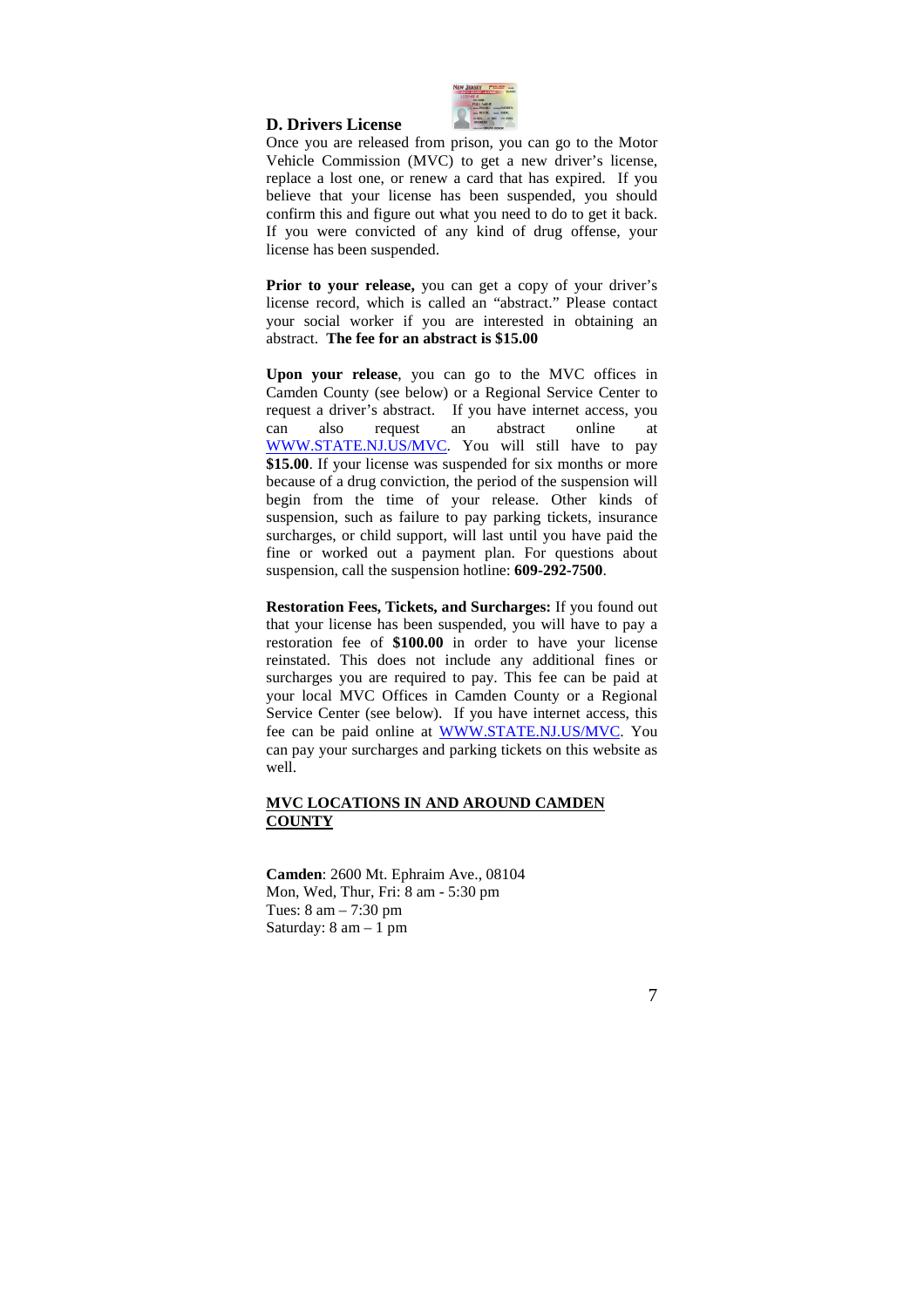### D. Drivers License

Once you are released from prison, you can go to the Motor Vehicle Commission (MVC) to get a new driver's license, replace a lost one, or renew a card that has expired. If you believe that your license has been suspended, you should confirm this and figure out what you need to do to get it back. If you were convicted of any kind of drug offense, your license has been suspended.

**Prior to your release,** you can get a copy of your driver's license record, which is called an "abstract." Please contact your social worker if you are interested in obtaining an abstract. **The fee for an abstract is $15.00**

**Upon your release**, you can go to the MVC offices in Camden County (see below) or a Regional Service Center to request a driver's abstract. If you have internet access, you can also request an abstract online at WWW.STATE.NJ.US/MVC. You will still have to pay **$15.00**. If your license was suspended for six months or more because of a drug conviction, the period of the suspension will begin from the time of your release. Other kinds of suspension, such as failure to pay parking tickets, insurance surcharges, or child support, will last until you have paid the fine or worked out a payment plan. For questions about suspension, call the suspension hotline: **609-292-7500**.

**Restoration Fees, Tickets, and Surcharges:** If you found out that your license has been suspended, you will have to pay a restoration fee of **$100.00** in order to have your license reinstated. This does not include any additional fines or surcharges you are required to pay. This fee can be paid at your local MVC Offices in Camden County or a Regional Service Center (see below). If you have internet access, this fee can be paid online at WWW.STATE.NJ.US/MVC. You can pay your surcharges and parking tickets on this website as well.

**MVC LOCATIONS IN AND AROUND CAMDEN COUNTY**

**Camden**: 2600 Mt. Ephraim Ave., 08104
Mon, Wed, Thur, Fri: 8 am - 5:30 pm
Tues: 8 am – 7:30 pm
Saturday: 8 am – 1 pm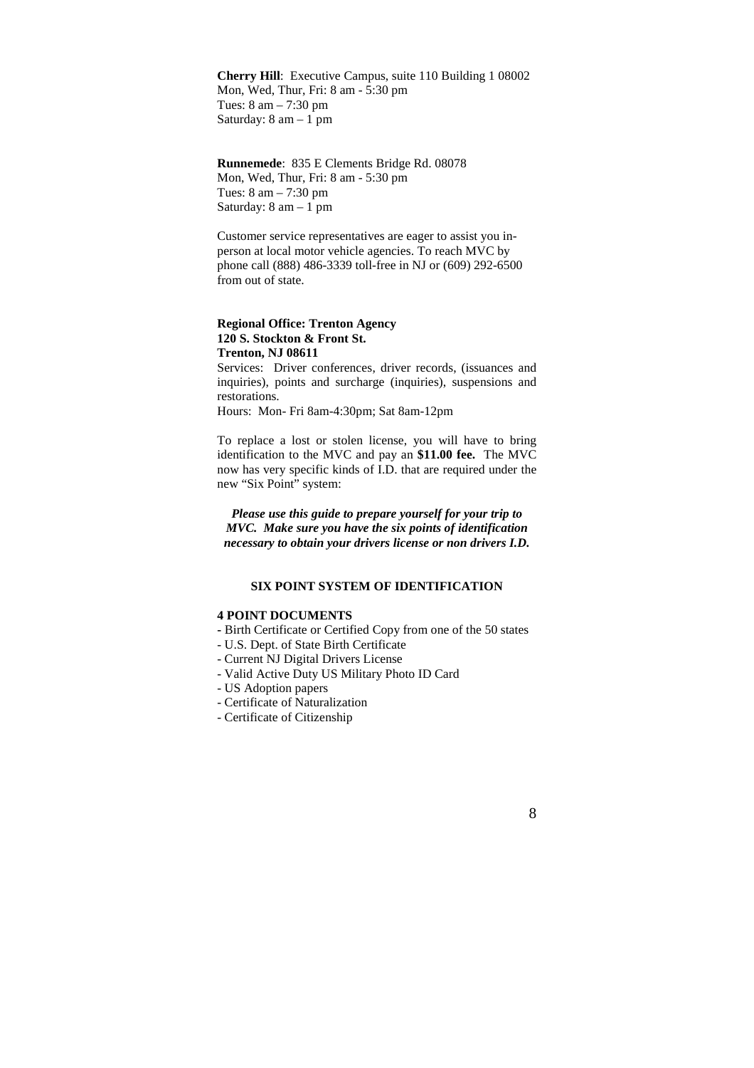**Cherry Hill**: Executive Campus, suite 110 Building 1 08002
Mon, Wed, Thur, Fri: 8 am - 5:30 pm
Tues: 8 am – 7:30 pm
Saturday: 8 am – 1 pm

**Runnemede**: 835 E Clements Bridge Rd. 08078
Mon, Wed, Thur, Fri: 8 am - 5:30 pm
Tues: 8 am – 7:30 pm
Saturday: 8 am – 1 pm

Customer service representatives are eager to assist you in-person at local motor vehicle agencies. To reach MVC by phone call (888) 486-3339 toll-free in NJ or (609) 292-6500 from out of state.

**Regional Office: Trenton Agency**
**120 S. Stockton & Front St.**
**Trenton, NJ 08611**

Services: Driver conferences, driver records, (issuances and inquiries), points and surcharge (inquiries), suspensions and restorations.
Hours: Mon- Fri 8am-4:30pm; Sat 8am-12pm

To replace a lost or stolen license, you will have to bring identification to the MVC and pay an **$11.00 fee.** The MVC now has very specific kinds of I.D. that are required under the new "Six Point" system:

***Please use this guide to prepare yourself for your trip to MVC. Make sure you have the six points of identification necessary to obtain your drivers license or non drivers I.D.***

## SIX POINT SYSTEM OF IDENTIFICATION

### 4 POINT DOCUMENTS

- Birth Certificate or Certified Copy from one of the 50 states
- U.S. Dept. of State Birth Certificate
- Current NJ Digital Drivers License
- Valid Active Duty US Military Photo ID Card
- US Adoption papers
- Certificate of Naturalization
- Certificate of Citizenship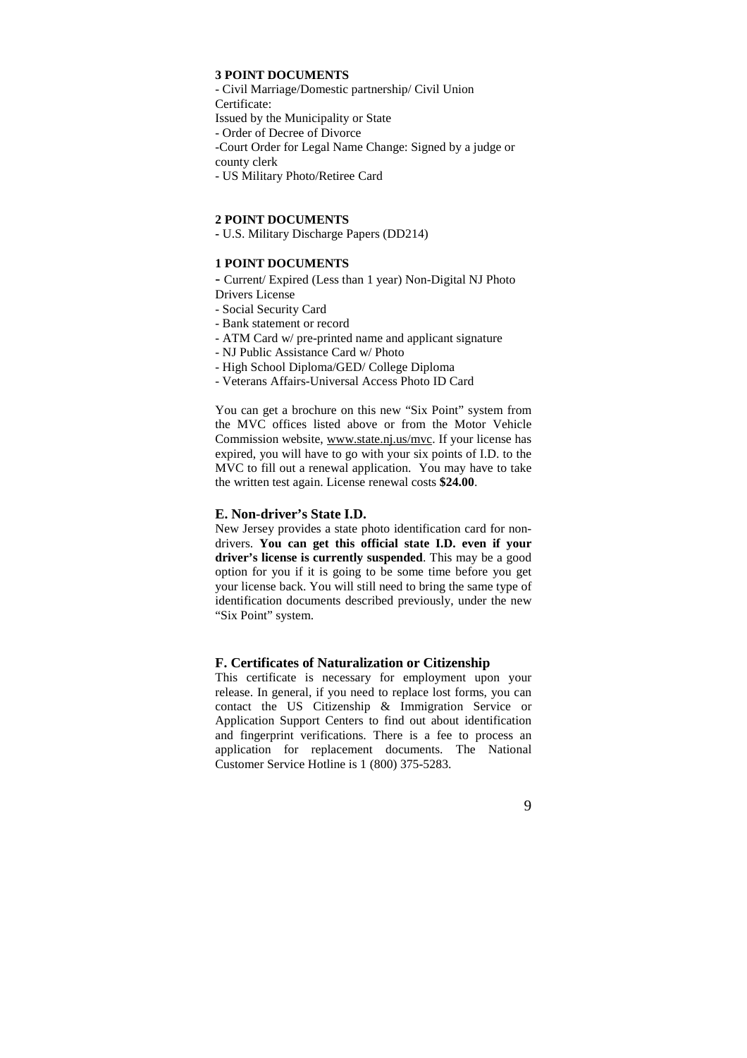**3 POINT DOCUMENTS**

- Civil Marriage/Domestic partnership/ Civil Union Certificate: Issued by the Municipality or State
- Order of Decree of Divorce
- Court Order for Legal Name Change: Signed by a judge or county clerk
- US Military Photo/Retiree Card

**2 POINT DOCUMENTS**

- U.S. Military Discharge Papers (DD214)

**1 POINT DOCUMENTS**

- Current/ Expired (Less than 1 year) Non-Digital NJ Photo Drivers License
- Social Security Card
- Bank statement or record
- ATM Card w/ pre-printed name and applicant signature
- NJ Public Assistance Card w/ Photo
- High School Diploma/GED/ College Diploma
- Veterans Affairs-Universal Access Photo ID Card

You can get a brochure on this new "Six Point" system from the MVC offices listed above or from the Motor Vehicle Commission website, www.state.nj.us/mvc. If your license has expired, you will have to go with your six points of I.D. to the MVC to fill out a renewal application. You may have to take the written test again. License renewal costs **$24.00**.

### E. Non-driver's State I.D.

New Jersey provides a state photo identification card for non-drivers. **You can get this official state I.D. even if your driver's license is currently suspended**. This may be a good option for you if it is going to be some time before you get your license back. You will still need to bring the same type of identification documents described previously, under the new "Six Point" system.

### F. Certificates of Naturalization or Citizenship

This certificate is necessary for employment upon your release. In general, if you need to replace lost forms, you can contact the US Citizenship & Immigration Service or Application Support Centers to find out about identification and fingerprint verifications. There is a fee to process an application for replacement documents. The National Customer Service Hotline is 1 (800) 375-5283.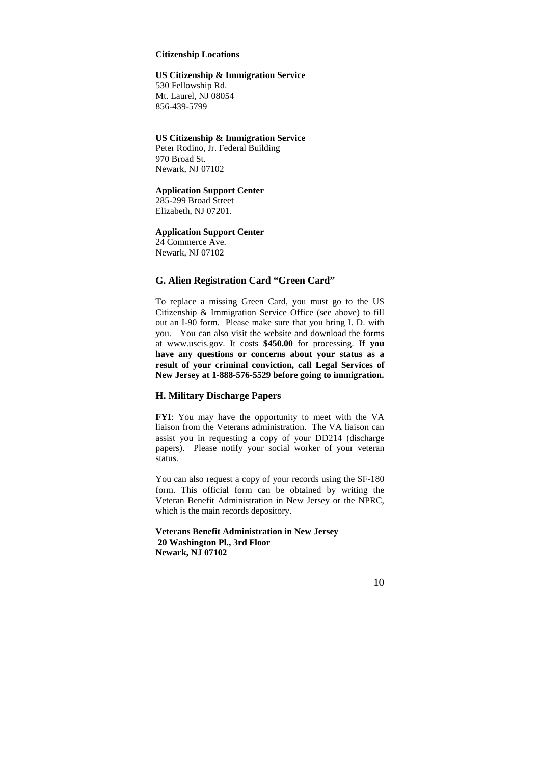**Citizenship Locations**

**US Citizenship & Immigration Service**
530 Fellowship Rd.
Mt. Laurel, NJ 08054
856-439-5799

**US Citizenship & Immigration Service**
Peter Rodino, Jr. Federal Building
970 Broad St.
Newark, NJ 07102

**Application Support Center**
285-299 Broad Street
Elizabeth, NJ 07201.

**Application Support Center**
24 Commerce Ave.
Newark, NJ 07102

## G. Alien Registration Card "Green Card"

To replace a missing Green Card, you must go to the US Citizenship & Immigration Service Office (see above) to fill out an I-90 form. Please make sure that you bring I. D. with you. You can also visit the website and download the forms at www.uscis.gov. It costs **$450.00** for processing. **If you have any questions or concerns about your status as a result of your criminal conviction, call Legal Services of New Jersey at 1-888-576-5529 before going to immigration.**

## H. Military Discharge Papers

**FYI**: You may have the opportunity to meet with the VA liaison from the Veterans administration. The VA liaison can assist you in requesting a copy of your DD214 (discharge papers). Please notify your social worker of your veteran status.

You can also request a copy of your records using the SF-180 form. This official form can be obtained by writing the Veteran Benefit Administration in New Jersey or the NPRC, which is the main records depository.

**Veterans Benefit Administration in New Jersey**
**20 Washington Pl., 3rd Floor**
**Newark, NJ 07102**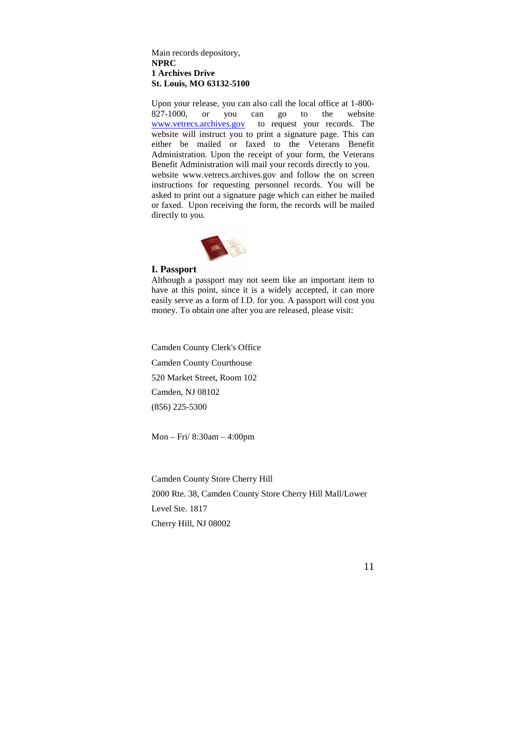Main records depository,
**NPRC**
**1 Archives Drive**
**St. Louis, MO 63132-5100**

Upon your release, you can also call the local office at 1-800-827-1000, or you can go to the website [www.vetrecs.archives.gov](http://www.vetrecs.archives.gov) to request your records. The website will instruct you to print a signature page. This can either be mailed or faxed to the Veterans Benefit Administration. Upon the receipt of your form, the Veterans Benefit Administration will mail your records directly to you. website www.vetrecs.archives.gov and follow the on screen instructions for requesting personnel records. You will be asked to print out a signature page which can either be mailed or faxed. Upon receiving the form, the records will be mailed directly to you.

**I. Passport**

Although a passport may not seem like an important item to have at this point, since it is a widely accepted, it can more easily serve as a form of I.D. for you. A passport will cost you money. To obtain one after you are released, please visit:

Camden County Clerk's Office
Camden County Courthouse
520 Market Street, Room 102
Camden, NJ 08102
(856) 225-5300

Mon – Fri/ 8:30am – 4:00pm

Camden County Store Cherry Hill
2000 Rte. 38, Camden County Store Cherry Hill Mall/Lower Level Ste. 1817
Cherry Hill, NJ 08002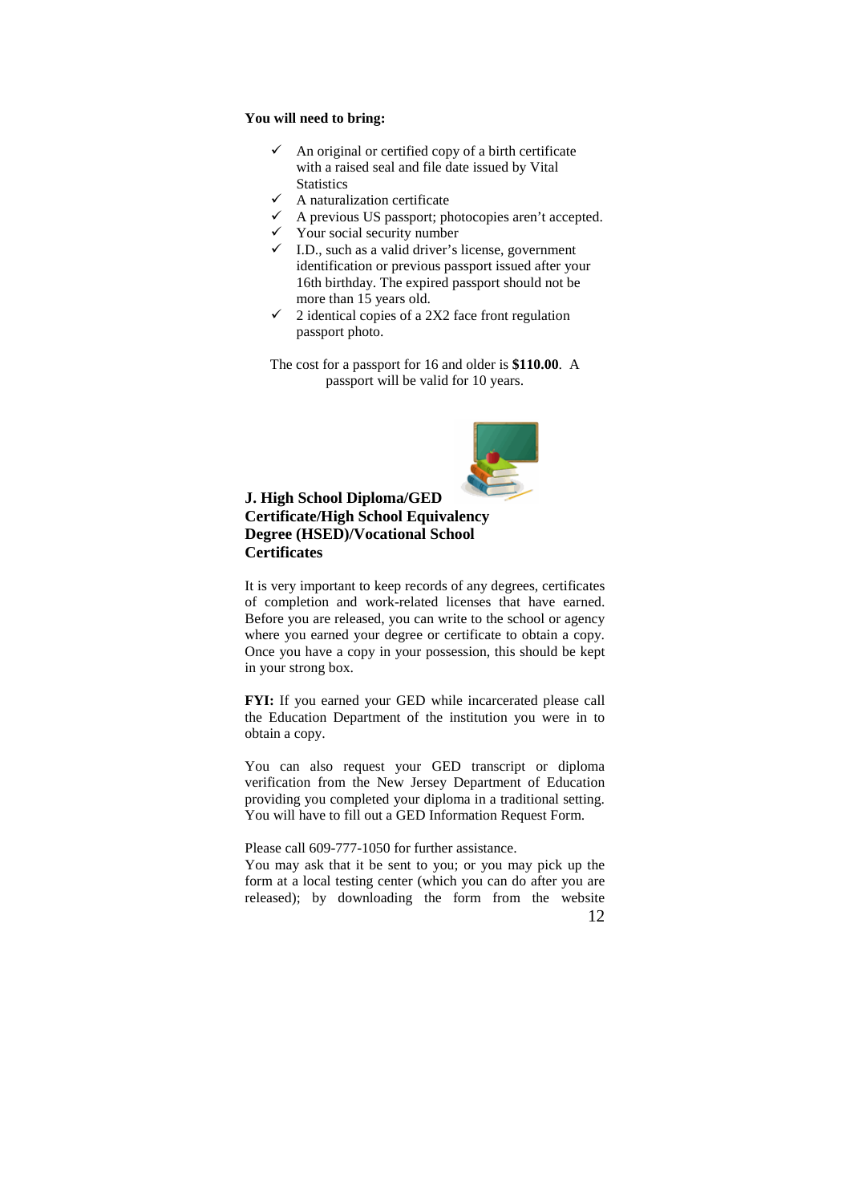**You will need to bring:**

- ✓ An original or certified copy of a birth certificate with a raised seal and file date issued by Vital Statistics
- ✓ A naturalization certificate
- ✓ A previous US passport; photocopies aren't accepted.
- ✓ Your social security number
- ✓ I.D., such as a valid driver's license, government identification or previous passport issued after your 16th birthday. The expired passport should not be more than 15 years old.
- ✓ 2 identical copies of a 2X2 face front regulation passport photo.

The cost for a passport for 16 and older is **$110.00**. A passport will be valid for 10 years.

## J. High School Diploma/GED Certificate/High School Equivalency Degree (HSED)/Vocational School Certificates

It is very important to keep records of any degrees, certificates of completion and work-related licenses that have earned. Before you are released, you can write to the school or agency where you earned your degree or certificate to obtain a copy. Once you have a copy in your possession, this should be kept in your strong box.

**FYI:** If you earned your GED while incarcerated please call the Education Department of the institution you were in to obtain a copy.

You can also request your GED transcript or diploma verification from the New Jersey Department of Education providing you completed your diploma in a traditional setting. You will have to fill out a GED Information Request Form.

Please call 609-777-1050 for further assistance.
You may ask that it be sent to you; or you may pick up the form at a local testing center (which you can do after you are released); by downloading the form from the website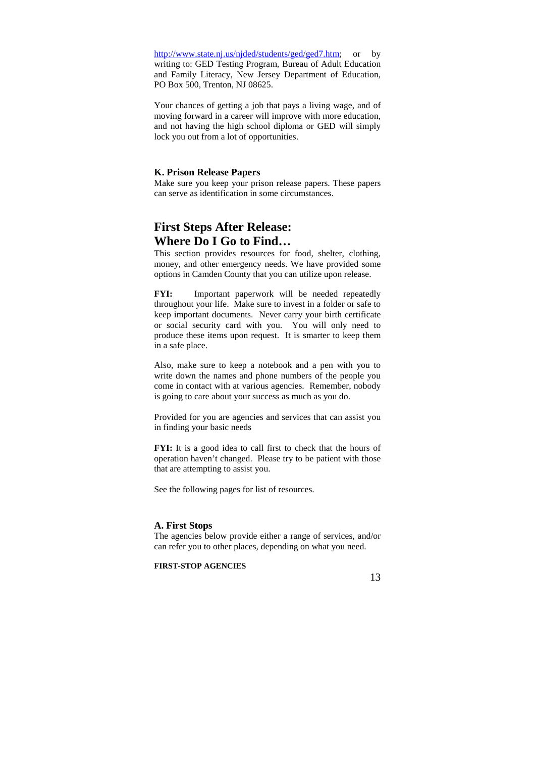http://www.state.nj.us/njded/students/ged/ged7.htm; or by writing to: GED Testing Program, Bureau of Adult Education and Family Literacy, New Jersey Department of Education, PO Box 500, Trenton, NJ 08625.

Your chances of getting a job that pays a living wage, and of moving forward in a career will improve with more education, and not having the high school diploma or GED will simply lock you out from a lot of opportunities.

### K. Prison Release Papers

Make sure you keep your prison release papers. These papers can serve as identification in some circumstances.

## First Steps After Release: Where Do I Go to Find…

This section provides resources for food, shelter, clothing, money, and other emergency needs. We have provided some options in Camden County that you can utilize upon release.

**FYI:** Important paperwork will be needed repeatedly throughout your life. Make sure to invest in a folder or safe to keep important documents. Never carry your birth certificate or social security card with you. You will only need to produce these items upon request. It is smarter to keep them in a safe place.

Also, make sure to keep a notebook and a pen with you to write down the names and phone numbers of the people you come in contact with at various agencies. Remember, nobody is going to care about your success as much as you do.

Provided for you are agencies and services that can assist you in finding your basic needs

**FYI:** It is a good idea to call first to check that the hours of operation haven't changed. Please try to be patient with those that are attempting to assist you.

See the following pages for list of resources.

### A. First Stops

The agencies below provide either a range of services, and/or can refer you to other places, depending on what you need.

**FIRST-STOP AGENCIES**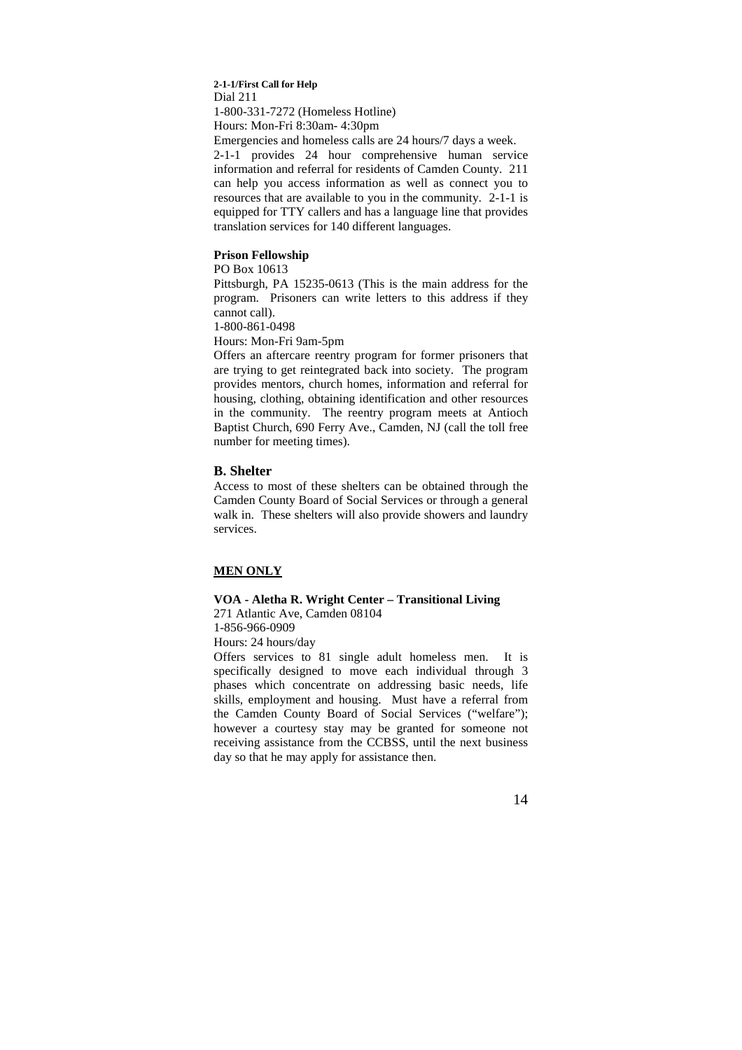**2-1-1/First Call for Help**
Dial 211
1-800-331-7272 (Homeless Hotline)
Hours: Mon-Fri 8:30am- 4:30pm
Emergencies and homeless calls are 24 hours/7 days a week.
2-1-1 provides 24 hour comprehensive human service information and referral for residents of Camden County. 211 can help you access information as well as connect you to resources that are available to you in the community. 2-1-1 is equipped for TTY callers and has a language line that provides translation services for 140 different languages.

**Prison Fellowship**
PO Box 10613
Pittsburgh, PA 15235-0613 (This is the main address for the program. Prisoners can write letters to this address if they cannot call).
1-800-861-0498
Hours: Mon-Fri 9am-5pm
Offers an aftercare reentry program for former prisoners that are trying to get reintegrated back into society. The program provides mentors, church homes, information and referral for housing, clothing, obtaining identification and other resources in the community. The reentry program meets at Antioch Baptist Church, 690 Ferry Ave., Camden, NJ (call the toll free number for meeting times).

## B. Shelter

Access to most of these shelters can be obtained through the Camden County Board of Social Services or through a general walk in. These shelters will also provide showers and laundry services.

**MEN ONLY**

**VOA - Aletha R. Wright Center – Transitional Living**
271 Atlantic Ave, Camden 08104
1-856-966-0909
Hours: 24 hours/day
Offers services to 81 single adult homeless men. It is specifically designed to move each individual through 3 phases which concentrate on addressing basic needs, life skills, employment and housing. Must have a referral from the Camden County Board of Social Services ("welfare"); however a courtesy stay may be granted for someone not receiving assistance from the CCBSS, until the next business day so that he may apply for assistance then.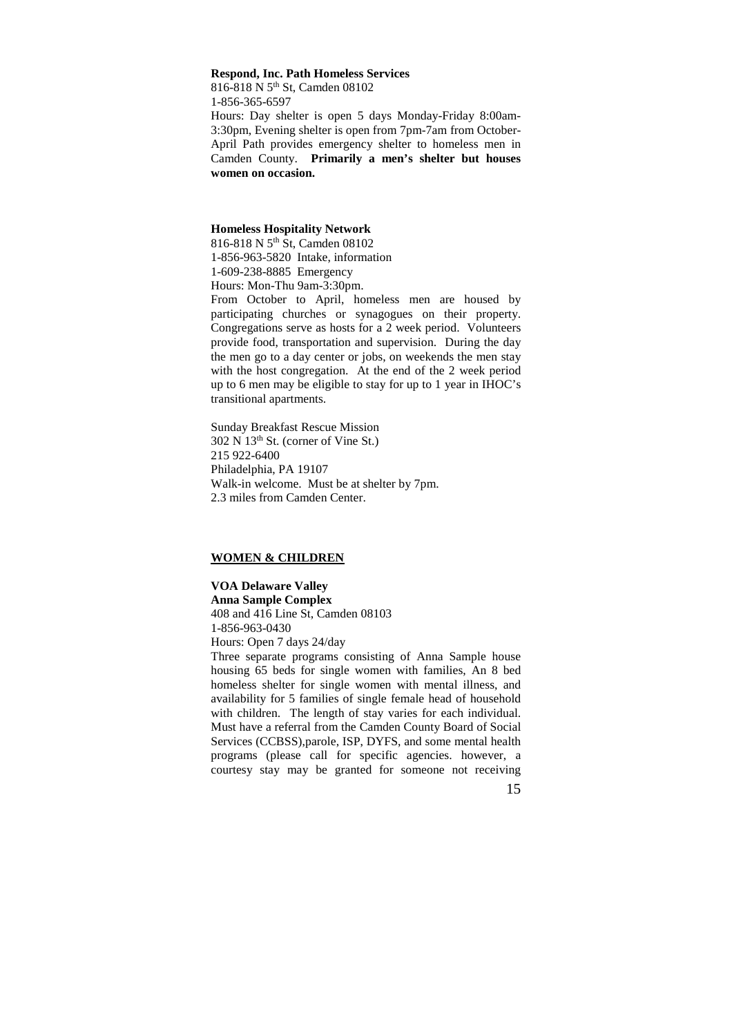**Respond, Inc. Path Homeless Services**
816-818 N 5th St, Camden 08102
1-856-365-6597
Hours: Day shelter is open 5 days Monday-Friday 8:00am-3:30pm, Evening shelter is open from 7pm-7am from October-April Path provides emergency shelter to homeless men in Camden County. **Primarily a men's shelter but houses women on occasion.**

**Homeless Hospitality Network**
816-818 N 5th St, Camden 08102
1-856-963-5820 Intake, information
1-609-238-8885 Emergency
Hours: Mon-Thu 9am-3:30pm.
From October to April, homeless men are housed by participating churches or synagogues on their property. Congregations serve as hosts for a 2 week period. Volunteers provide food, transportation and supervision. During the day the men go to a day center or jobs, on weekends the men stay with the host congregation. At the end of the 2 week period up to 6 men may be eligible to stay for up to 1 year in IHOC's transitional apartments.

Sunday Breakfast Rescue Mission
302 N 13th St. (corner of Vine St.)
215 922-6400
Philadelphia, PA 19107
Walk-in welcome. Must be at shelter by 7pm.
2.3 miles from Camden Center.

## WOMEN & CHILDREN

**VOA Delaware Valley**
**Anna Sample Complex**
408 and 416 Line St, Camden 08103
1-856-963-0430
Hours: Open 7 days 24/day
Three separate programs consisting of Anna Sample house housing 65 beds for single women with families, An 8 bed homeless shelter for single women with mental illness, and availability for 5 families of single female head of household with children. The length of stay varies for each individual. Must have a referral from the Camden County Board of Social Services (CCBSS),parole, ISP, DYFS, and some mental health programs (please call for specific agencies. however, a courtesy stay may be granted for someone not receiving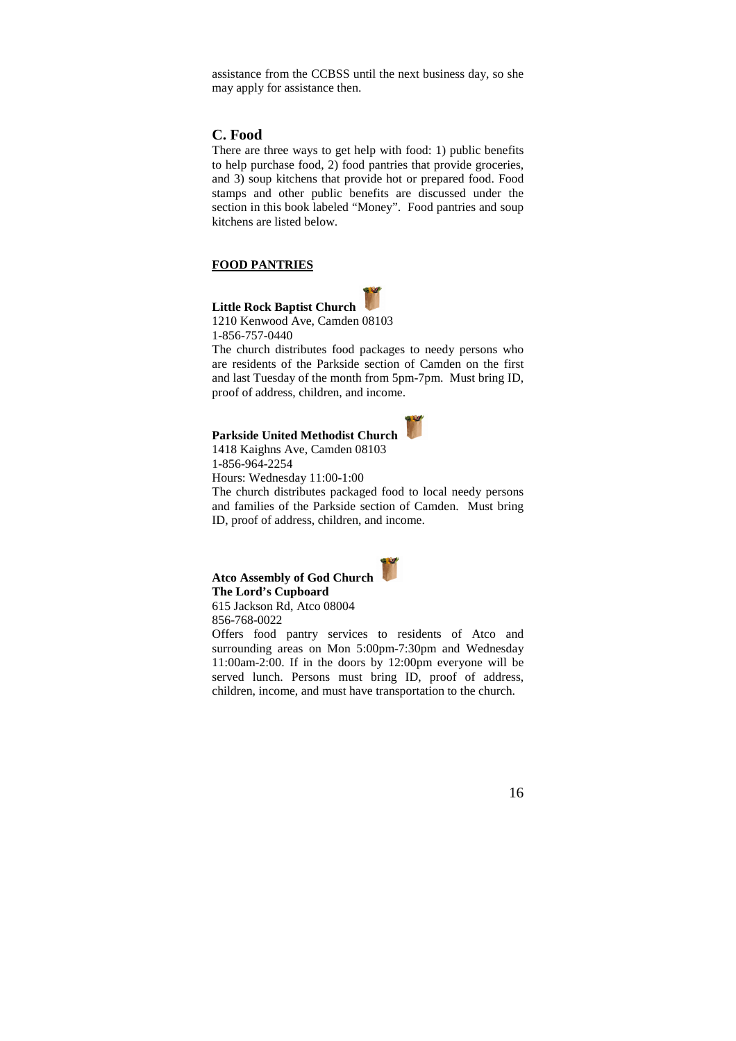assistance from the CCBSS until the next business day, so she may apply for assistance then.

## C. Food

There are three ways to get help with food: 1) public benefits to help purchase food, 2) food pantries that provide groceries, and 3) soup kitchens that provide hot or prepared food. Food stamps and other public benefits are discussed under the section in this book labeled "Money". Food pantries and soup kitchens are listed below.

### FOOD PANTRIES

**Little Rock Baptist Church**
1210 Kenwood Ave, Camden 08103
1-856-757-0440
The church distributes food packages to needy persons who are residents of the Parkside section of Camden on the first and last Tuesday of the month from 5pm-7pm. Must bring ID, proof of address, children, and income.

**Parkside United Methodist Church**
1418 Kaighns Ave, Camden 08103
1-856-964-2254
Hours: Wednesday 11:00-1:00
The church distributes packaged food to local needy persons and families of the Parkside section of Camden. Must bring ID, proof of address, children, and income.

**Atco Assembly of God Church**
**The Lord's Cupboard**
615 Jackson Rd, Atco 08004
856-768-0022
Offers food pantry services to residents of Atco and surrounding areas on Mon 5:00pm-7:30pm and Wednesday 11:00am-2:00. If in the doors by 12:00pm everyone will be served lunch. Persons must bring ID, proof of address, children, income, and must have transportation to the church.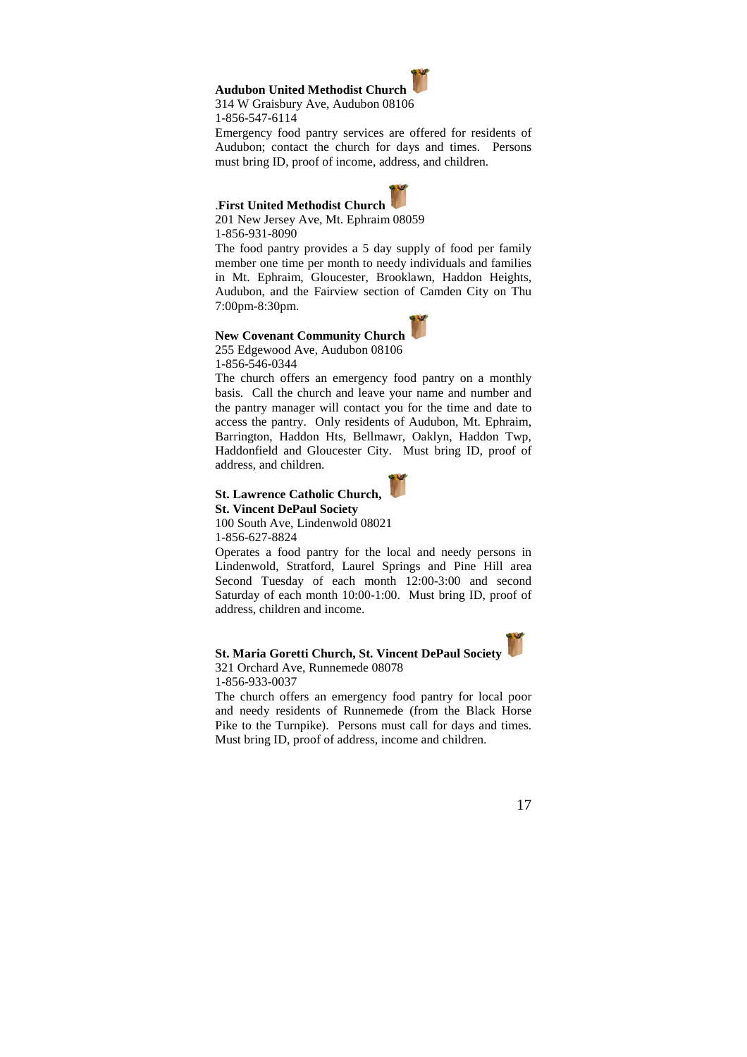**Audubon United Methodist Church**
314 W Graisbury Ave, Audubon 08106
1-856-547-6114
Emergency food pantry services are offered for residents of Audubon; contact the church for days and times. Persons must bring ID, proof of income, address, and children.

.**First United Methodist Church**
201 New Jersey Ave, Mt. Ephraim 08059
1-856-931-8090
The food pantry provides a 5 day supply of food per family member one time per month to needy individuals and families in Mt. Ephraim, Gloucester, Brooklawn, Haddon Heights, Audubon, and the Fairview section of Camden City on Thu 7:00pm-8:30pm.

**New Covenant Community Church**
255 Edgewood Ave, Audubon 08106
1-856-546-0344
The church offers an emergency food pantry on a monthly basis. Call the church and leave your name and number and the pantry manager will contact you for the time and date to access the pantry. Only residents of Audubon, Mt. Ephraim, Barrington, Haddon Hts, Bellmawr, Oaklyn, Haddon Twp, Haddonfield and Gloucester City. Must bring ID, proof of address, and children.

**St. Lawrence Catholic Church,**
**St. Vincent DePaul Society**
100 South Ave, Lindenwold 08021
1-856-627-8824
Operates a food pantry for the local and needy persons in Lindenwold, Stratford, Laurel Springs and Pine Hill area Second Tuesday of each month 12:00-3:00 and second Saturday of each month 10:00-1:00. Must bring ID, proof of address, children and income.

**St. Maria Goretti Church, St. Vincent DePaul Society**
321 Orchard Ave, Runnemede 08078
1-856-933-0037
The church offers an emergency food pantry for local poor and needy residents of Runnemede (from the Black Horse Pike to the Turnpike). Persons must call for days and times. Must bring ID, proof of address, income and children.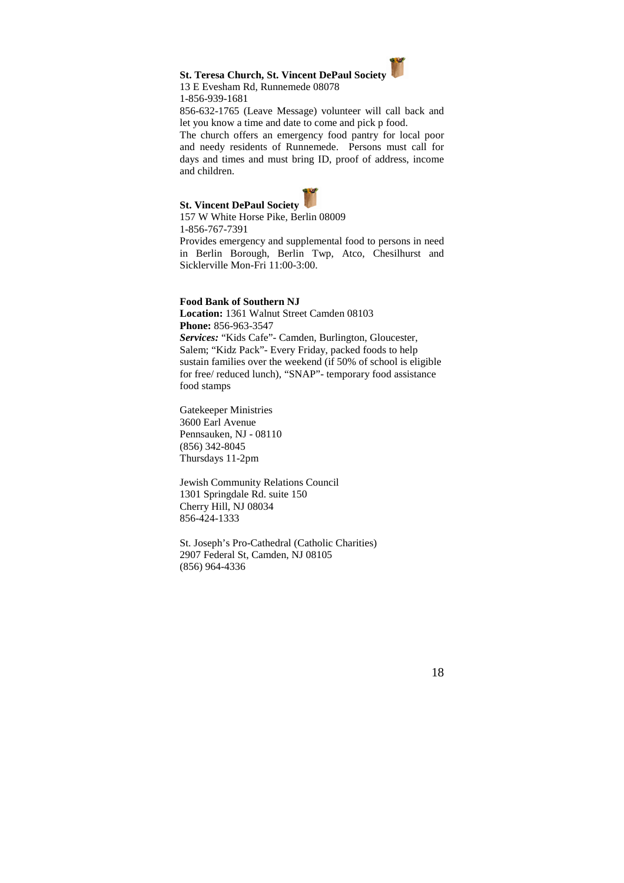**St. Teresa Church, St. Vincent DePaul Society**

13 E Evesham Rd, Runnemede 08078
1-856-939-1681
856-632-1765 (Leave Message) volunteer will call back and let you know a time and date to come and pick p food.
The church offers an emergency food pantry for local poor and needy residents of Runnemede. Persons must call for days and times and must bring ID, proof of address, income and children.

**St. Vincent DePaul Society**

157 W White Horse Pike, Berlin 08009
1-856-767-7391
Provides emergency and supplemental food to persons in need in Berlin Borough, Berlin Twp, Atco, Chesilhurst and Sicklerville Mon-Fri 11:00-3:00.

**Food Bank of Southern NJ**
**Location:** 1361 Walnut Street Camden 08103
**Phone:** 856-963-3547
***Services:*** "Kids Cafe"- Camden, Burlington, Gloucester, Salem; "Kidz Pack"- Every Friday, packed foods to help sustain families over the weekend (if 50% of school is eligible for free/ reduced lunch), "SNAP"- temporary food assistance food stamps

Gatekeeper Ministries
3600 Earl Avenue
Pennsauken, NJ - 08110
(856) 342-8045
Thursdays 11-2pm

Jewish Community Relations Council
1301 Springdale Rd. suite 150
Cherry Hill, NJ 08034
856-424-1333

St. Joseph's Pro-Cathedral (Catholic Charities)
2907 Federal St, Camden, NJ 08105
(856) 964-4336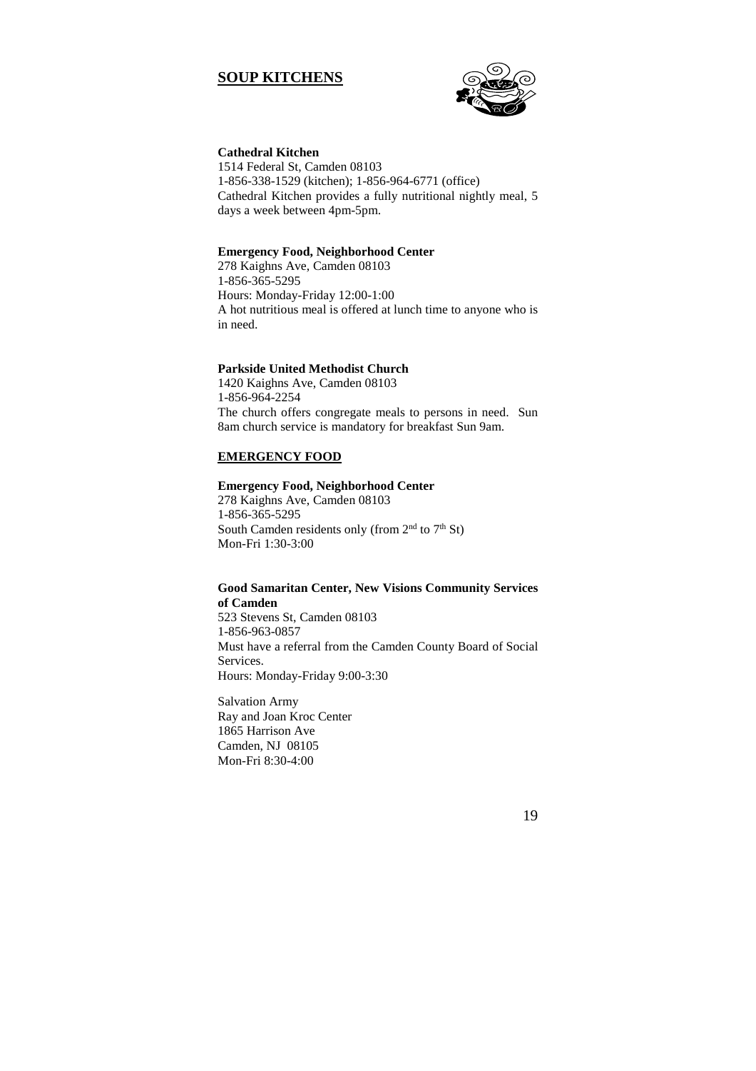## SOUP KITCHENS

**Cathedral Kitchen**
1514 Federal St, Camden 08103
1-856-338-1529 (kitchen); 1-856-964-6771 (office)
Cathedral Kitchen provides a fully nutritional nightly meal, 5 days a week between 4pm-5pm.

**Emergency Food, Neighborhood Center**
278 Kaighns Ave, Camden 08103
1-856-365-5295
Hours: Monday-Friday 12:00-1:00
A hot nutritious meal is offered at lunch time to anyone who is in need.

**Parkside United Methodist Church**
1420 Kaighns Ave, Camden 08103
1-856-964-2254
The church offers congregate meals to persons in need. Sun 8am church service is mandatory for breakfast Sun 9am.

## EMERGENCY FOOD

**Emergency Food, Neighborhood Center**
278 Kaighns Ave, Camden 08103
1-856-365-5295
South Camden residents only (from 2nd to 7th St)
Mon-Fri 1:30-3:00

**Good Samaritan Center, New Visions Community Services of Camden**
523 Stevens St, Camden 08103
1-856-963-0857
Must have a referral from the Camden County Board of Social Services.
Hours: Monday-Friday 9:00-3:30

Salvation Army
Ray and Joan Kroc Center
1865 Harrison Ave
Camden, NJ 08105
Mon-Fri 8:30-4:00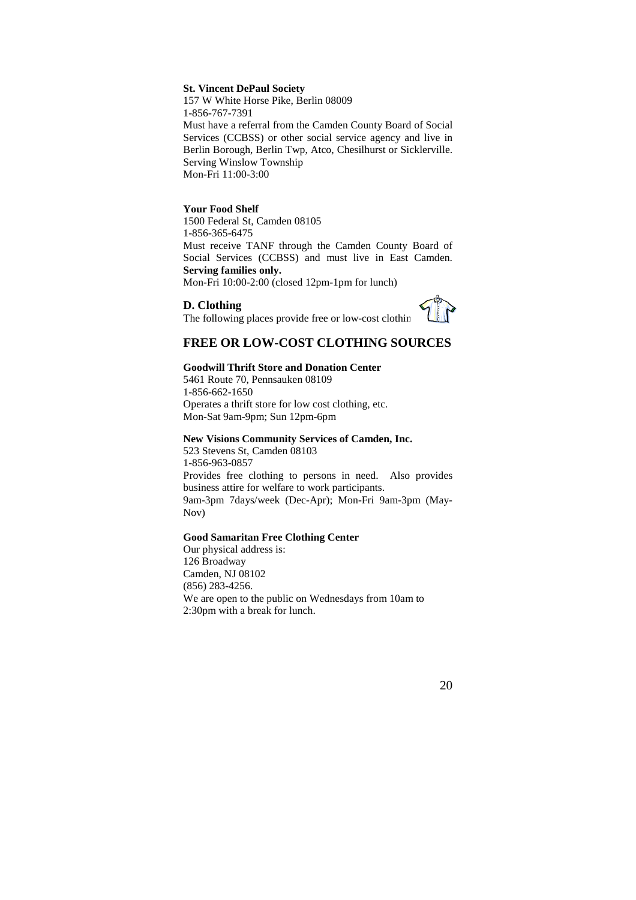**St. Vincent DePaul Society**
157 W White Horse Pike, Berlin 08009
1-856-767-7391
Must have a referral from the Camden County Board of Social Services (CCBSS) or other social service agency and live in Berlin Borough, Berlin Twp, Atco, Chesilhurst or Sicklerville. Serving Winslow Township
Mon-Fri 11:00-3:00

**Your Food Shelf**
1500 Federal St, Camden 08105
1-856-365-6475
Must receive TANF through the Camden County Board of Social Services (CCBSS) and must live in East Camden. **Serving families only.**
Mon-Fri 10:00-2:00 (closed 12pm-1pm for lunch)

### D. Clothing

The following places provide free or low-cost clothin

## FREE OR LOW-COST CLOTHING SOURCES

**Goodwill Thrift Store and Donation Center**
5461 Route 70, Pennsauken 08109
1-856-662-1650
Operates a thrift store for low cost clothing, etc.
Mon-Sat 9am-9pm; Sun 12pm-6pm

**New Visions Community Services of Camden, Inc.**
523 Stevens St, Camden 08103
1-856-963-0857
Provides free clothing to persons in need. Also provides business attire for welfare to work participants.
9am-3pm 7days/week (Dec-Apr); Mon-Fri 9am-3pm (May-Nov)

**Good Samaritan Free Clothing Center**
Our physical address is:
126 Broadway
Camden, NJ 08102
(856) 283-4256.
We are open to the public on Wednesdays from 10am to 2:30pm with a break for lunch.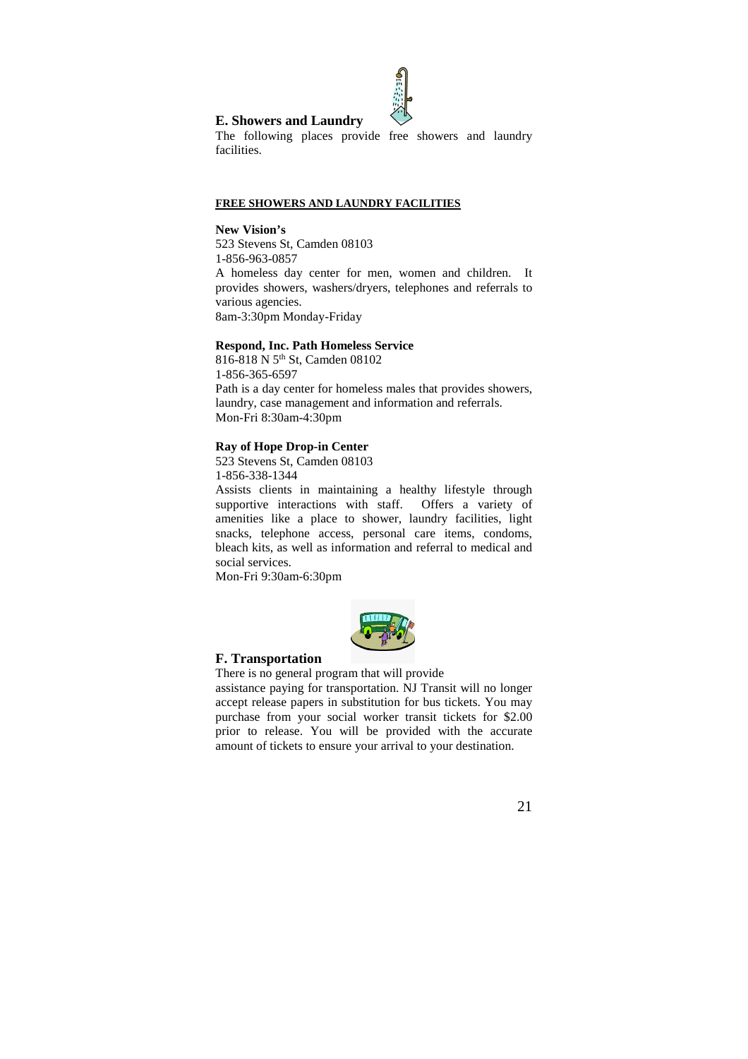## E. Showers and Laundry

The following places provide free showers and laundry facilities.

**FREE SHOWERS AND LAUNDRY FACILITIES**

**New Vision's**
523 Stevens St, Camden 08103
1-856-963-0857
A homeless day center for men, women and children. It provides showers, washers/dryers, telephones and referrals to various agencies.
8am-3:30pm Monday-Friday

**Respond, Inc. Path Homeless Service**
816-818 N 5th St, Camden 08102
1-856-365-6597
Path is a day center for homeless males that provides showers, laundry, case management and information and referrals.
Mon-Fri 8:30am-4:30pm

**Ray of Hope Drop-in Center**
523 Stevens St, Camden 08103
1-856-338-1344
Assists clients in maintaining a healthy lifestyle through supportive interactions with staff. Offers a variety of amenities like a place to shower, laundry facilities, light snacks, telephone access, personal care items, condoms, bleach kits, as well as information and referral to medical and social services.
Mon-Fri 9:30am-6:30pm

## F. Transportation

There is no general program that will provide assistance paying for transportation. NJ Transit will no longer accept release papers in substitution for bus tickets. You may purchase from your social worker transit tickets for $2.00 prior to release. You will be provided with the accurate amount of tickets to ensure your arrival to your destination.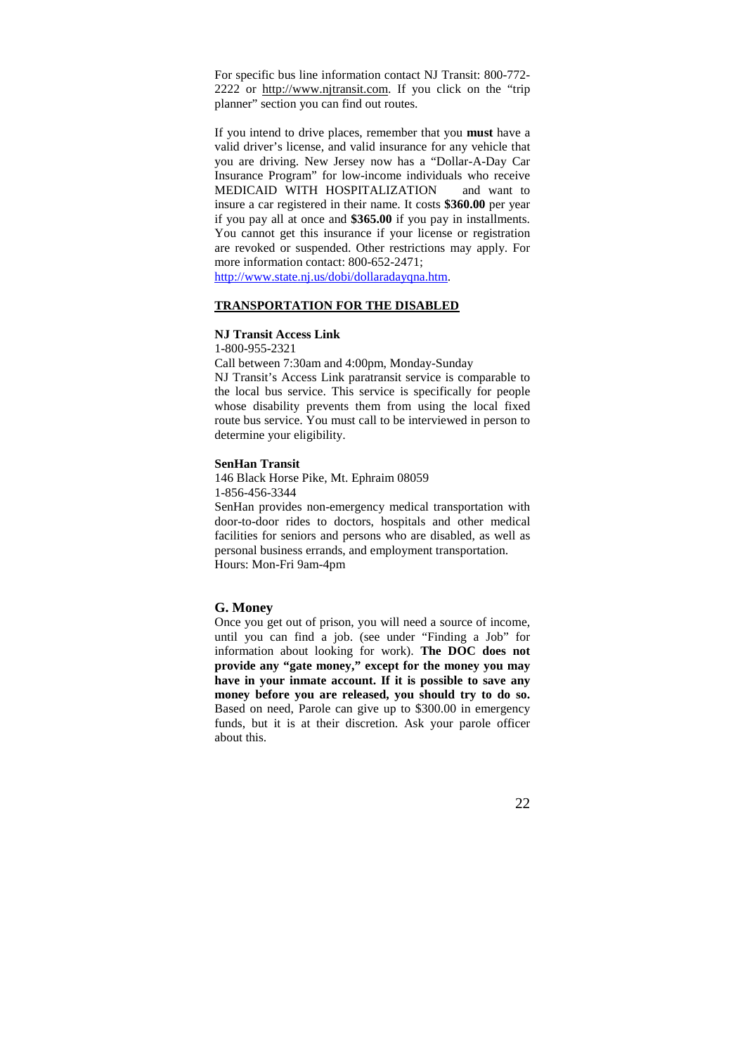For specific bus line information contact NJ Transit: 800-772-2222 or http://www.njtransit.com. If you click on the "trip planner" section you can find out routes.

If you intend to drive places, remember that you **must** have a valid driver's license, and valid insurance for any vehicle that you are driving. New Jersey now has a "Dollar-A-Day Car Insurance Program" for low-income individuals who receive MEDICAID WITH HOSPITALIZATION and want to insure a car registered in their name. It costs **$360.00** per year if you pay all at once and **$365.00** if you pay in installments. You cannot get this insurance if your license or registration are revoked or suspended. Other restrictions may apply. For more information contact: 800-652-2471; http://www.state.nj.us/dobi/dollaradayqna.htm.

## TRANSPORTATION FOR THE DISABLED

**NJ Transit Access Link**
1-800-955-2321
Call between 7:30am and 4:00pm, Monday-Sunday
NJ Transit's Access Link paratransit service is comparable to the local bus service. This service is specifically for people whose disability prevents them from using the local fixed route bus service. You must call to be interviewed in person to determine your eligibility.

**SenHan Transit**
146 Black Horse Pike, Mt. Ephraim 08059
1-856-456-3344
SenHan provides non-emergency medical transportation with door-to-door rides to doctors, hospitals and other medical facilities for seniors and persons who are disabled, as well as personal business errands, and employment transportation.
Hours: Mon-Fri 9am-4pm

## G. Money

Once you get out of prison, you will need a source of income, until you can find a job. (see under "Finding a Job" for information about looking for work). **The DOC does not provide any "gate money," except for the money you may have in your inmate account. If it is possible to save any money before you are released, you should try to do so.** Based on need, Parole can give up to $300.00 in emergency funds, but it is at their discretion. Ask your parole officer about this.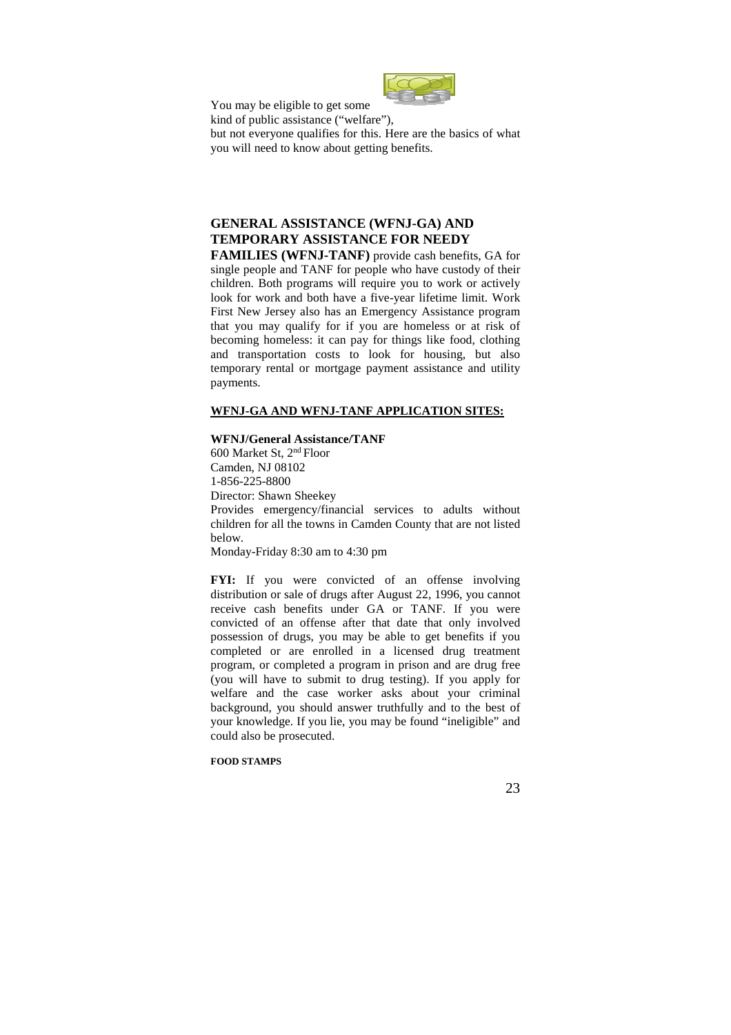You may be eligible to get some kind of public assistance ("welfare"), but not everyone qualifies for this. Here are the basics of what you will need to know about getting benefits.

**GENERAL ASSISTANCE (WFNJ-GA) AND TEMPORARY ASSISTANCE FOR NEEDY FAMILIES (WFNJ-TANF)** provide cash benefits, GA for single people and TANF for people who have custody of their children. Both programs will require you to work or actively look for work and both have a five-year lifetime limit. Work First New Jersey also has an Emergency Assistance program that you may qualify for if you are homeless or at risk of becoming homeless: it can pay for things like food, clothing and transportation costs to look for housing, but also temporary rental or mortgage payment assistance and utility payments.

**WFNJ-GA AND WFNJ-TANF APPLICATION SITES:**

**WFNJ/General Assistance/TANF**
600 Market St, 2nd Floor
Camden, NJ 08102
1-856-225-8800
Director: Shawn Sheekey
Provides emergency/financial services to adults without children for all the towns in Camden County that are not listed below.
Monday-Friday 8:30 am to 4:30 pm

**FYI:** If you were convicted of an offense involving distribution or sale of drugs after August 22, 1996, you cannot receive cash benefits under GA or TANF. If you were convicted of an offense after that date that only involved possession of drugs, you may be able to get benefits if you completed or are enrolled in a licensed drug treatment program, or completed a program in prison and are drug free (you will have to submit to drug testing). If you apply for welfare and the case worker asks about your criminal background, you should answer truthfully and to the best of your knowledge. If you lie, you may be found "ineligible" and could also be prosecuted.

**FOOD STAMPS**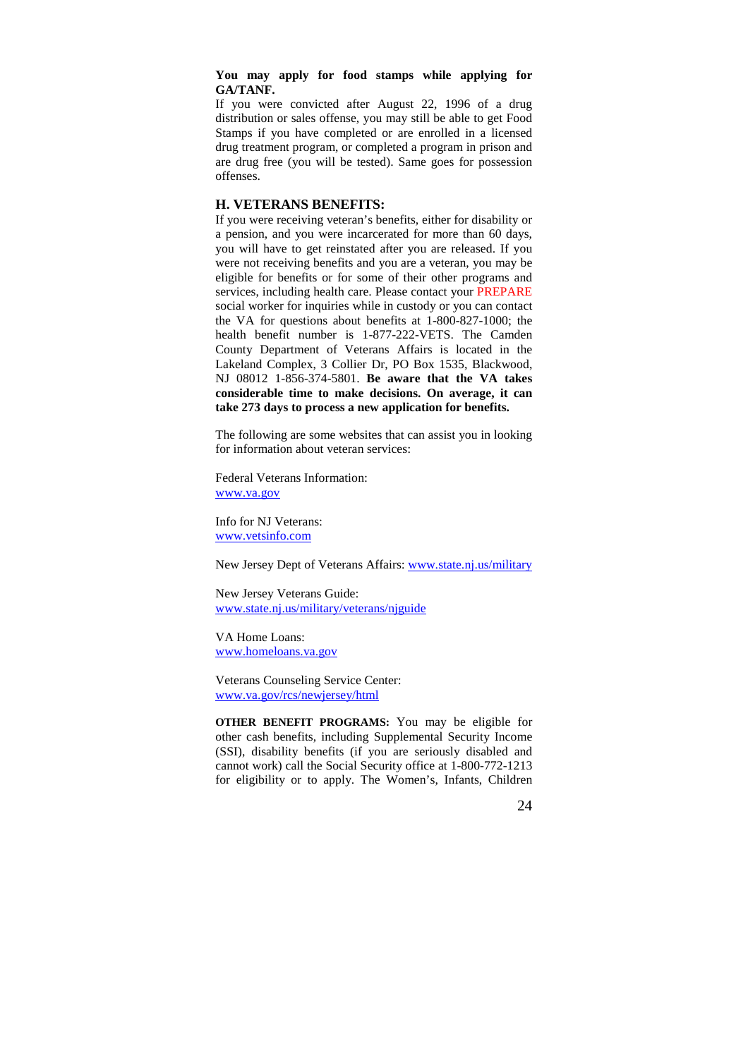**You may apply for food stamps while applying for GA/TANF.**
If you were convicted after August 22, 1996 of a drug distribution or sales offense, you may still be able to get Food Stamps if you have completed or are enrolled in a licensed drug treatment program, or completed a program in prison and are drug free (you will be tested). Same goes for possession offenses.

## H. VETERANS BENEFITS:

If you were receiving veteran's benefits, either for disability or a pension, and you were incarcerated for more than 60 days, you will have to get reinstated after you are released. If you were not receiving benefits and you are a veteran, you may be eligible for benefits or for some of their other programs and services, including health care. Please contact your PREPARE social worker for inquiries while in custody or you can contact the VA for questions about benefits at 1-800-827-1000; the health benefit number is 1-877-222-VETS. The Camden County Department of Veterans Affairs is located in the Lakeland Complex, 3 Collier Dr, PO Box 1535, Blackwood, NJ 08012 1-856-374-5801. **Be aware that the VA takes considerable time to make decisions. On average, it can take 273 days to process a new application for benefits.**

The following are some websites that can assist you in looking for information about veteran services:

Federal Veterans Information:
www.va.gov

Info for NJ Veterans:
www.vetsinfo.com

New Jersey Dept of Veterans Affairs: www.state.nj.us/military

New Jersey Veterans Guide:
www.state.nj.us/military/veterans/njguide

VA Home Loans:
www.homeloans.va.gov

Veterans Counseling Service Center:
www.va.gov/rcs/newjersey/html

**OTHER BENEFIT PROGRAMS:** You may be eligible for other cash benefits, including Supplemental Security Income (SSI), disability benefits (if you are seriously disabled and cannot work) call the Social Security office at 1-800-772-1213 for eligibility or to apply. The Women's, Infants, Children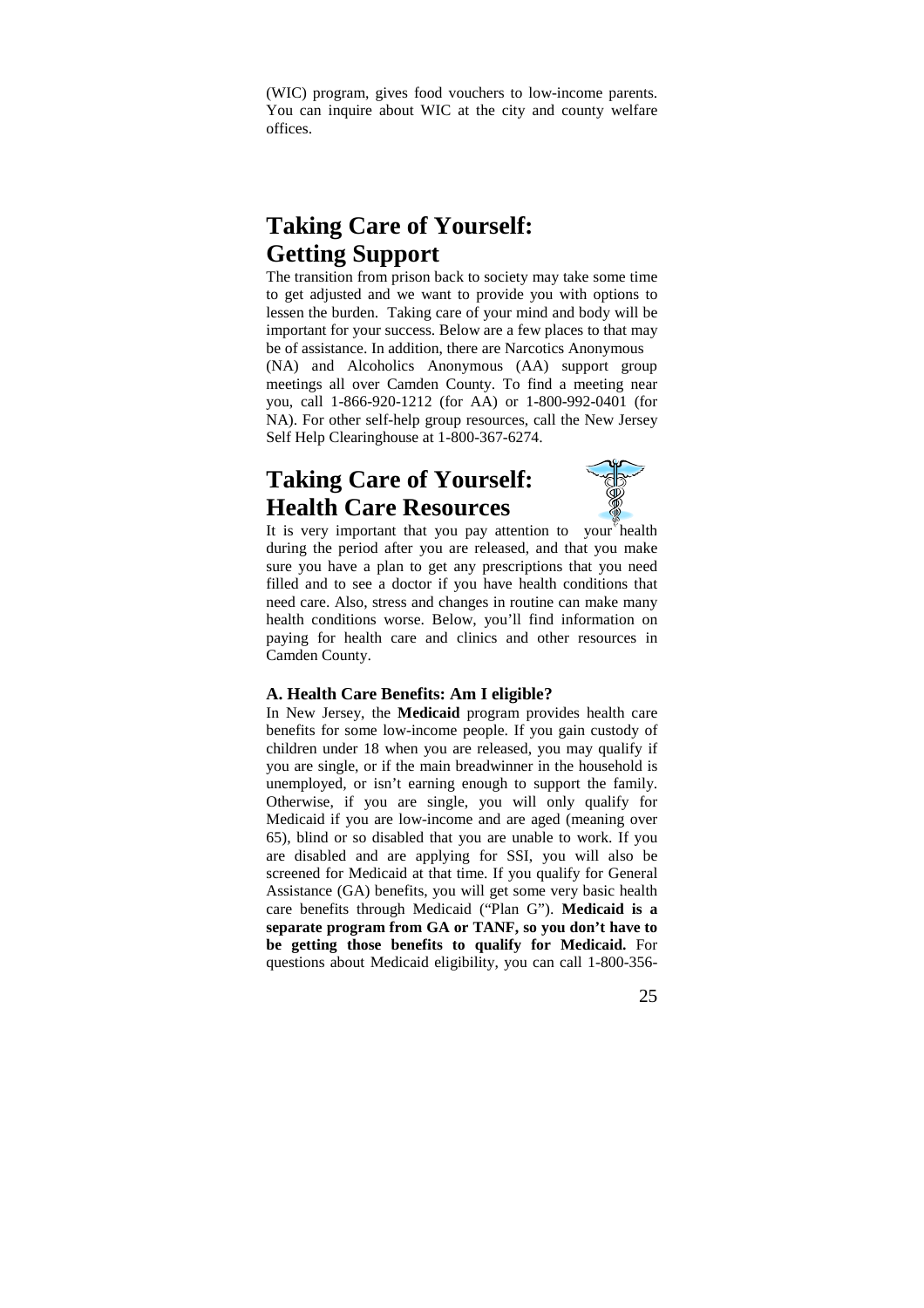(WIC) program, gives food vouchers to low-income parents. You can inquire about WIC at the city and county welfare offices.

# Taking Care of Yourself: Getting Support

The transition from prison back to society may take some time to get adjusted and we want to provide you with options to lessen the burden. Taking care of your mind and body will be important for your success. Below are a few places to that may be of assistance. In addition, there are Narcotics Anonymous (NA) and Alcoholics Anonymous (AA) support group meetings all over Camden County. To find a meeting near you, call 1-866-920-1212 (for AA) or 1-800-992-0401 (for NA). For other self-help group resources, call the New Jersey Self Help Clearinghouse at 1-800-367-6274.

# Taking Care of Yourself: Health Care Resources

It is very important that you pay attention to your health during the period after you are released, and that you make sure you have a plan to get any prescriptions that you need filled and to see a doctor if you have health conditions that need care. Also, stress and changes in routine can make many health conditions worse. Below, you'll find information on paying for health care and clinics and other resources in Camden County.

### A. Health Care Benefits: Am I eligible?

In New Jersey, the **Medicaid** program provides health care benefits for some low-income people. If you gain custody of children under 18 when you are released, you may qualify if you are single, or if the main breadwinner in the household is unemployed, or isn't earning enough to support the family. Otherwise, if you are single, you will only qualify for Medicaid if you are low-income and are aged (meaning over 65), blind or so disabled that you are unable to work. If you are disabled and are applying for SSI, you will also be screened for Medicaid at that time. If you qualify for General Assistance (GA) benefits, you will get some very basic health care benefits through Medicaid ("Plan G"). **Medicaid is a separate program from GA or TANF, so you don't have to be getting those benefits to qualify for Medicaid.** For questions about Medicaid eligibility, you can call 1-800-356-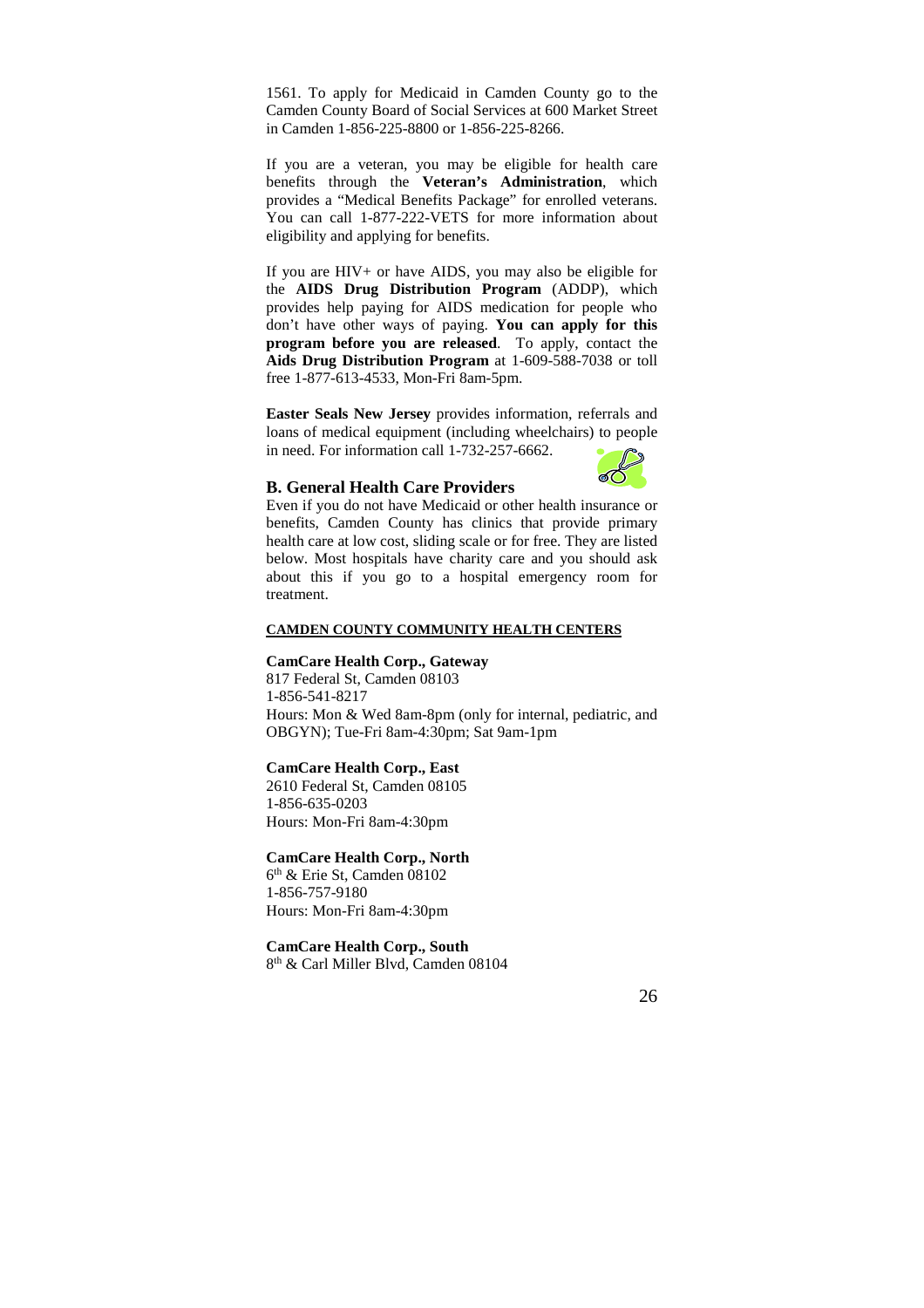1561. To apply for Medicaid in Camden County go to the Camden County Board of Social Services at 600 Market Street in Camden 1-856-225-8800 or 1-856-225-8266.

If you are a veteran, you may be eligible for health care benefits through the **Veteran's Administration**, which provides a "Medical Benefits Package" for enrolled veterans. You can call 1-877-222-VETS for more information about eligibility and applying for benefits.

If you are HIV+ or have AIDS, you may also be eligible for the **AIDS Drug Distribution Program** (ADDP), which provides help paying for AIDS medication for people who don't have other ways of paying. **You can apply for this program before you are released**. To apply, contact the **Aids Drug Distribution Program** at 1-609-588-7038 or toll free 1-877-613-4533, Mon-Fri 8am-5pm.

**Easter Seals New Jersey** provides information, referrals and loans of medical equipment (including wheelchairs) to people in need. For information call 1-732-257-6662.

### B. General Health Care Providers

Even if you do not have Medicaid or other health insurance or benefits, Camden County has clinics that provide primary health care at low cost, sliding scale or for free. They are listed below. Most hospitals have charity care and you should ask about this if you go to a hospital emergency room for treatment.

**CAMDEN COUNTY COMMUNITY HEALTH CENTERS**

**CamCare Health Corp., Gateway**
817 Federal St, Camden 08103
1-856-541-8217
Hours: Mon & Wed 8am-8pm (only for internal, pediatric, and OBGYN); Tue-Fri 8am-4:30pm; Sat 9am-1pm

**CamCare Health Corp., East**
2610 Federal St, Camden 08105
1-856-635-0203
Hours: Mon-Fri 8am-4:30pm

**CamCare Health Corp., North**
6th & Erie St, Camden 08102
1-856-757-9180
Hours: Mon-Fri 8am-4:30pm

**CamCare Health Corp., South**
8th & Carl Miller Blvd, Camden 08104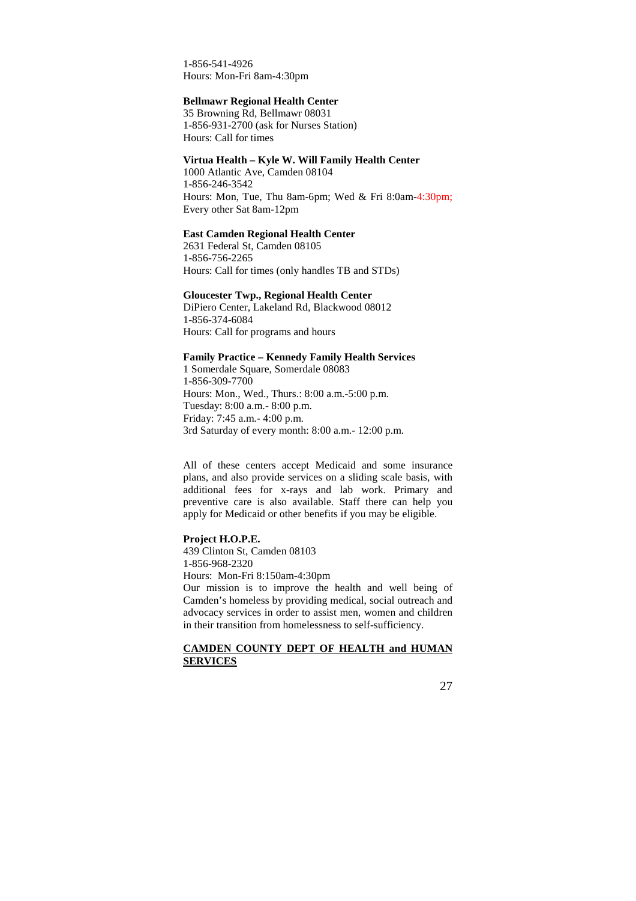1-856-541-4926
Hours: Mon-Fri 8am-4:30pm

**Bellmawr Regional Health Center**
35 Browning Rd, Bellmawr 08031
1-856-931-2700 (ask for Nurses Station)
Hours: Call for times

**Virtua Health – Kyle W. Will Family Health Center**
1000 Atlantic Ave, Camden 08104
1-856-246-3542
Hours: Mon, Tue, Thu 8am-6pm; Wed & Fri 8:0am-4:30pm; Every other Sat 8am-12pm

**East Camden Regional Health Center**
2631 Federal St, Camden 08105
1-856-756-2265
Hours: Call for times (only handles TB and STDs)

**Gloucester Twp., Regional Health Center**
DiPiero Center, Lakeland Rd, Blackwood 08012
1-856-374-6084
Hours: Call for programs and hours

**Family Practice – Kennedy Family Health Services**
1 Somerdale Square, Somerdale 08083
1-856-309-7700
Hours: Mon., Wed., Thurs.: 8:00 a.m.-5:00 p.m.
Tuesday: 8:00 a.m.- 8:00 p.m.
Friday: 7:45 a.m.- 4:00 p.m.
3rd Saturday of every month: 8:00 a.m.- 12:00 p.m.

All of these centers accept Medicaid and some insurance plans, and also provide services on a sliding scale basis, with additional fees for x-rays and lab work. Primary and preventive care is also available. Staff there can help you apply for Medicaid or other benefits if you may be eligible.

**Project H.O.P.E.**
439 Clinton St, Camden 08103
1-856-968-2320
Hours: Mon-Fri 8:150am-4:30pm
Our mission is to improve the health and well being of Camden's homeless by providing medical, social outreach and advocacy services in order to assist men, women and children in their transition from homelessness to self-sufficiency.

## CAMDEN COUNTY DEPT OF HEALTH and HUMAN SERVICES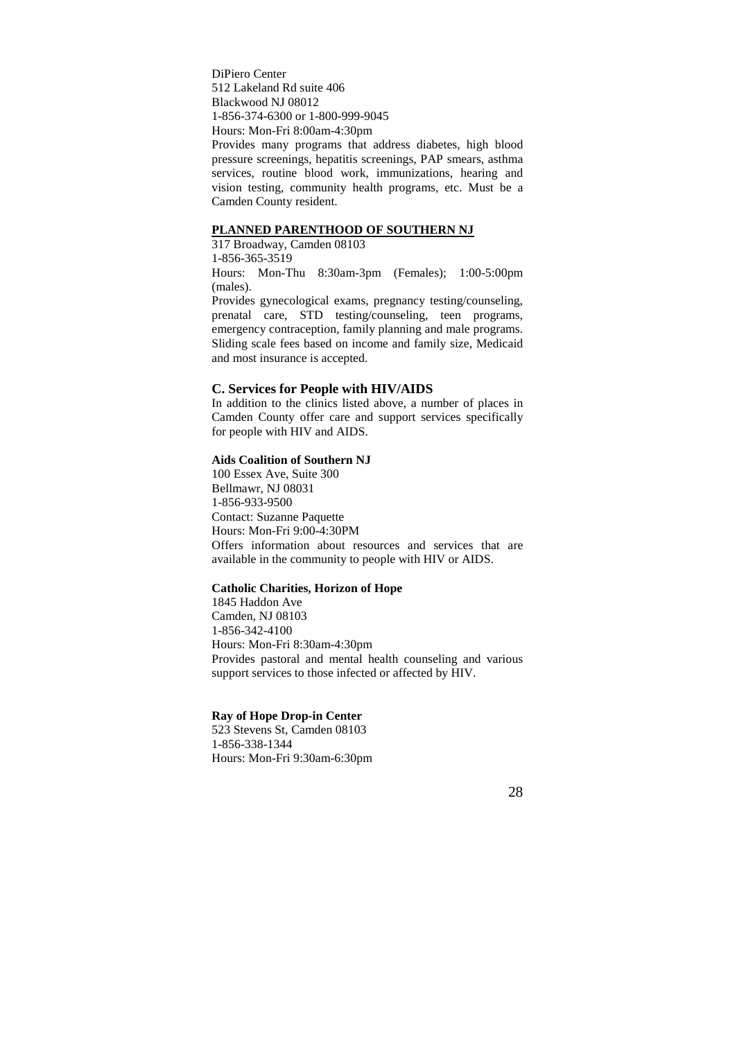DiPiero Center
512 Lakeland Rd suite 406
Blackwood NJ 08012
1-856-374-6300 or 1-800-999-9045
Hours: Mon-Fri 8:00am-4:30pm
Provides many programs that address diabetes, high blood pressure screenings, hepatitis screenings, PAP smears, asthma services, routine blood work, immunizations, hearing and vision testing, community health programs, etc. Must be a Camden County resident.

**PLANNED PARENTHOOD OF SOUTHERN NJ**

317 Broadway, Camden 08103
1-856-365-3519
Hours: Mon-Thu 8:30am-3pm (Females); 1:00-5:00pm (males).
Provides gynecological exams, pregnancy testing/counseling, prenatal care, STD testing/counseling, teen programs, emergency contraception, family planning and male programs. Sliding scale fees based on income and family size, Medicaid and most insurance is accepted.

### C. Services for People with HIV/AIDS

In addition to the clinics listed above, a number of places in Camden County offer care and support services specifically for people with HIV and AIDS.

**Aids Coalition of Southern NJ**

100 Essex Ave, Suite 300
Bellmawr, NJ 08031
1-856-933-9500
Contact: Suzanne Paquette
Hours: Mon-Fri 9:00-4:30PM
Offers information about resources and services that are available in the community to people with HIV or AIDS.

**Catholic Charities, Horizon of Hope**

1845 Haddon Ave
Camden, NJ 08103
1-856-342-4100
Hours: Mon-Fri 8:30am-4:30pm
Provides pastoral and mental health counseling and various support services to those infected or affected by HIV.

**Ray of Hope Drop-in Center**

523 Stevens St, Camden 08103
1-856-338-1344
Hours: Mon-Fri 9:30am-6:30pm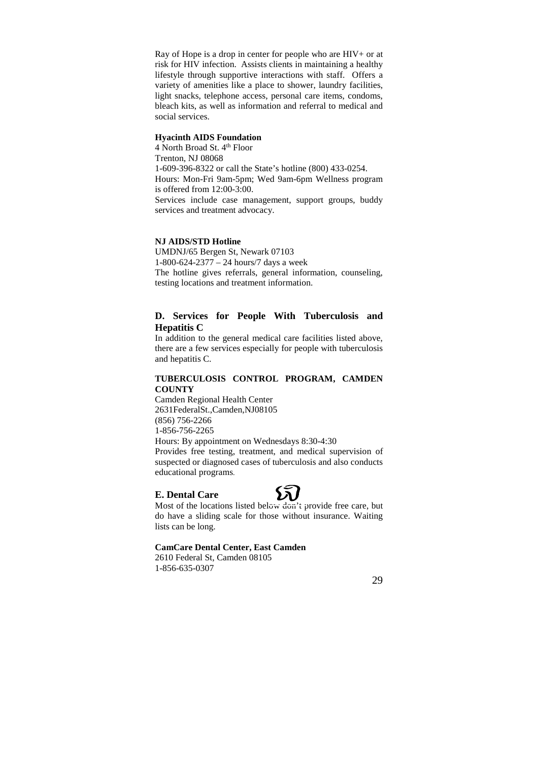Ray of Hope is a drop in center for people who are HIV+ or at risk for HIV infection. Assists clients in maintaining a healthy lifestyle through supportive interactions with staff. Offers a variety of amenities like a place to shower, laundry facilities, light snacks, telephone access, personal care items, condoms, bleach kits, as well as information and referral to medical and social services.

**Hyacinth AIDS Foundation**
4 North Broad St. 4th Floor
Trenton, NJ 08068
1-609-396-8322 or call the State's hotline (800) 433-0254.
Hours: Mon-Fri 9am-5pm; Wed 9am-6pm Wellness program is offered from 12:00-3:00.
Services include case management, support groups, buddy services and treatment advocacy.

**NJ AIDS/STD Hotline**
UMDNJ/65 Bergen St, Newark 07103
1-800-624-2377 – 24 hours/7 days a week
The hotline gives referrals, general information, counseling, testing locations and treatment information.

## D. Services for People With Tuberculosis and Hepatitis C

In addition to the general medical care facilities listed above, there are a few services especially for people with tuberculosis and hepatitis C.

**TUBERCULOSIS CONTROL PROGRAM, CAMDEN COUNTY**
Camden Regional Health Center
2631FederalSt.,Camden,NJ08105
(856) 756-2266
1-856-756-2265
Hours: By appointment on Wednesdays 8:30-4:30
Provides free testing, treatment, and medical supervision of suspected or diagnosed cases of tuberculosis and also conducts educational programs.

## E. Dental Care

Most of the locations listed below don't provide free care, but do have a sliding scale for those without insurance. Waiting lists can be long.

**CamCare Dental Center, East Camden**
2610 Federal St, Camden 08105
1-856-635-0307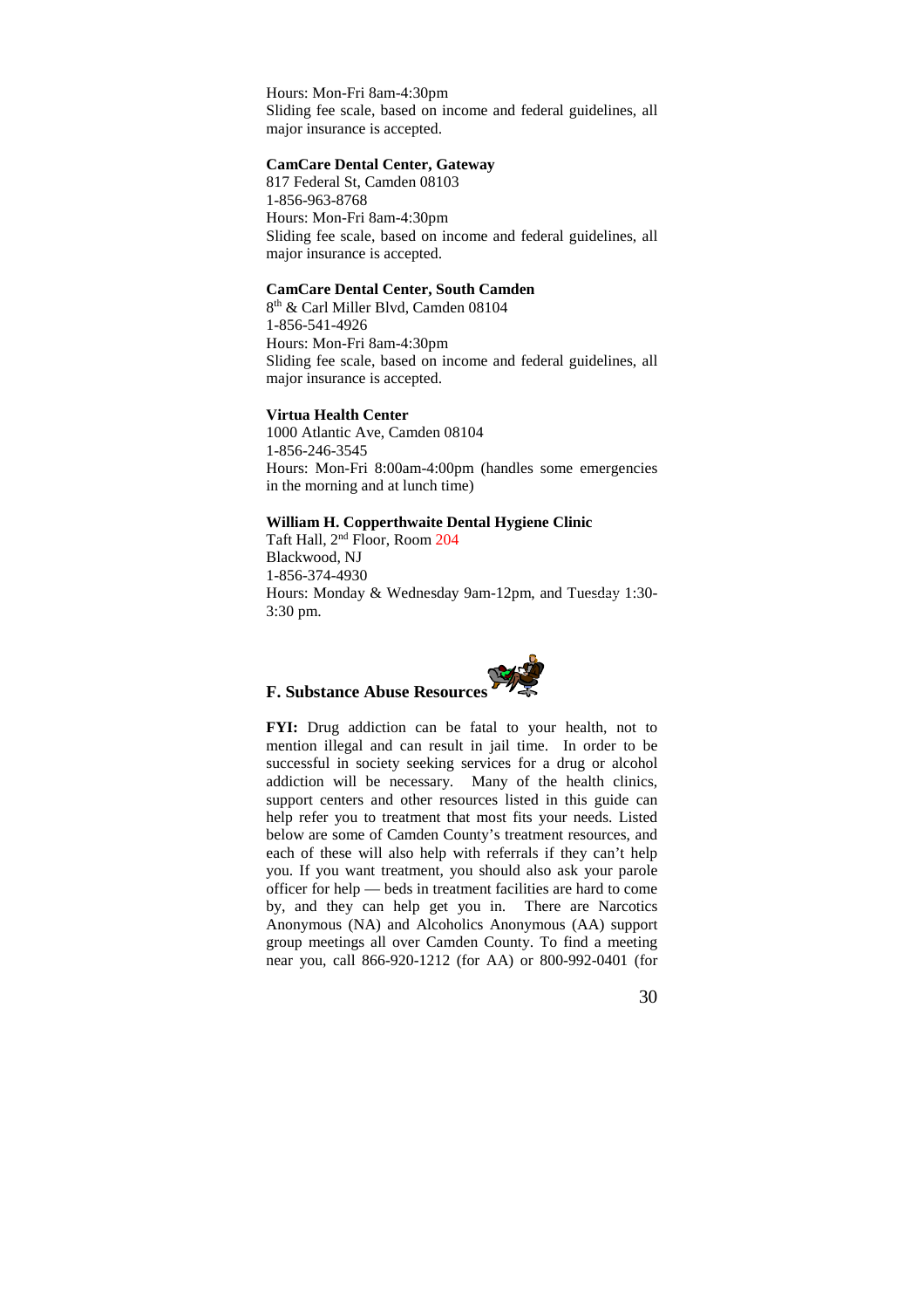Hours: Mon-Fri 8am-4:30pm
Sliding fee scale, based on income and federal guidelines, all major insurance is accepted.

**CamCare Dental Center, Gateway**
817 Federal St, Camden 08103
1-856-963-8768
Hours: Mon-Fri 8am-4:30pm
Sliding fee scale, based on income and federal guidelines, all major insurance is accepted.

**CamCare Dental Center, South Camden**
8th & Carl Miller Blvd, Camden 08104
1-856-541-4926
Hours: Mon-Fri 8am-4:30pm
Sliding fee scale, based on income and federal guidelines, all major insurance is accepted.

**Virtua Health Center**
1000 Atlantic Ave, Camden 08104
1-856-246-3545
Hours: Mon-Fri 8:00am-4:00pm (handles some emergencies in the morning and at lunch time)

**William H. Copperthwaite Dental Hygiene Clinic**
Taft Hall, 2nd Floor, Room 204
Blackwood, NJ
1-856-374-4930
Hours: Monday & Wednesday 9am-12pm, and Tuesday 1:30-3:30 pm.

## F. Substance Abuse Resources

**FYI:** Drug addiction can be fatal to your health, not to mention illegal and can result in jail time. In order to be successful in society seeking services for a drug or alcohol addiction will be necessary. Many of the health clinics, support centers and other resources listed in this guide can help refer you to treatment that most fits your needs. Listed below are some of Camden County's treatment resources, and each of these will also help with referrals if they can't help you. If you want treatment, you should also ask your parole officer for help — beds in treatment facilities are hard to come by, and they can help get you in. There are Narcotics Anonymous (NA) and Alcoholics Anonymous (AA) support group meetings all over Camden County. To find a meeting near you, call 866-920-1212 (for AA) or 800-992-0401 (for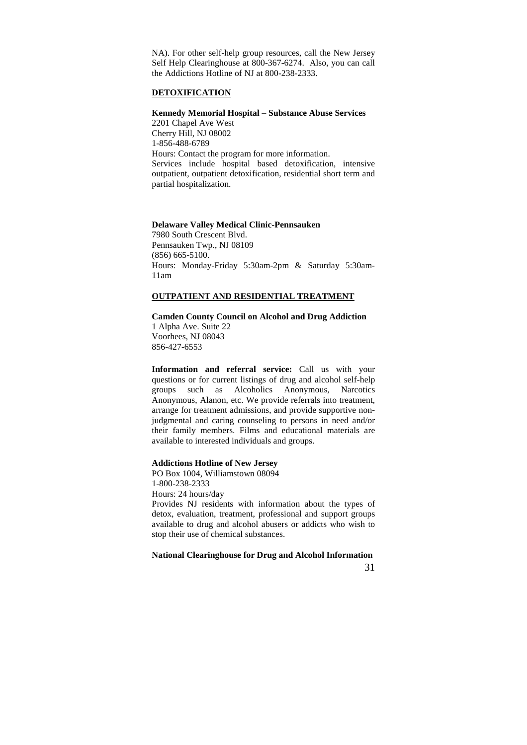NA). For other self-help group resources, call the New Jersey Self Help Clearinghouse at 800-367-6274. Also, you can call the Addictions Hotline of NJ at 800-238-2333.

## DETOXIFICATION

**Kennedy Memorial Hospital – Substance Abuse Services**
2201 Chapel Ave West
Cherry Hill, NJ 08002
1-856-488-6789
Hours: Contact the program for more information.
Services include hospital based detoxification, intensive outpatient, outpatient detoxification, residential short term and partial hospitalization.

**Delaware Valley Medical Clinic-Pennsauken**
7980 South Crescent Blvd.
Pennsauken Twp., NJ 08109
(856) 665-5100.
Hours: Monday-Friday 5:30am-2pm & Saturday 5:30am-11am

## OUTPATIENT AND RESIDENTIAL TREATMENT

**Camden County Council on Alcohol and Drug Addiction**
1 Alpha Ave. Suite 22
Voorhees, NJ 08043
856-427-6553

**Information and referral service:** Call us with your questions or for current listings of drug and alcohol self-help groups such as Alcoholics Anonymous, Narcotics Anonymous, Alanon, etc. We provide referrals into treatment, arrange for treatment admissions, and provide supportive non-judgmental and caring counseling to persons in need and/or their family members. Films and educational materials are available to interested individuals and groups.

**Addictions Hotline of New Jersey**
PO Box 1004, Williamstown 08094
1-800-238-2333
Hours: 24 hours/day
Provides NJ residents with information about the types of detox, evaluation, treatment, professional and support groups available to drug and alcohol abusers or addicts who wish to stop their use of chemical substances.

**National Clearinghouse for Drug and Alcohol Information**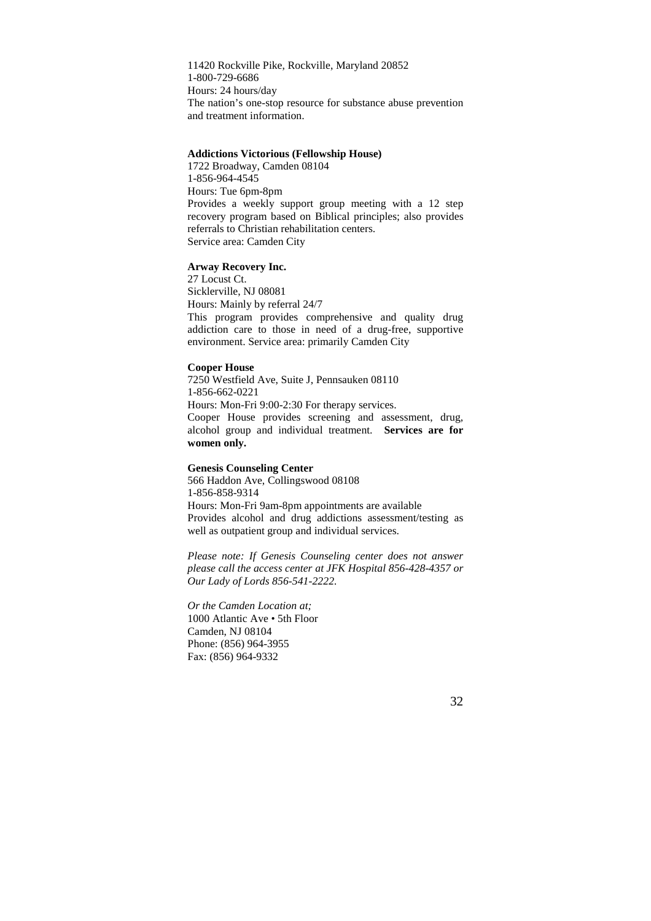11420 Rockville Pike, Rockville, Maryland 20852
1-800-729-6686
Hours: 24 hours/day
The nation's one-stop resource for substance abuse prevention and treatment information.

**Addictions Victorious (Fellowship House)**
1722 Broadway, Camden 08104
1-856-964-4545
Hours: Tue 6pm-8pm
Provides a weekly support group meeting with a 12 step recovery program based on Biblical principles; also provides referrals to Christian rehabilitation centers.
Service area: Camden City

**Arway Recovery Inc.**
27 Locust Ct.
Sicklerville, NJ 08081
Hours: Mainly by referral 24/7
This program provides comprehensive and quality drug addiction care to those in need of a drug-free, supportive environment. Service area: primarily Camden City

**Cooper House**
7250 Westfield Ave, Suite J, Pennsauken 08110
1-856-662-0221
Hours: Mon-Fri 9:00-2:30 For therapy services.
Cooper House provides screening and assessment, drug, alcohol group and individual treatment. **Services are for women only.**

**Genesis Counseling Center**
566 Haddon Ave, Collingswood 08108
1-856-858-9314
Hours: Mon-Fri 9am-8pm appointments are available
Provides alcohol and drug addictions assessment/testing as well as outpatient group and individual services.

*Please note: If Genesis Counseling center does not answer please call the access center at JFK Hospital 856-428-4357 or Our Lady of Lords 856-541-2222.*

*Or the Camden Location at;*
1000 Atlantic Ave • 5th Floor
Camden, NJ 08104
Phone: (856) 964-3955
Fax: (856) 964-9332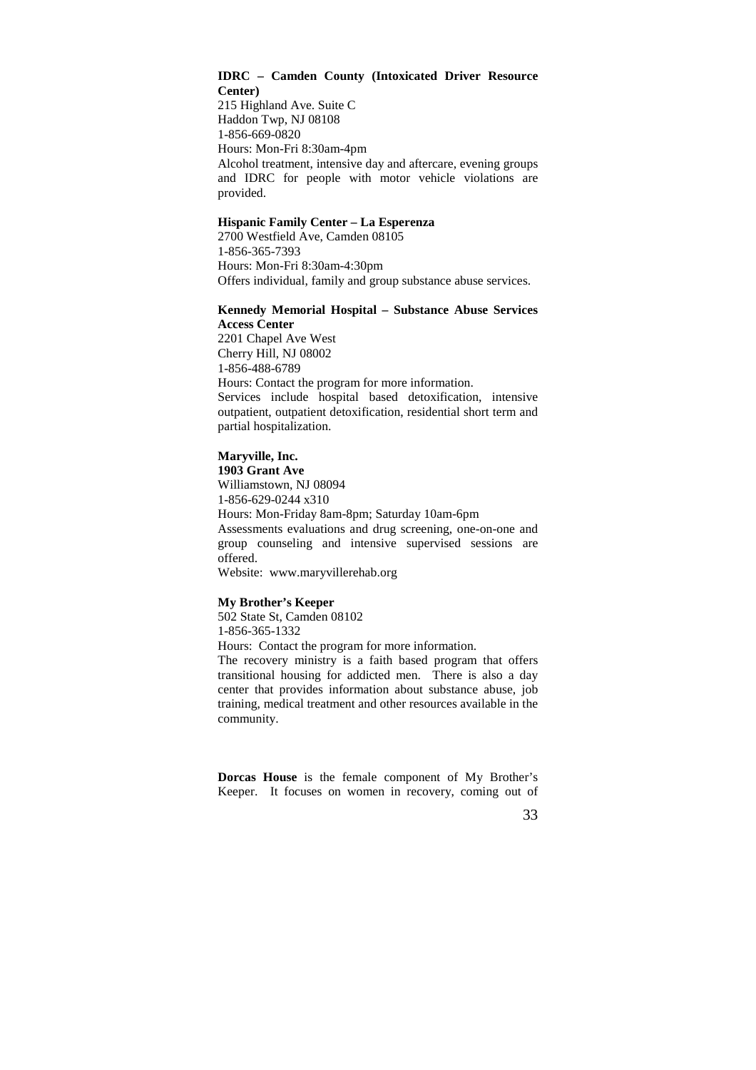**IDRC – Camden County (Intoxicated Driver Resource Center)**
215 Highland Ave. Suite C
Haddon Twp, NJ 08108
1-856-669-0820
Hours: Mon-Fri 8:30am-4pm
Alcohol treatment, intensive day and aftercare, evening groups and IDRC for people with motor vehicle violations are provided.

**Hispanic Family Center – La Esperenza**
2700 Westfield Ave, Camden 08105
1-856-365-7393
Hours: Mon-Fri 8:30am-4:30pm
Offers individual, family and group substance abuse services.

**Kennedy Memorial Hospital – Substance Abuse Services Access Center**
2201 Chapel Ave West
Cherry Hill, NJ 08002
1-856-488-6789
Hours: Contact the program for more information.
Services include hospital based detoxification, intensive outpatient, outpatient detoxification, residential short term and partial hospitalization.

**Maryville, Inc.**
**1903 Grant Ave**
Williamstown, NJ 08094
1-856-629-0244 x310
Hours: Mon-Friday 8am-8pm; Saturday 10am-6pm
Assessments evaluations and drug screening, one-on-one and group counseling and intensive supervised sessions are offered.
Website: www.maryvillerehab.org

**My Brother's Keeper**
502 State St, Camden 08102
1-856-365-1332
Hours: Contact the program for more information.
The recovery ministry is a faith based program that offers transitional housing for addicted men. There is also a day center that provides information about substance abuse, job training, medical treatment and other resources available in the community.

**Dorcas House** is the female component of My Brother's Keeper. It focuses on women in recovery, coming out of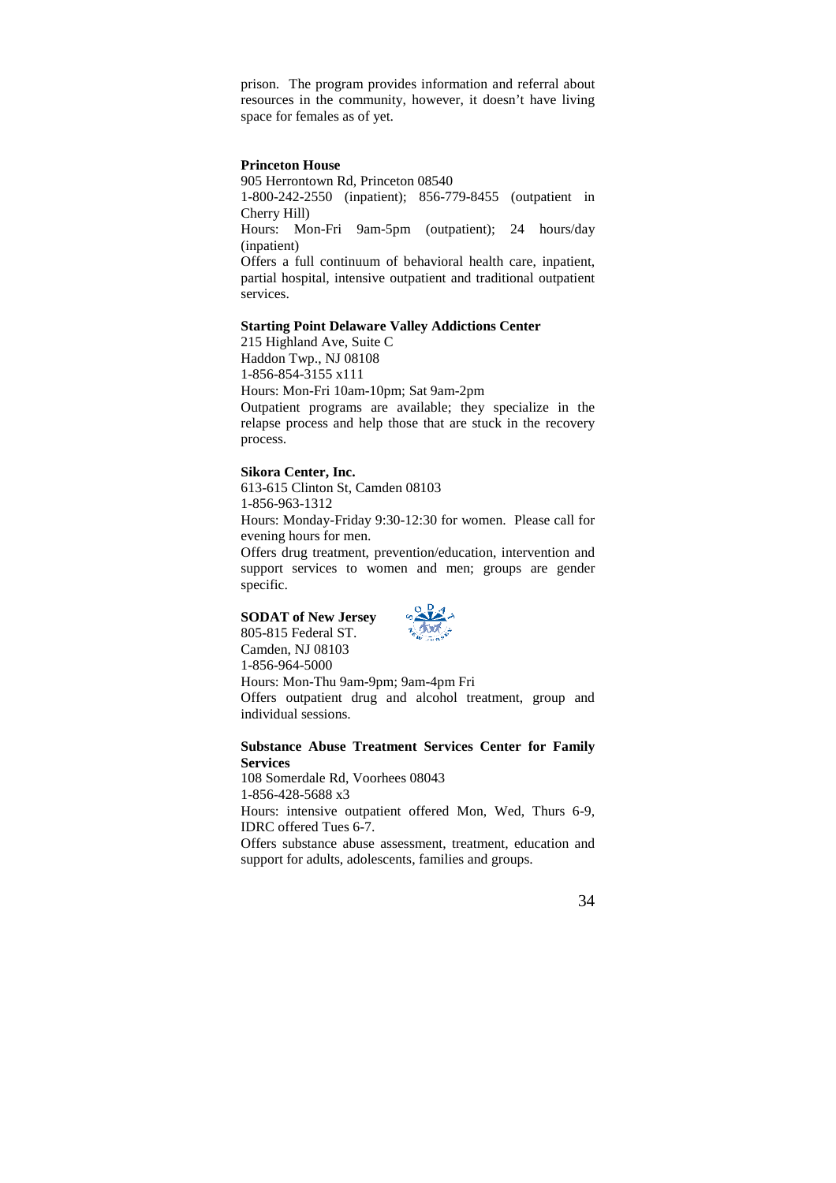prison. The program provides information and referral about resources in the community, however, it doesn't have living space for females as of yet.

**Princeton House**

905 Herrontown Rd, Princeton 08540
1-800-242-2550 (inpatient); 856-779-8455 (outpatient in Cherry Hill)
Hours: Mon-Fri 9am-5pm (outpatient); 24 hours/day (inpatient)
Offers a full continuum of behavioral health care, inpatient, partial hospital, intensive outpatient and traditional outpatient services.

**Starting Point Delaware Valley Addictions Center**

215 Highland Ave, Suite C
Haddon Twp., NJ 08108
1-856-854-3155 x111
Hours: Mon-Fri 10am-10pm; Sat 9am-2pm
Outpatient programs are available; they specialize in the relapse process and help those that are stuck in the recovery process.

**Sikora Center, Inc.**

613-615 Clinton St, Camden 08103
1-856-963-1312
Hours: Monday-Friday 9:30-12:30 for women. Please call for evening hours for men.
Offers drug treatment, prevention/education, intervention and support services to women and men; groups are gender specific.

**SODAT of New Jersey**

805-815 Federal ST.
Camden, NJ 08103
1-856-964-5000
Hours: Mon-Thu 9am-9pm; 9am-4pm Fri
Offers outpatient drug and alcohol treatment, group and individual sessions.

**Substance Abuse Treatment Services Center for Family Services**

108 Somerdale Rd, Voorhees 08043
1-856-428-5688 x3
Hours: intensive outpatient offered Mon, Wed, Thurs 6-9, IDRC offered Tues 6-7.
Offers substance abuse assessment, treatment, education and support for adults, adolescents, families and groups.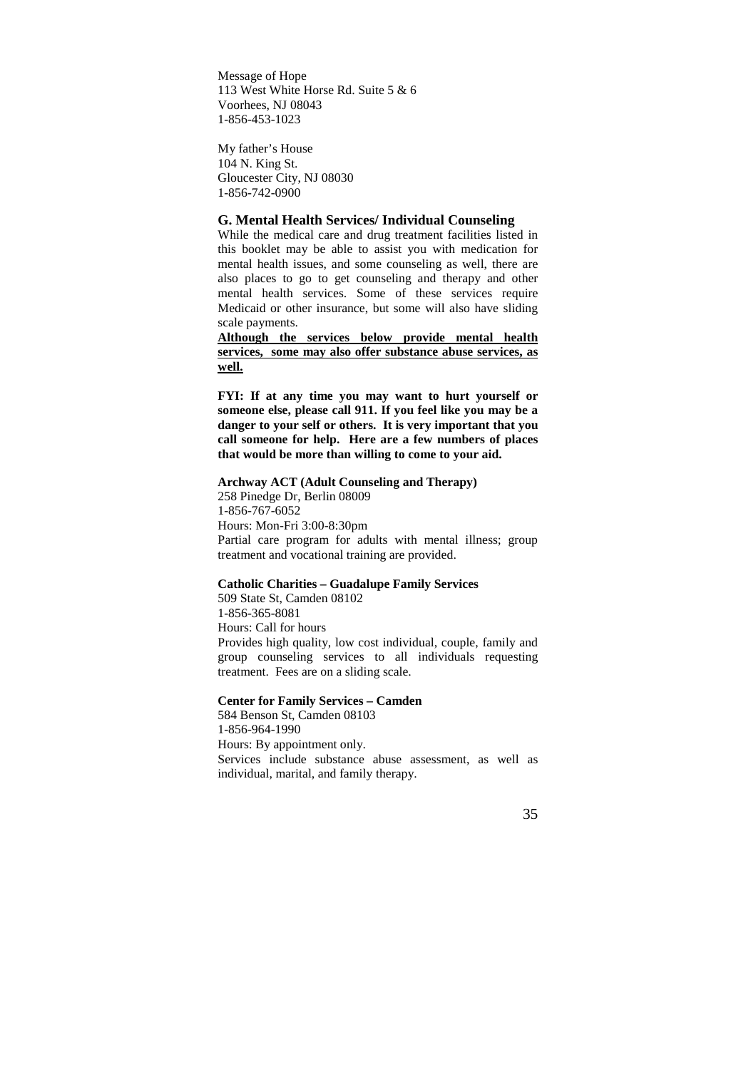Message of Hope
113 West White Horse Rd. Suite 5 & 6
Voorhees, NJ 08043
1-856-453-1023

My father's House
104 N. King St.
Gloucester City, NJ 08030
1-856-742-0900

## G. Mental Health Services/ Individual Counseling

While the medical care and drug treatment facilities listed in this booklet may be able to assist you with medication for mental health issues, and some counseling as well, there are also places to go to get counseling and therapy and other mental health services. Some of these services require Medicaid or other insurance, but some will also have sliding scale payments.

**<u>Although the services below provide mental health services, some may also offer substance abuse services, as well.</u>**

**FYI: If at any time you may want to hurt yourself or someone else, please call 911. If you feel like you may be a danger to your self or others. It is very important that you call someone for help. Here are a few numbers of places that would be more than willing to come to your aid.**

**Archway ACT (Adult Counseling and Therapy)**
258 Pinedge Dr, Berlin 08009
1-856-767-6052
Hours: Mon-Fri 3:00-8:30pm
Partial care program for adults with mental illness; group treatment and vocational training are provided.

**Catholic Charities – Guadalupe Family Services**
509 State St, Camden 08102
1-856-365-8081
Hours: Call for hours
Provides high quality, low cost individual, couple, family and group counseling services to all individuals requesting treatment. Fees are on a sliding scale.

**Center for Family Services – Camden**
584 Benson St, Camden 08103
1-856-964-1990
Hours: By appointment only.
Services include substance abuse assessment, as well as individual, marital, and family therapy.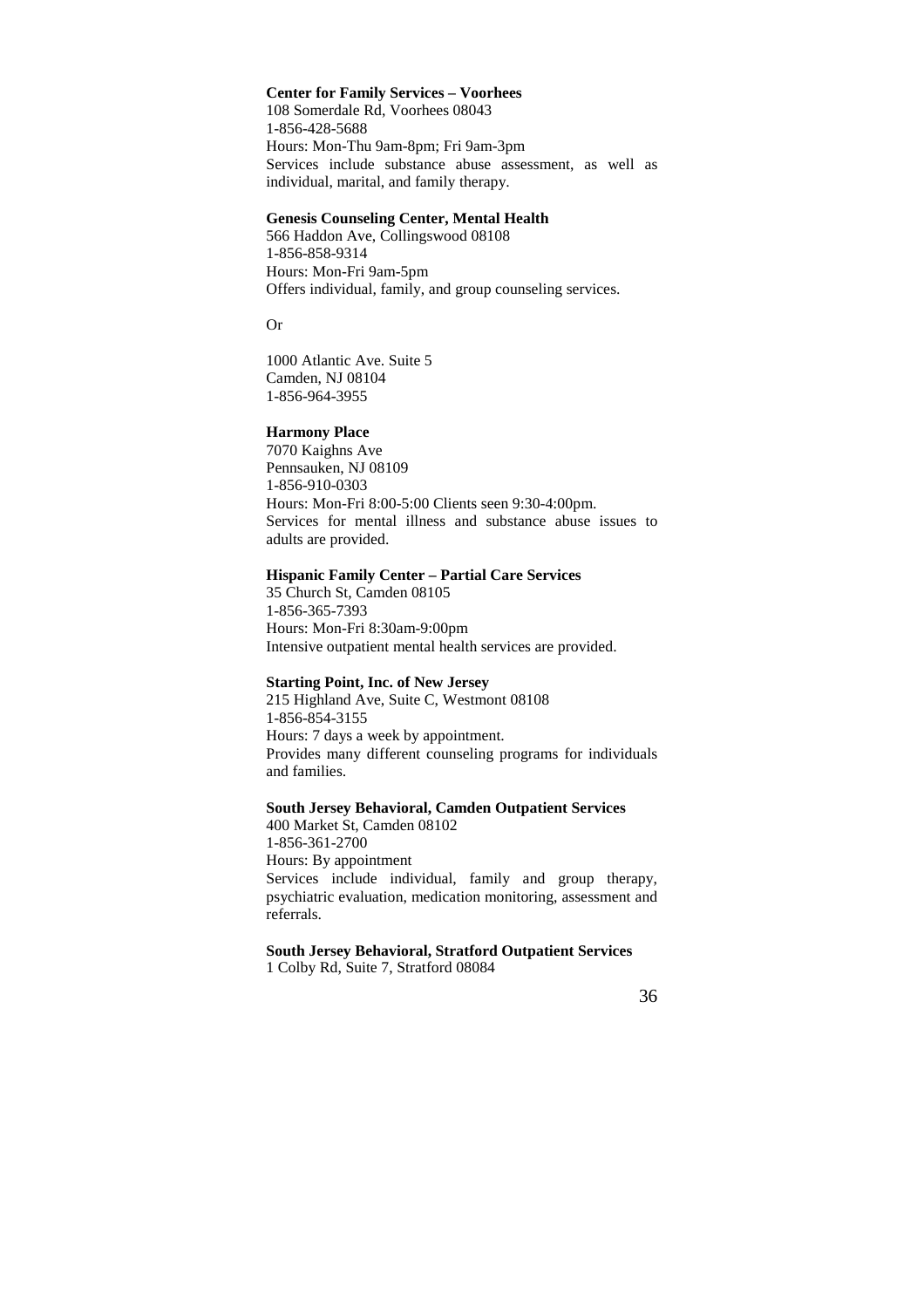**Center for Family Services – Voorhees**
108 Somerdale Rd, Voorhees 08043
1-856-428-5688
Hours: Mon-Thu 9am-8pm; Fri 9am-3pm
Services include substance abuse assessment, as well as individual, marital, and family therapy.

**Genesis Counseling Center, Mental Health**
566 Haddon Ave, Collingswood 08108
1-856-858-9314
Hours: Mon-Fri 9am-5pm
Offers individual, family, and group counseling services.

Or

1000 Atlantic Ave. Suite 5
Camden, NJ 08104
1-856-964-3955

**Harmony Place**
7070 Kaighns Ave
Pennsauken, NJ 08109
1-856-910-0303
Hours: Mon-Fri 8:00-5:00 Clients seen 9:30-4:00pm.
Services for mental illness and substance abuse issues to adults are provided.

**Hispanic Family Center – Partial Care Services**
35 Church St, Camden 08105
1-856-365-7393
Hours: Mon-Fri 8:30am-9:00pm
Intensive outpatient mental health services are provided.

**Starting Point, Inc. of New Jersey**
215 Highland Ave, Suite C, Westmont 08108
1-856-854-3155
Hours: 7 days a week by appointment.
Provides many different counseling programs for individuals and families.

**South Jersey Behavioral, Camden Outpatient Services**
400 Market St, Camden 08102
1-856-361-2700
Hours: By appointment
Services include individual, family and group therapy, psychiatric evaluation, medication monitoring, assessment and referrals.

**South Jersey Behavioral, Stratford Outpatient Services**
1 Colby Rd, Suite 7, Stratford 08084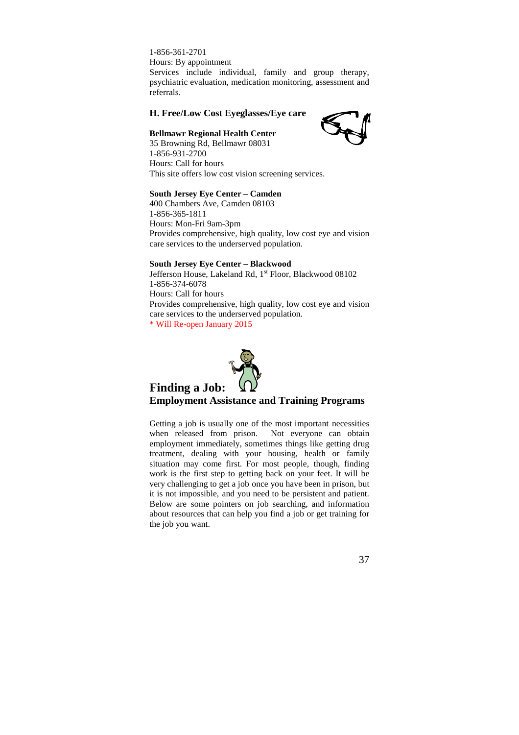1-856-361-2701
Hours: By appointment
Services include individual, family and group therapy, psychiatric evaluation, medication monitoring, assessment and referrals.

### H. Free/Low Cost Eyeglasses/Eye care

**Bellmawr Regional Health Center**
35 Browning Rd, Bellmawr 08031
1-856-931-2700
Hours: Call for hours
This site offers low cost vision screening services.

**South Jersey Eye Center – Camden**
400 Chambers Ave, Camden 08103
1-856-365-1811
Hours: Mon-Fri 9am-3pm
Provides comprehensive, high quality, low cost eye and vision care services to the underserved population.

**South Jersey Eye Center – Blackwood**
Jefferson House, Lakeland Rd, 1st Floor, Blackwood 08102
1-856-374-6078
Hours: Call for hours
Provides comprehensive, high quality, low cost eye and vision care services to the underserved population.
\* Will Re-open January 2015

## Finding a Job:
## Employment Assistance and Training Programs

Getting a job is usually one of the most important necessities when released from prison. Not everyone can obtain employment immediately, sometimes things like getting drug treatment, dealing with your housing, health or family situation may come first. For most people, though, finding work is the first step to getting back on your feet. It will be very challenging to get a job once you have been in prison, but it is not impossible, and you need to be persistent and patient. Below are some pointers on job searching, and information about resources that can help you find a job or get training for the job you want.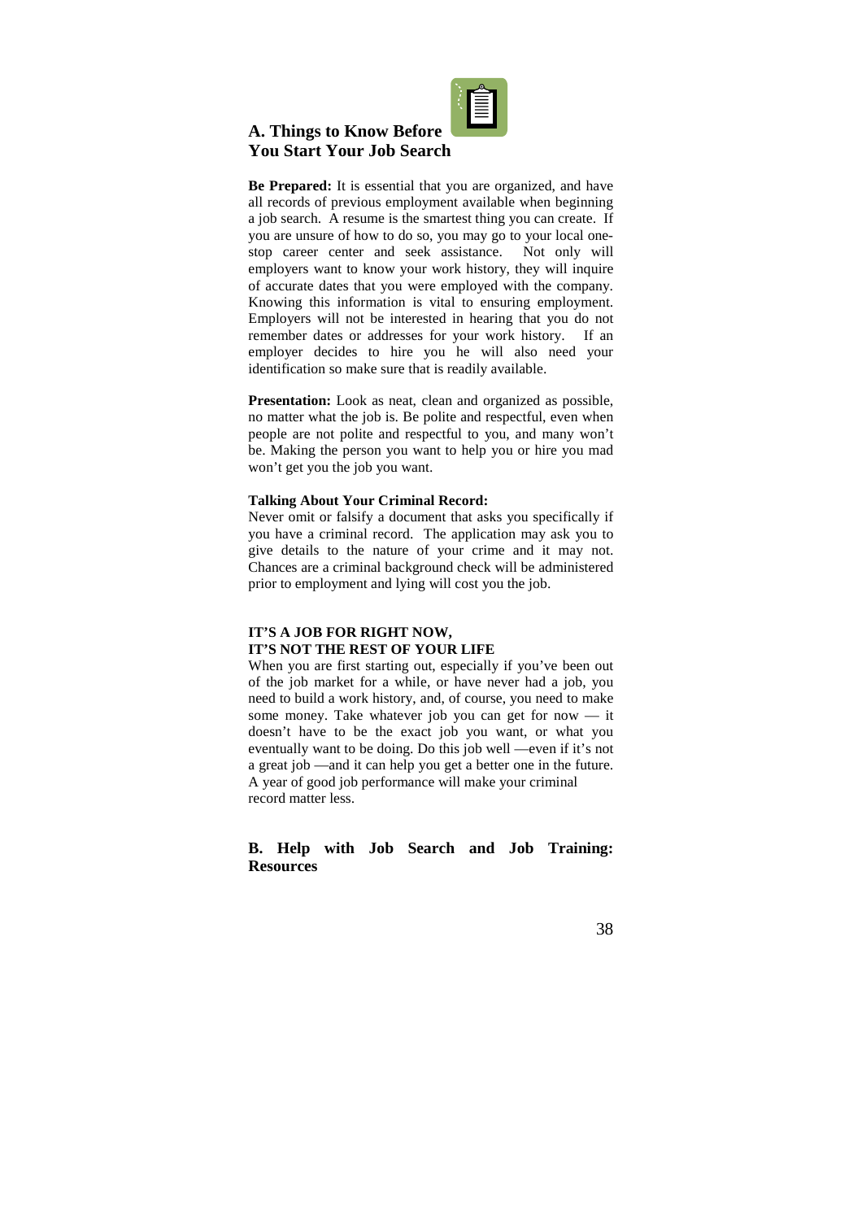## A. Things to Know Before You Start Your Job Search

**Be Prepared:** It is essential that you are organized, and have all records of previous employment available when beginning a job search. A resume is the smartest thing you can create. If you are unsure of how to do so, you may go to your local one-stop career center and seek assistance. Not only will employers want to know your work history, they will inquire of accurate dates that you were employed with the company. Knowing this information is vital to ensuring employment. Employers will not be interested in hearing that you do not remember dates or addresses for your work history. If an employer decides to hire you he will also need your identification so make sure that is readily available.

**Presentation:** Look as neat, clean and organized as possible, no matter what the job is. Be polite and respectful, even when people are not polite and respectful to you, and many won't be. Making the person you want to help you or hire you mad won't get you the job you want.

**Talking About Your Criminal Record:**
Never omit or falsify a document that asks you specifically if you have a criminal record. The application may ask you to give details to the nature of your crime and it may not. Chances are a criminal background check will be administered prior to employment and lying will cost you the job.

**IT'S A JOB FOR RIGHT NOW,
IT'S NOT THE REST OF YOUR LIFE**
When you are first starting out, especially if you've been out of the job market for a while, or have never had a job, you need to build a work history, and, of course, you need to make some money. Take whatever job you can get for now — it doesn't have to be the exact job you want, or what you eventually want to be doing. Do this job well —even if it's not a great job —and it can help you get a better one in the future. A year of good job performance will make your criminal record matter less.

## B. Help with Job Search and Job Training: Resources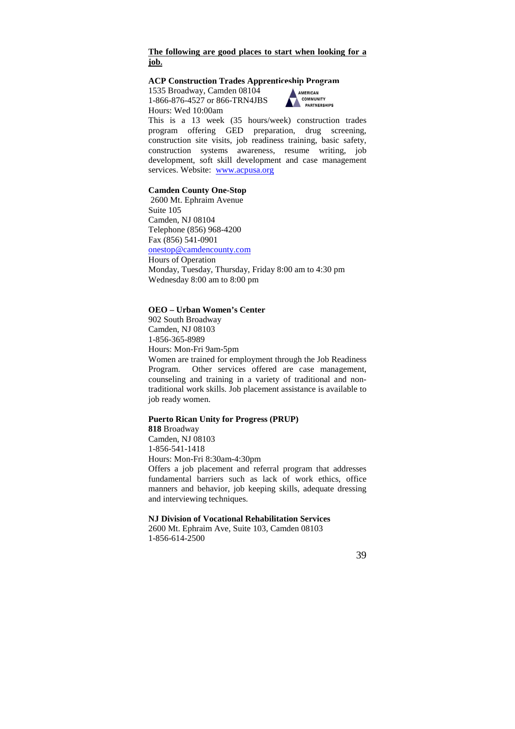**The following are good places to start when looking for a job.**

**ACP Construction Trades Apprenticeship Program**
1535 Broadway, Camden 08104
1-866-876-4527 or 866-TRN4JBS
Hours: Wed 10:00am
This is a 13 week (35 hours/week) construction trades program offering GED preparation, drug screening, construction site visits, job readiness training, basic safety, construction systems awareness, resume writing, job development, soft skill development and case management services. Website: [www.acpusa.org](http://www.acpusa.org)

**Camden County One-Stop**
2600 Mt. Ephraim Avenue
Suite 105
Camden, NJ 08104
Telephone (856) 968-4200
Fax (856) 541-0901
[onestop@camdencounty.com](mailto:onestop@camdencounty.com)
Hours of Operation
Monday, Tuesday, Thursday, Friday 8:00 am to 4:30 pm
Wednesday 8:00 am to 8:00 pm

**OEO – Urban Women's Center**
902 South Broadway
Camden, NJ 08103
1-856-365-8989
Hours: Mon-Fri 9am-5pm
Women are trained for employment through the Job Readiness Program. Other services offered are case management, counseling and training in a variety of traditional and non-traditional work skills. Job placement assistance is available to job ready women.

**Puerto Rican Unity for Progress (PRUP)**
**818** Broadway
Camden, NJ 08103
1-856-541-1418
Hours: Mon-Fri 8:30am-4:30pm
Offers a job placement and referral program that addresses fundamental barriers such as lack of work ethics, office manners and behavior, job keeping skills, adequate dressing and interviewing techniques.

**NJ Division of Vocational Rehabilitation Services**
2600 Mt. Ephraim Ave, Suite 103, Camden 08103
1-856-614-2500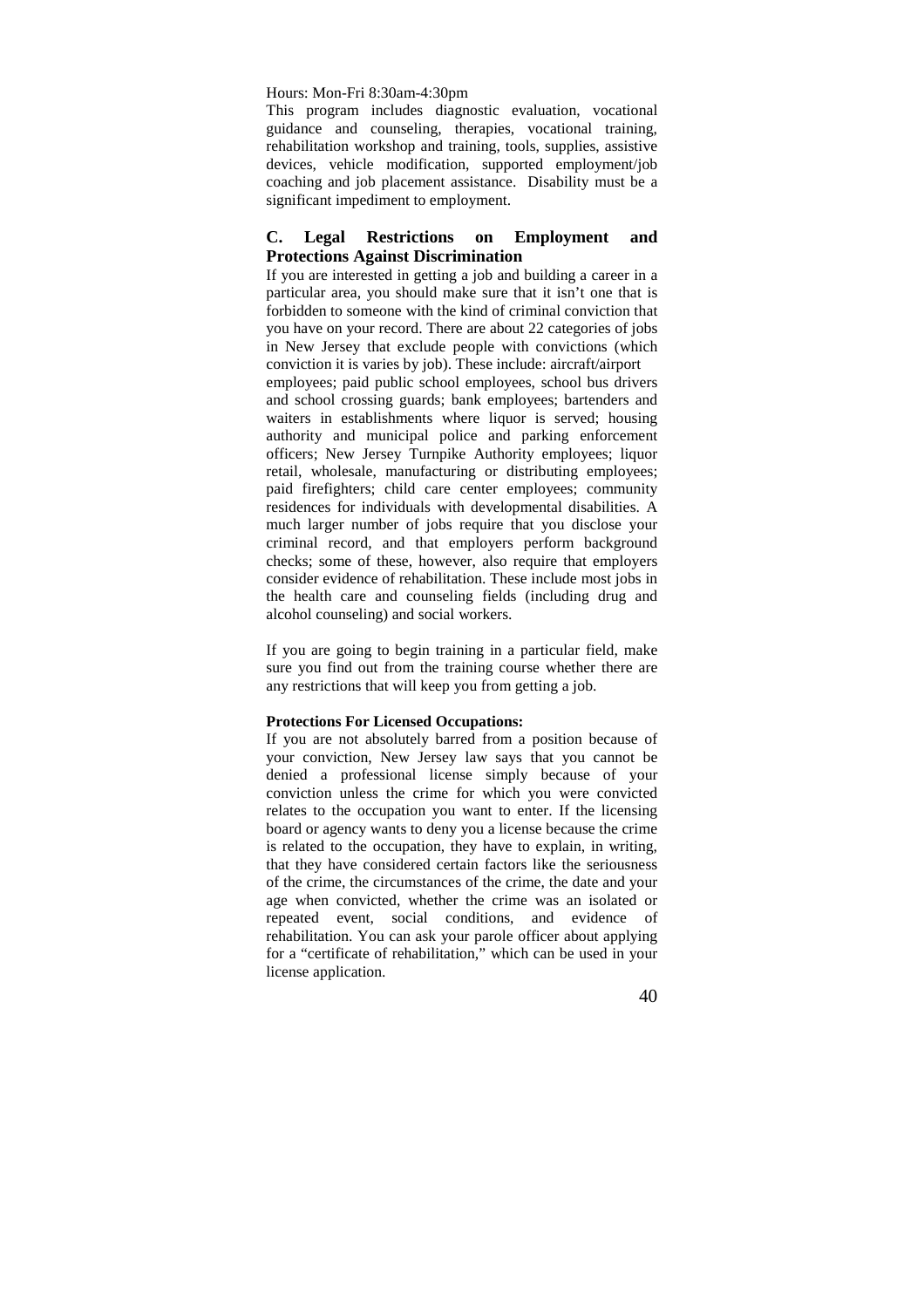Hours: Mon-Fri 8:30am-4:30pm

This program includes diagnostic evaluation, vocational guidance and counseling, therapies, vocational training, rehabilitation workshop and training, tools, supplies, assistive devices, vehicle modification, supported employment/job coaching and job placement assistance. Disability must be a significant impediment to employment.

## C. Legal Restrictions on Employment and Protections Against Discrimination

If you are interested in getting a job and building a career in a particular area, you should make sure that it isn't one that is forbidden to someone with the kind of criminal conviction that you have on your record. There are about 22 categories of jobs in New Jersey that exclude people with convictions (which conviction it is varies by job). These include: aircraft/airport employees; paid public school employees, school bus drivers and school crossing guards; bank employees; bartenders and waiters in establishments where liquor is served; housing authority and municipal police and parking enforcement officers; New Jersey Turnpike Authority employees; liquor retail, wholesale, manufacturing or distributing employees; paid firefighters; child care center employees; community residences for individuals with developmental disabilities. A much larger number of jobs require that you disclose your criminal record, and that employers perform background checks; some of these, however, also require that employers consider evidence of rehabilitation. These include most jobs in the health care and counseling fields (including drug and alcohol counseling) and social workers.

If you are going to begin training in a particular field, make sure you find out from the training course whether there are any restrictions that will keep you from getting a job.

**Protections For Licensed Occupations:**

If you are not absolutely barred from a position because of your conviction, New Jersey law says that you cannot be denied a professional license simply because of your conviction unless the crime for which you were convicted relates to the occupation you want to enter. If the licensing board or agency wants to deny you a license because the crime is related to the occupation, they have to explain, in writing, that they have considered certain factors like the seriousness of the crime, the circumstances of the crime, the date and your age when convicted, whether the crime was an isolated or repeated event, social conditions, and evidence of rehabilitation. You can ask your parole officer about applying for a "certificate of rehabilitation," which can be used in your license application.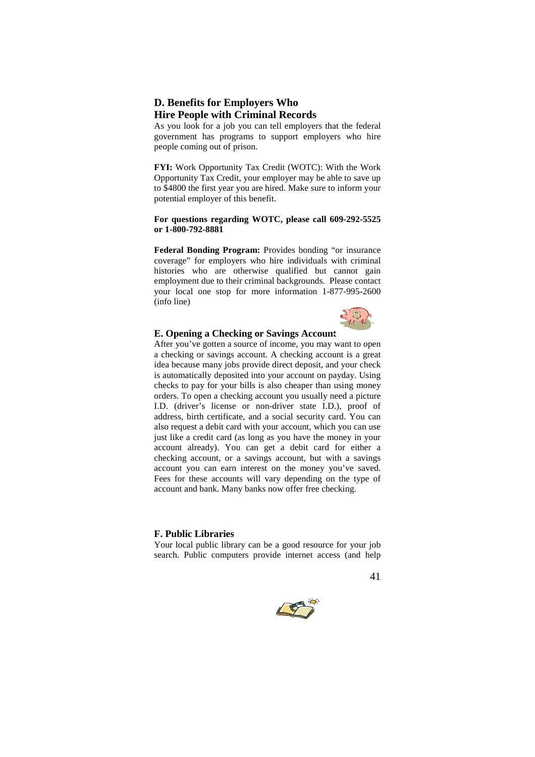## D. Benefits for Employers Who Hire People with Criminal Records

As you look for a job you can tell employers that the federal government has programs to support employers who hire people coming out of prison.

**FYI:** Work Opportunity Tax Credit (WOTC): With the Work Opportunity Tax Credit, your employer may be able to save up to $4800 the first year you are hired. Make sure to inform your potential employer of this benefit.

**For questions regarding WOTC, please call 609-292-5525 or 1-800-792-8881**

**Federal Bonding Program:** Provides bonding "or insurance coverage" for employers who hire individuals with criminal histories who are otherwise qualified but cannot gain employment due to their criminal backgrounds. Please contact your local one stop for more information 1-877-995-2600 (info line)

## E. Opening a Checking or Savings Account

After you've gotten a source of income, you may want to open a checking or savings account. A checking account is a great idea because many jobs provide direct deposit, and your check is automatically deposited into your account on payday. Using checks to pay for your bills is also cheaper than using money orders. To open a checking account you usually need a picture I.D. (driver's license or non-driver state I.D.), proof of address, birth certificate, and a social security card. You can also request a debit card with your account, which you can use just like a credit card (as long as you have the money in your account already). You can get a debit card for either a checking account, or a savings account, but with a savings account you can earn interest on the money you've saved. Fees for these accounts will vary depending on the type of account and bank. Many banks now offer free checking.

## F. Public Libraries

Your local public library can be a good resource for your job search. Public computers provide internet access (and help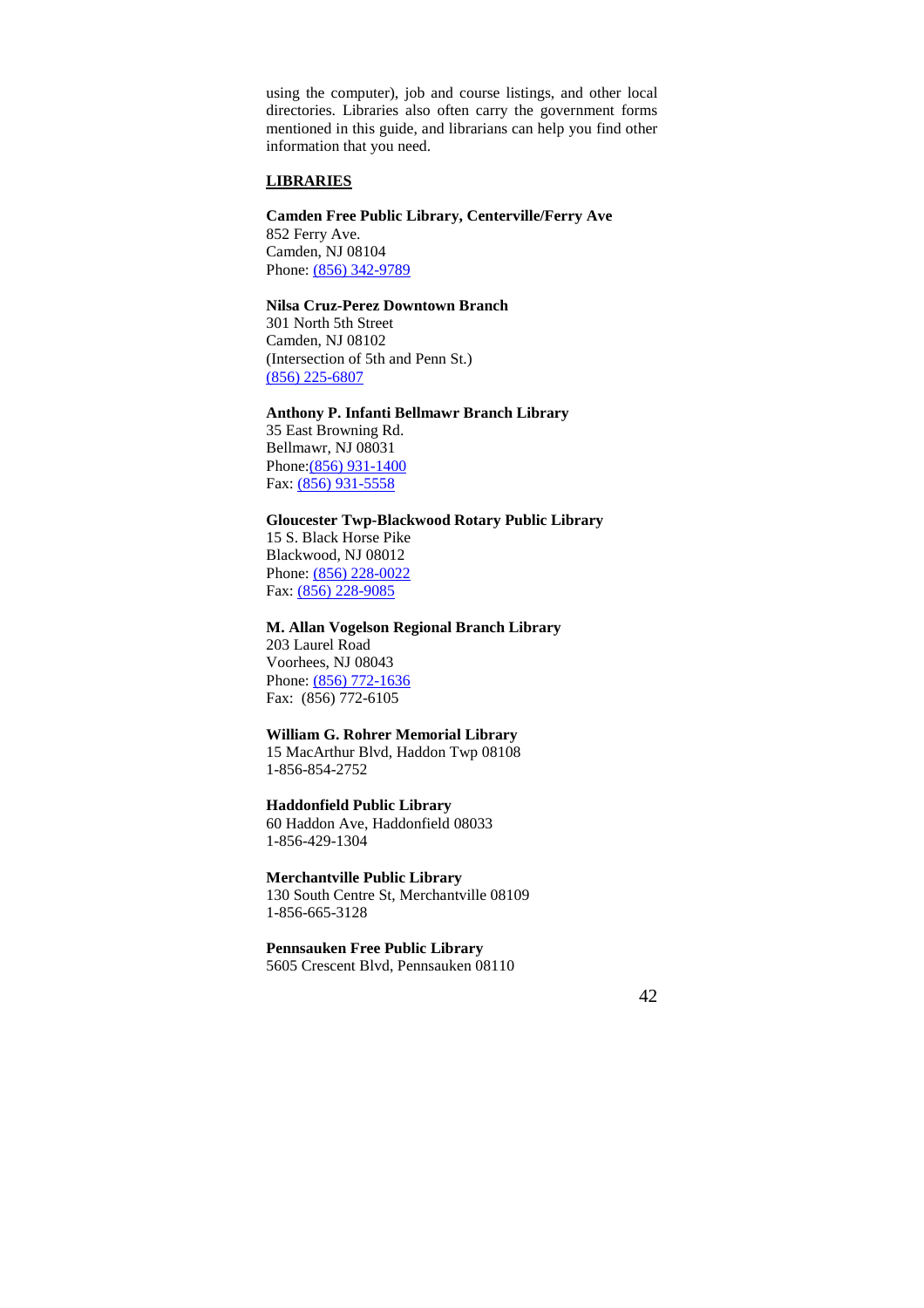using the computer), job and course listings, and other local directories. Libraries also often carry the government forms mentioned in this guide, and librarians can help you find other information that you need.

**LIBRARIES**

**Camden Free Public Library, Centerville/Ferry Ave**
852 Ferry Ave.
Camden, NJ 08104
Phone: (856) 342-9789

**Nilsa Cruz-Perez Downtown Branch**
301 North 5th Street
Camden, NJ 08102
(Intersection of 5th and Penn St.)
(856) 225-6807

**Anthony P. Infanti Bellmawr Branch Library**
35 East Browning Rd.
Bellmawr, NJ 08031
Phone:(856) 931-1400
Fax: (856) 931-5558

**Gloucester Twp-Blackwood Rotary Public Library**
15 S. Black Horse Pike
Blackwood, NJ 08012
Phone: (856) 228-0022
Fax: (856) 228-9085

**M. Allan Vogelson Regional Branch Library**
203 Laurel Road
Voorhees, NJ 08043
Phone: (856) 772-1636
Fax: (856) 772-6105

**William G. Rohrer Memorial Library**
15 MacArthur Blvd, Haddon Twp 08108
1-856-854-2752

**Haddonfield Public Library**
60 Haddon Ave, Haddonfield 08033
1-856-429-1304

**Merchantville Public Library**
130 South Centre St, Merchantville 08109
1-856-665-3128

**Pennsauken Free Public Library**
5605 Crescent Blvd, Pennsauken 08110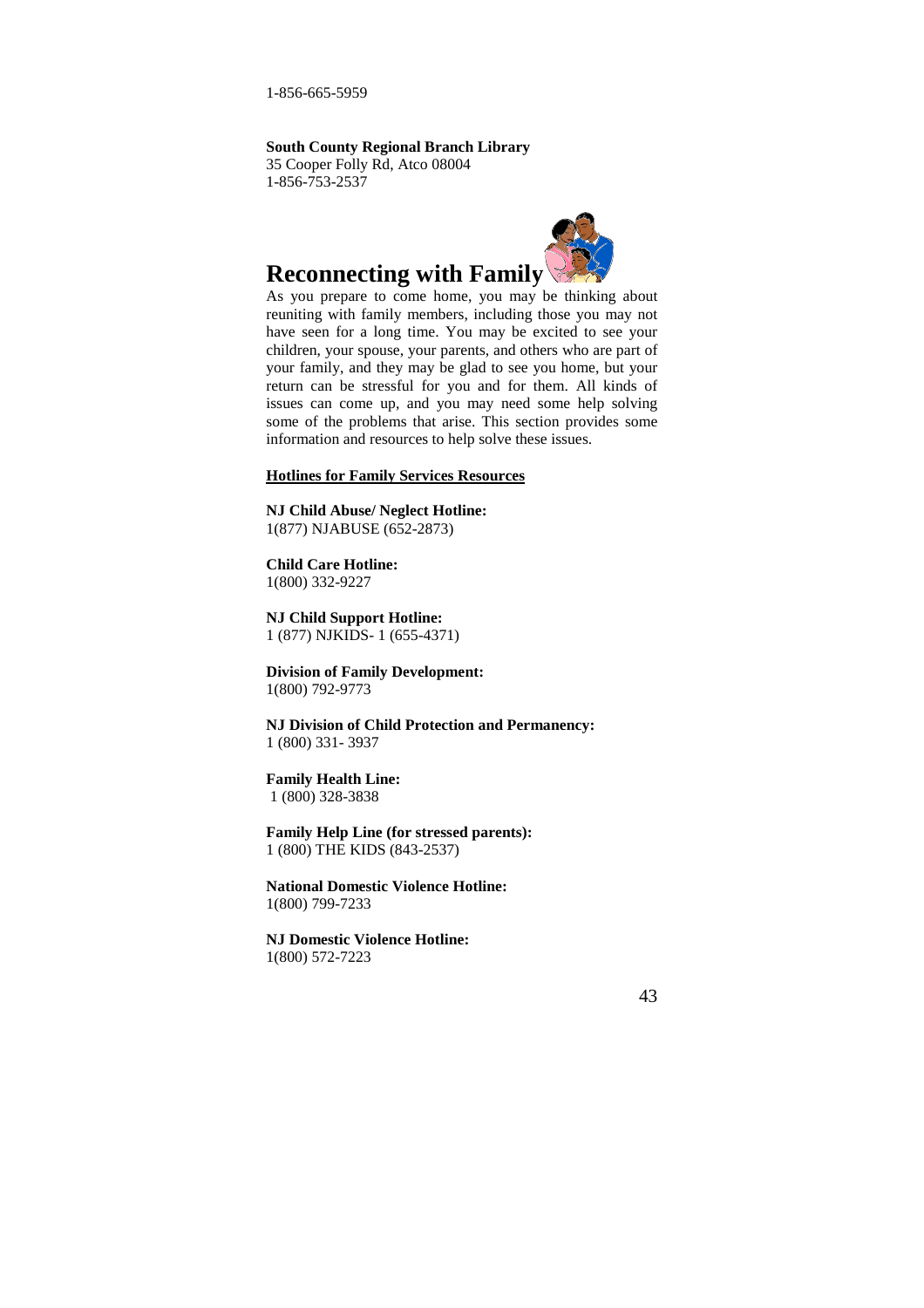1-856-665-5959

**South County Regional Branch Library**
35 Cooper Folly Rd, Atco 08004
1-856-753-2537

# Reconnecting with Family

As you prepare to come home, you may be thinking about reuniting with family members, including those you may not have seen for a long time. You may be excited to see your children, your spouse, your parents, and others who are part of your family, and they may be glad to see you home, but your return can be stressful for you and for them. All kinds of issues can come up, and you may need some help solving some of the problems that arise. This section provides some information and resources to help solve these issues.

**Hotlines for Family Services Resources**

**NJ Child Abuse/ Neglect Hotline:**
1(877) NJABUSE (652-2873)

**Child Care Hotline:**
1(800) 332-9227

**NJ Child Support Hotline:**
1 (877) NJKIDS- 1 (655-4371)

**Division of Family Development:**
1(800) 792-9773

**NJ Division of Child Protection and Permanency:**
1 (800) 331- 3937

**Family Health Line:**
1 (800) 328-3838

**Family Help Line (for stressed parents):**
1 (800) THE KIDS (843-2537)

**National Domestic Violence Hotline:**
1(800) 799-7233

**NJ Domestic Violence Hotline:**
1(800) 572-7223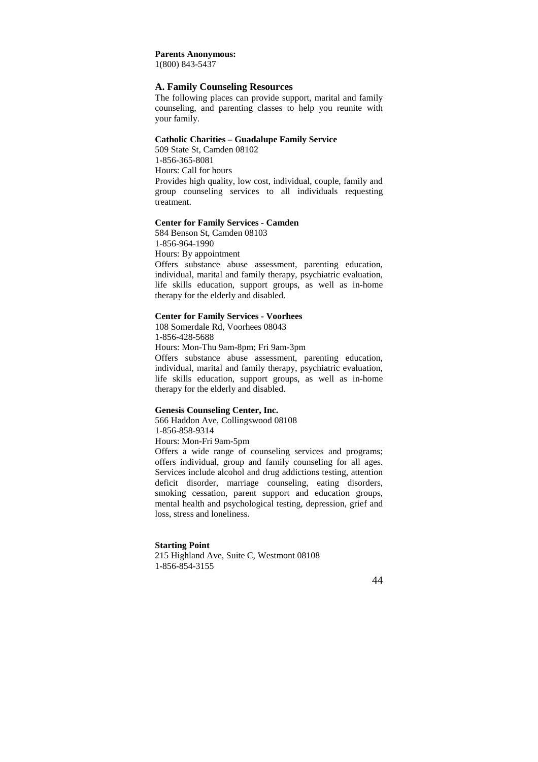**Parents Anonymous:**
1(800) 843-5437

## A. Family Counseling Resources

The following places can provide support, marital and family counseling, and parenting classes to help you reunite with your family.

**Catholic Charities – Guadalupe Family Service**
509 State St, Camden 08102
1-856-365-8081
Hours: Call for hours
Provides high quality, low cost, individual, couple, family and group counseling services to all individuals requesting treatment.

**Center for Family Services - Camden**
584 Benson St, Camden 08103
1-856-964-1990
Hours: By appointment
Offers substance abuse assessment, parenting education, individual, marital and family therapy, psychiatric evaluation, life skills education, support groups, as well as in-home therapy for the elderly and disabled.

**Center for Family Services - Voorhees**
108 Somerdale Rd, Voorhees 08043
1-856-428-5688
Hours: Mon-Thu 9am-8pm; Fri 9am-3pm
Offers substance abuse assessment, parenting education, individual, marital and family therapy, psychiatric evaluation, life skills education, support groups, as well as in-home therapy for the elderly and disabled.

**Genesis Counseling Center, Inc.**
566 Haddon Ave, Collingswood 08108
1-856-858-9314
Hours: Mon-Fri 9am-5pm
Offers a wide range of counseling services and programs; offers individual, group and family counseling for all ages. Services include alcohol and drug addictions testing, attention deficit disorder, marriage counseling, eating disorders, smoking cessation, parent support and education groups, mental health and psychological testing, depression, grief and loss, stress and loneliness.

**Starting Point**
215 Highland Ave, Suite C, Westmont 08108
1-856-854-3155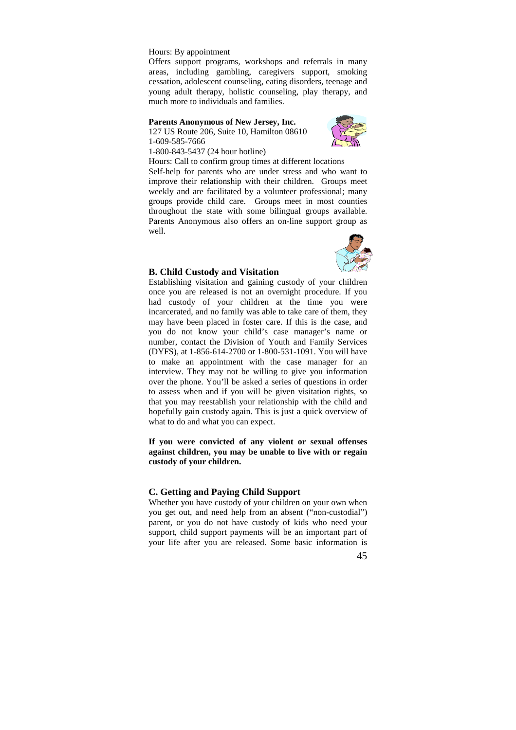Hours: By appointment

Offers support programs, workshops and referrals in many areas, including gambling, caregivers support, smoking cessation, adolescent counseling, eating disorders, teenage and young adult therapy, holistic counseling, play therapy, and much more to individuals and families.

**Parents Anonymous of New Jersey, Inc.**
127 US Route 206, Suite 10, Hamilton 08610
1-609-585-7666
1-800-843-5437 (24 hour hotline)
Hours: Call to confirm group times at different locations

Self-help for parents who are under stress and who want to improve their relationship with their children. Groups meet weekly and are facilitated by a volunteer professional; many groups provide child care. Groups meet in most counties throughout the state with some bilingual groups available. Parents Anonymous also offers an on-line support group as well.

### B. Child Custody and Visitation

Establishing visitation and gaining custody of your children once you are released is not an overnight procedure. If you had custody of your children at the time you were incarcerated, and no family was able to take care of them, they may have been placed in foster care. If this is the case, and you do not know your child's case manager's name or number, contact the Division of Youth and Family Services (DYFS), at 1-856-614-2700 or 1-800-531-1091. You will have to make an appointment with the case manager for an interview. They may not be willing to give you information over the phone. You'll be asked a series of questions in order to assess when and if you will be given visitation rights, so that you may reestablish your relationship with the child and hopefully gain custody again. This is just a quick overview of what to do and what you can expect.

**If you were convicted of any violent or sexual offenses against children, you may be unable to live with or regain custody of your children.**

### C. Getting and Paying Child Support

Whether you have custody of your children on your own when you get out, and need help from an absent ("non-custodial") parent, or you do not have custody of kids who need your support, child support payments will be an important part of your life after you are released. Some basic information is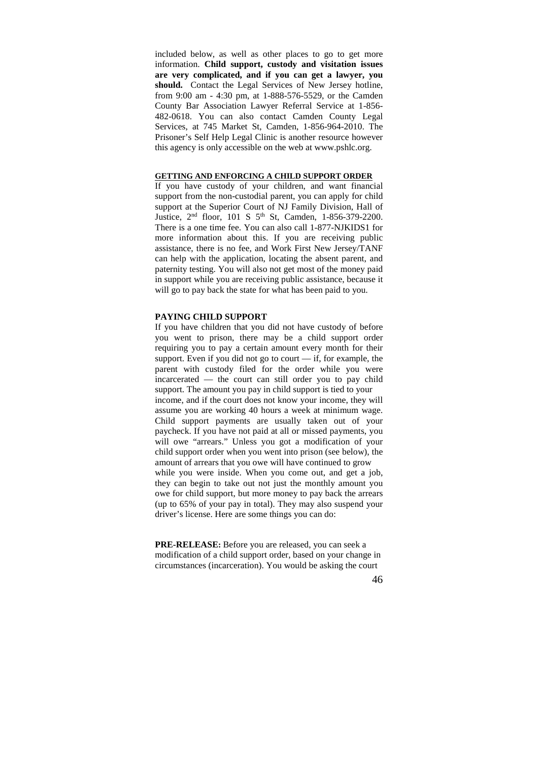included below, as well as other places to go to get more information. **Child support, custody and visitation issues are very complicated, and if you can get a lawyer, you should.** Contact the Legal Services of New Jersey hotline, from 9:00 am - 4:30 pm, at 1-888-576-5529, or the Camden County Bar Association Lawyer Referral Service at 1-856-482-0618. You can also contact Camden County Legal Services, at 745 Market St, Camden, 1-856-964-2010. The Prisoner's Self Help Legal Clinic is another resource however this agency is only accessible on the web at www.pshlc.org.

## GETTING AND ENFORCING A CHILD SUPPORT ORDER

If you have custody of your children, and want financial support from the non-custodial parent, you can apply for child support at the Superior Court of NJ Family Division, Hall of Justice, 2nd floor, 101 S 5th St, Camden, 1-856-379-2200. There is a one time fee. You can also call 1-877-NJKIDS1 for more information about this. If you are receiving public assistance, there is no fee, and Work First New Jersey/TANF can help with the application, locating the absent parent, and paternity testing. You will also not get most of the money paid in support while you are receiving public assistance, because it will go to pay back the state for what has been paid to you.

## PAYING CHILD SUPPORT

If you have children that you did not have custody of before you went to prison, there may be a child support order requiring you to pay a certain amount every month for their support. Even if you did not go to court — if, for example, the parent with custody filed for the order while you were incarcerated — the court can still order you to pay child support. The amount you pay in child support is tied to your income, and if the court does not know your income, they will assume you are working 40 hours a week at minimum wage. Child support payments are usually taken out of your paycheck. If you have not paid at all or missed payments, you will owe "arrears." Unless you got a modification of your child support order when you went into prison (see below), the amount of arrears that you owe will have continued to grow while you were inside. When you come out, and get a job, they can begin to take out not just the monthly amount you owe for child support, but more money to pay back the arrears (up to 65% of your pay in total). They may also suspend your driver's license. Here are some things you can do:

**PRE-RELEASE:** Before you are released, you can seek a modification of a child support order, based on your change in circumstances (incarceration). You would be asking the court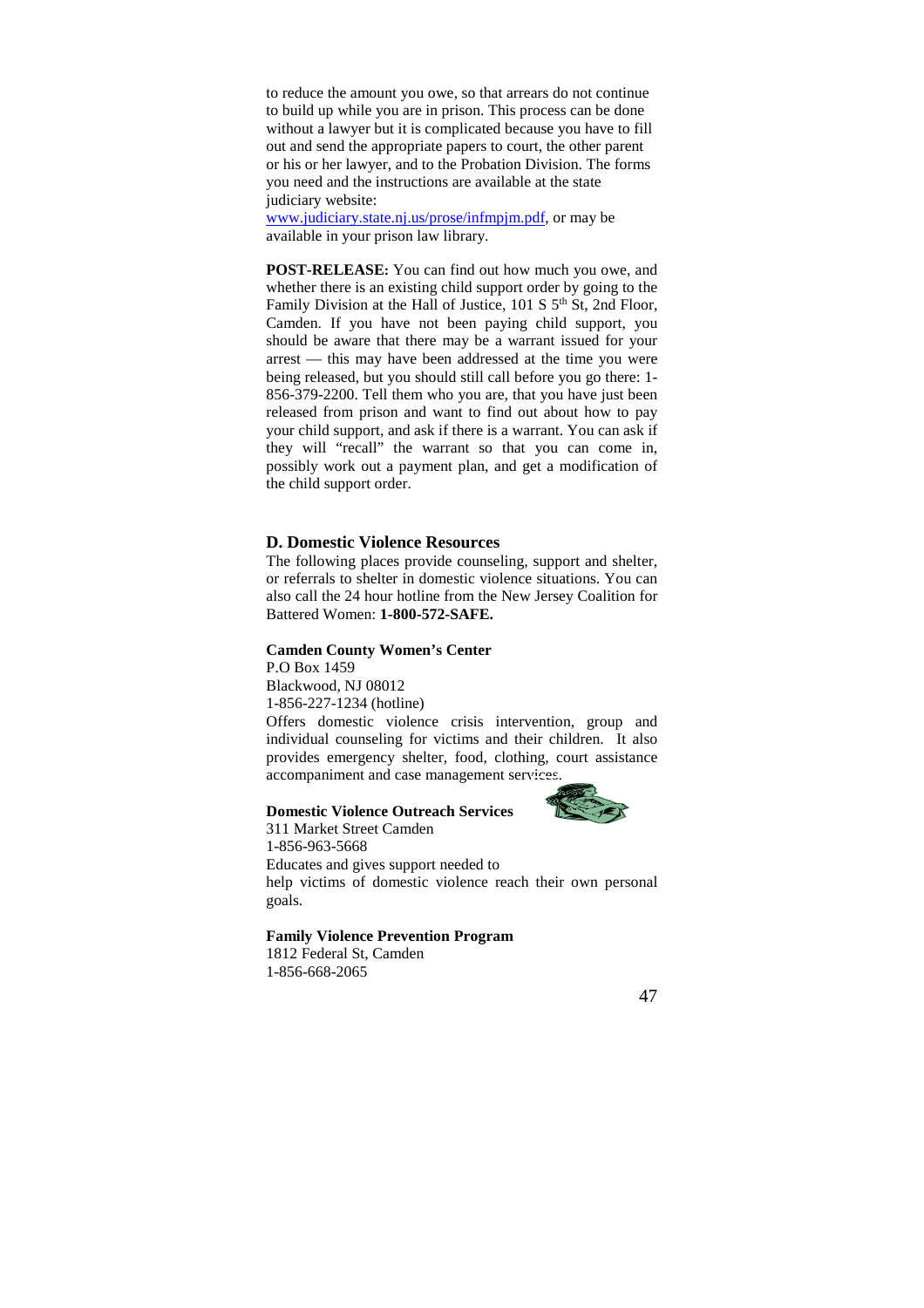to reduce the amount you owe, so that arrears do not continue to build up while you are in prison. This process can be done without a lawyer but it is complicated because you have to fill out and send the appropriate papers to court, the other parent or his or her lawyer, and to the Probation Division. The forms you need and the instructions are available at the state judiciary website: www.judiciary.state.nj.us/prose/infmpjm.pdf, or may be available in your prison law library.

**POST-RELEASE:** You can find out how much you owe, and whether there is an existing child support order by going to the Family Division at the Hall of Justice, 101 S 5th St, 2nd Floor, Camden. If you have not been paying child support, you should be aware that there may be a warrant issued for your arrest — this may have been addressed at the time you were being released, but you should still call before you go there: 1-856-379-2200. Tell them who you are, that you have just been released from prison and want to find out about how to pay your child support, and ask if there is a warrant. You can ask if they will "recall" the warrant so that you can come in, possibly work out a payment plan, and get a modification of the child support order.

### D. Domestic Violence Resources

The following places provide counseling, support and shelter, or referrals to shelter in domestic violence situations. You can also call the 24 hour hotline from the New Jersey Coalition for Battered Women: **1-800-572-SAFE.**

**Camden County Women's Center**
P.O Box 1459
Blackwood, NJ 08012
1-856-227-1234 (hotline)
Offers domestic violence crisis intervention, group and individual counseling for victims and their children. It also provides emergency shelter, food, clothing, court assistance accompaniment and case management services.

**Domestic Violence Outreach Services**
311 Market Street Camden
1-856-963-5668
Educates and gives support needed to help victims of domestic violence reach their own personal goals.

**Family Violence Prevention Program**
1812 Federal St, Camden
1-856-668-2065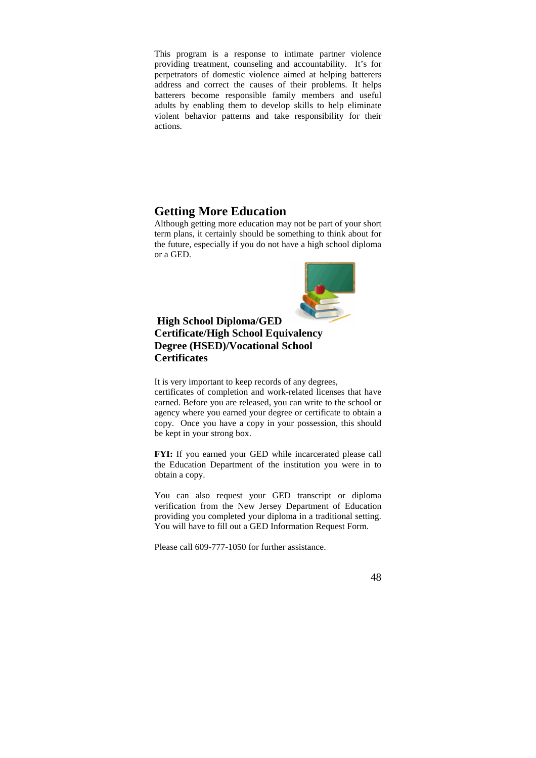This program is a response to intimate partner violence providing treatment, counseling and accountability. It's for perpetrators of domestic violence aimed at helping batterers address and correct the causes of their problems. It helps batterers become responsible family members and useful adults by enabling them to develop skills to help eliminate violent behavior patterns and take responsibility for their actions.

## Getting More Education

Although getting more education may not be part of your short term plans, it certainly should be something to think about for the future, especially if you do not have a high school diploma or a GED.

### High School Diploma/GED Certificate/High School Equivalency Degree (HSED)/Vocational School Certificates

It is very important to keep records of any degrees, certificates of completion and work-related licenses that have earned. Before you are released, you can write to the school or agency where you earned your degree or certificate to obtain a copy. Once you have a copy in your possession, this should be kept in your strong box.

**FYI:** If you earned your GED while incarcerated please call the Education Department of the institution you were in to obtain a copy.

You can also request your GED transcript or diploma verification from the New Jersey Department of Education providing you completed your diploma in a traditional setting. You will have to fill out a GED Information Request Form.

Please call 609-777-1050 for further assistance.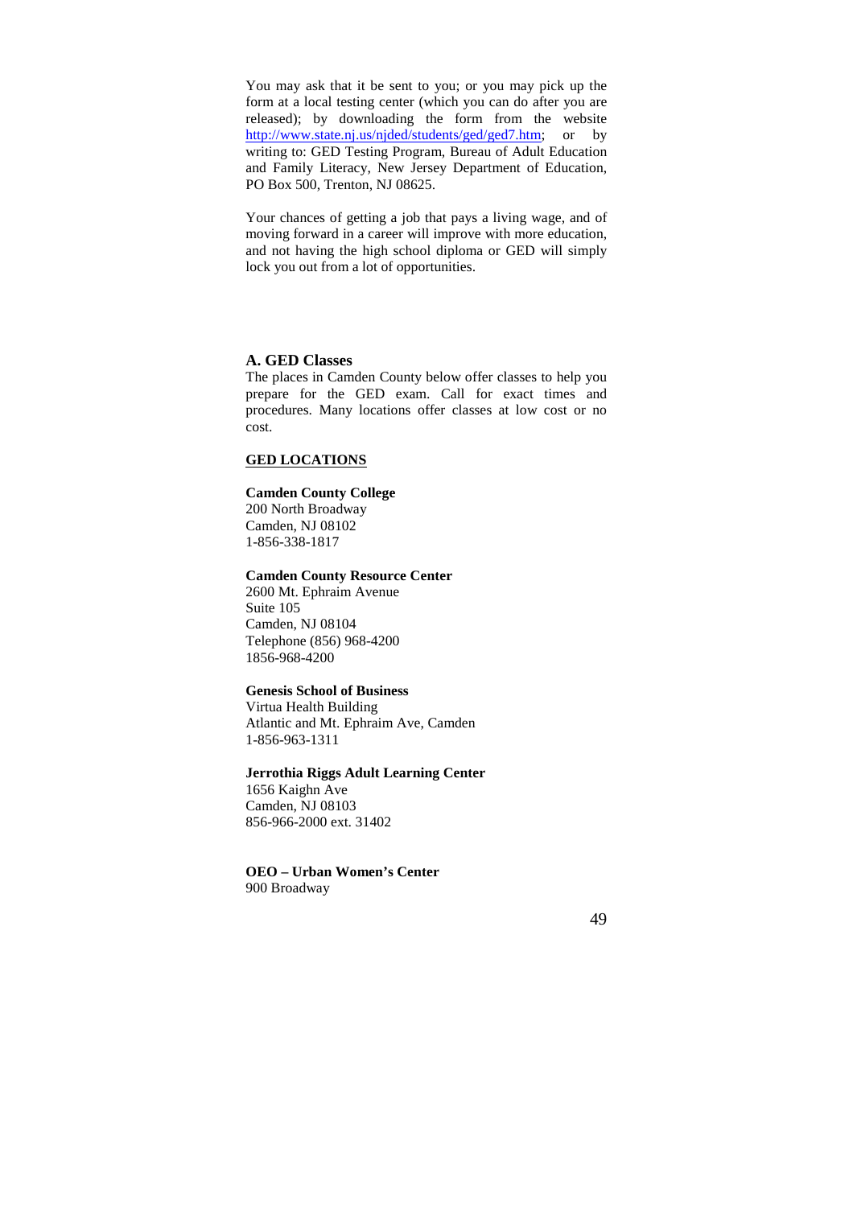You may ask that it be sent to you; or you may pick up the form at a local testing center (which you can do after you are released); by downloading the form from the website http://www.state.nj.us/njded/students/ged/ged7.htm; or by writing to: GED Testing Program, Bureau of Adult Education and Family Literacy, New Jersey Department of Education, PO Box 500, Trenton, NJ 08625.

Your chances of getting a job that pays a living wage, and of moving forward in a career will improve with more education, and not having the high school diploma or GED will simply lock you out from a lot of opportunities.

### A. GED Classes

The places in Camden County below offer classes to help you prepare for the GED exam. Call for exact times and procedures. Many locations offer classes at low cost or no cost.

**<u>GED LOCATIONS</u>**

**Camden County College**
200 North Broadway
Camden, NJ 08102
1-856-338-1817

**Camden County Resource Center**
2600 Mt. Ephraim Avenue
Suite 105
Camden, NJ 08104
Telephone (856) 968-4200
1856-968-4200

**Genesis School of Business**
Virtua Health Building
Atlantic and Mt. Ephraim Ave, Camden
1-856-963-1311

**Jerrothia Riggs Adult Learning Center**
1656 Kaighn Ave
Camden, NJ 08103
856-966-2000 ext. 31402

**OEO – Urban Women's Center**
900 Broadway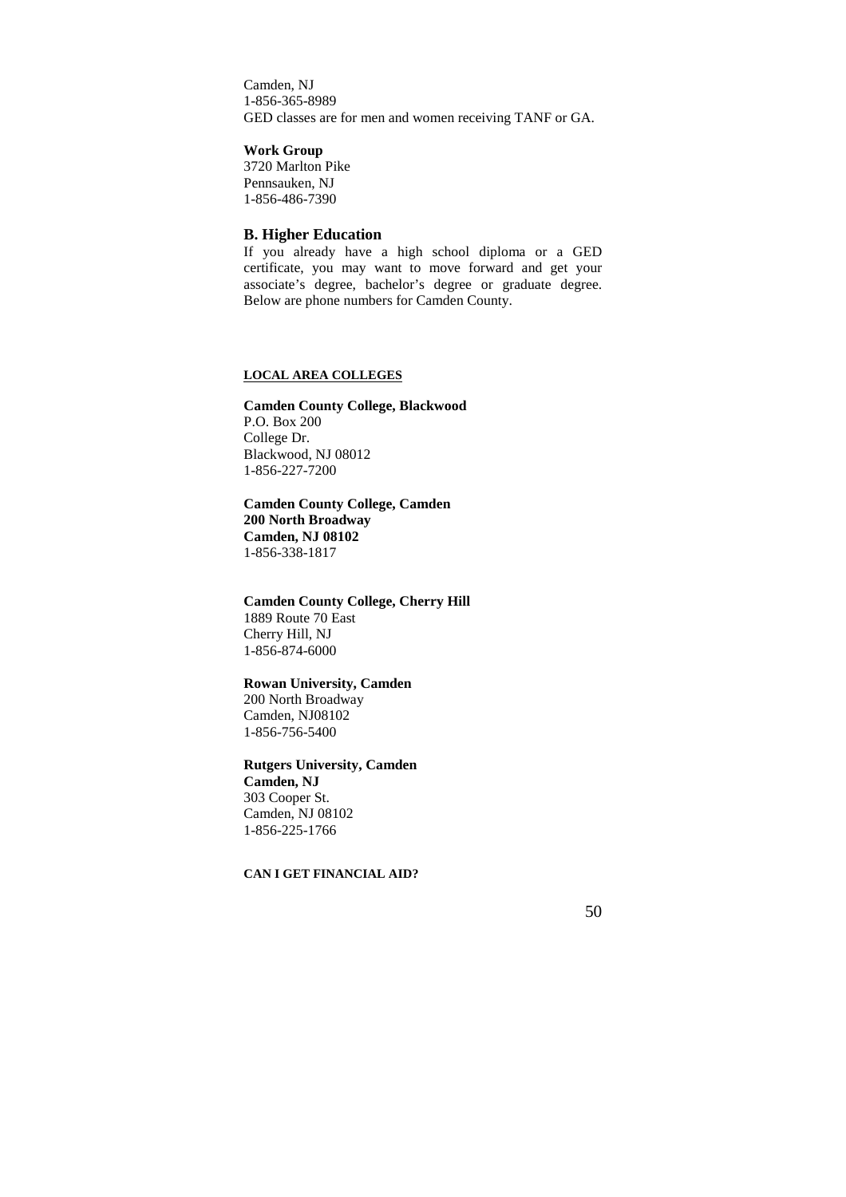Camden, NJ
1-856-365-8989
GED classes are for men and women receiving TANF or GA.

**Work Group**
3720 Marlton Pike
Pennsauken, NJ
1-856-486-7390

## B. Higher Education

If you already have a high school diploma or a GED certificate, you may want to move forward and get your associate's degree, bachelor's degree or graduate degree. Below are phone numbers for Camden County.

**LOCAL AREA COLLEGES**

**Camden County College, Blackwood**
P.O. Box 200
College Dr.
Blackwood, NJ 08012
1-856-227-7200

**Camden County College, Camden**
**200 North Broadway**
**Camden, NJ 08102**
1-856-338-1817

**Camden County College, Cherry Hill**
1889 Route 70 East
Cherry Hill, NJ
1-856-874-6000

**Rowan University, Camden**
200 North Broadway
Camden, NJ08102
1-856-756-5400

**Rutgers University, Camden**
**Camden, NJ**
303 Cooper St.
Camden, NJ 08102
1-856-225-1766

**CAN I GET FINANCIAL AID?**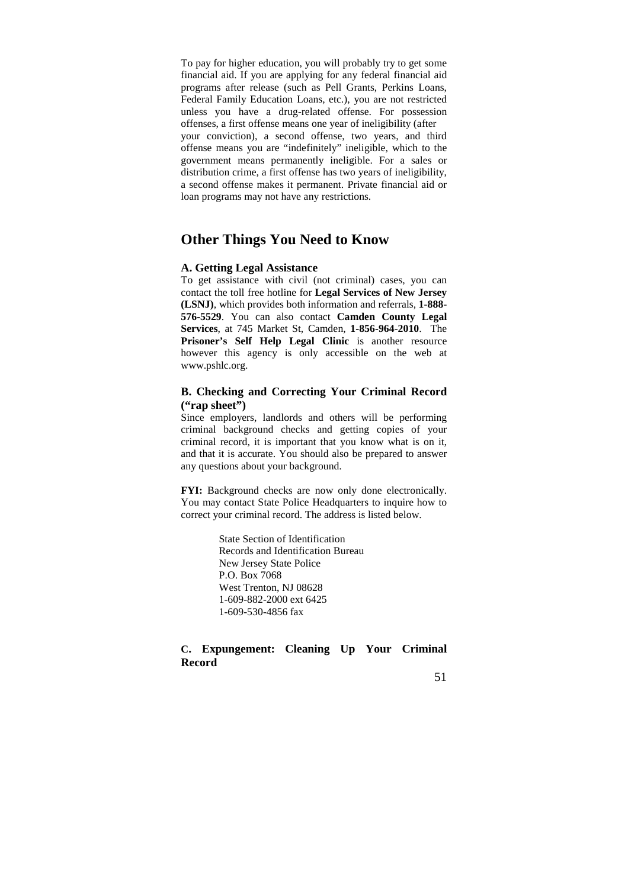To pay for higher education, you will probably try to get some financial aid. If you are applying for any federal financial aid programs after release (such as Pell Grants, Perkins Loans, Federal Family Education Loans, etc.), you are not restricted unless you have a drug-related offense. For possession offenses, a first offense means one year of ineligibility (after your conviction), a second offense, two years, and third offense means you are "indefinitely" ineligible, which to the government means permanently ineligible. For a sales or distribution crime, a first offense has two years of ineligibility, a second offense makes it permanent. Private financial aid or loan programs may not have any restrictions.

## Other Things You Need to Know

### A. Getting Legal Assistance

To get assistance with civil (not criminal) cases, you can contact the toll free hotline for **Legal Services of New Jersey (LSNJ)**, which provides both information and referrals, **1-888-576-5529**. You can also contact **Camden County Legal Services**, at 745 Market St, Camden, **1-856-964-2010**. The **Prisoner's Self Help Legal Clinic** is another resource however this agency is only accessible on the web at www.pshlc.org.

### B. Checking and Correcting Your Criminal Record ("rap sheet")

Since employers, landlords and others will be performing criminal background checks and getting copies of your criminal record, it is important that you know what is on it, and that it is accurate. You should also be prepared to answer any questions about your background.

**FYI:** Background checks are now only done electronically. You may contact State Police Headquarters to inquire how to correct your criminal record. The address is listed below.

State Section of Identification
Records and Identification Bureau
New Jersey State Police
P.O. Box 7068
West Trenton, NJ 08628
1-609-882-2000 ext 6425
1-609-530-4856 fax

### C. Expungement: Cleaning Up Your Criminal Record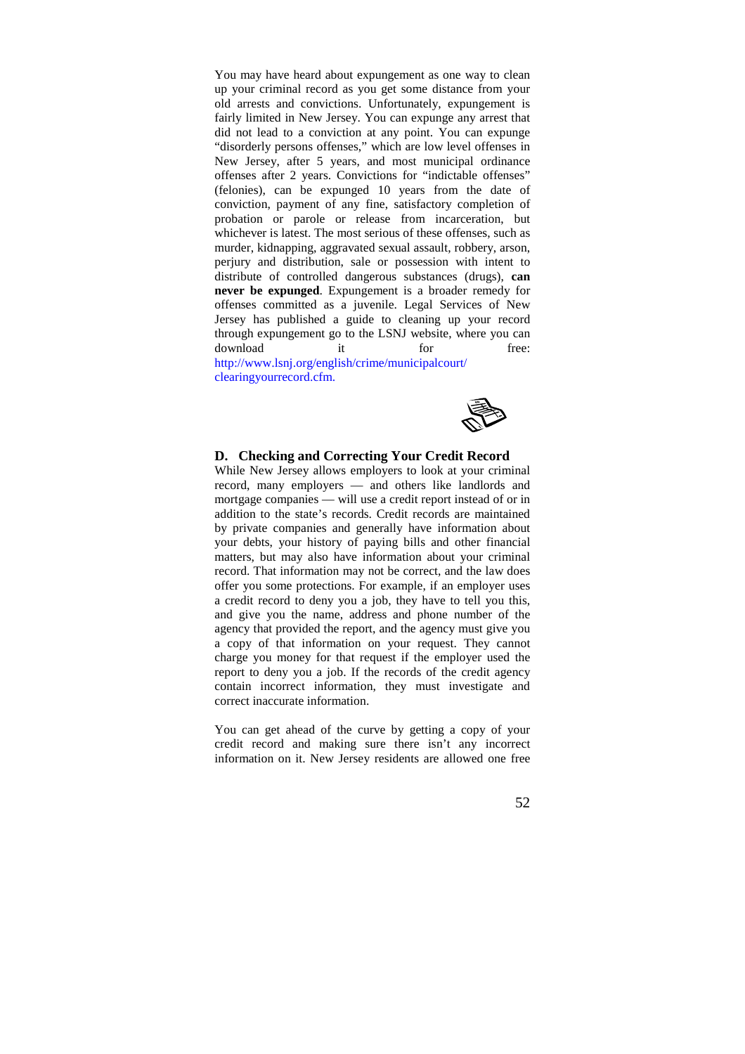You may have heard about expungement as one way to clean up your criminal record as you get some distance from your old arrests and convictions. Unfortunately, expungement is fairly limited in New Jersey. You can expunge any arrest that did not lead to a conviction at any point. You can expunge "disorderly persons offenses," which are low level offenses in New Jersey, after 5 years, and most municipal ordinance offenses after 2 years. Convictions for "indictable offenses" (felonies), can be expunged 10 years from the date of conviction, payment of any fine, satisfactory completion of probation or parole or release from incarceration, but whichever is latest. The most serious of these offenses, such as murder, kidnapping, aggravated sexual assault, robbery, arson, perjury and distribution, sale or possession with intent to distribute of controlled dangerous substances (drugs), **can never be expunged**. Expungement is a broader remedy for offenses committed as a juvenile. Legal Services of New Jersey has published a guide to cleaning up your record through expungement go to the LSNJ website, where you can download it for free: http://www.lsnj.org/english/crime/municipalcourt/clearingyourrecord.cfm.

## D. Checking and Correcting Your Credit Record

While New Jersey allows employers to look at your criminal record, many employers — and others like landlords and mortgage companies — will use a credit report instead of or in addition to the state's records. Credit records are maintained by private companies and generally have information about your debts, your history of paying bills and other financial matters, but may also have information about your criminal record. That information may not be correct, and the law does offer you some protections. For example, if an employer uses a credit record to deny you a job, they have to tell you this, and give you the name, address and phone number of the agency that provided the report, and the agency must give you a copy of that information on your request. They cannot charge you money for that request if the employer used the report to deny you a job. If the records of the credit agency contain incorrect information, they must investigate and correct inaccurate information.

You can get ahead of the curve by getting a copy of your credit record and making sure there isn't any incorrect information on it. New Jersey residents are allowed one free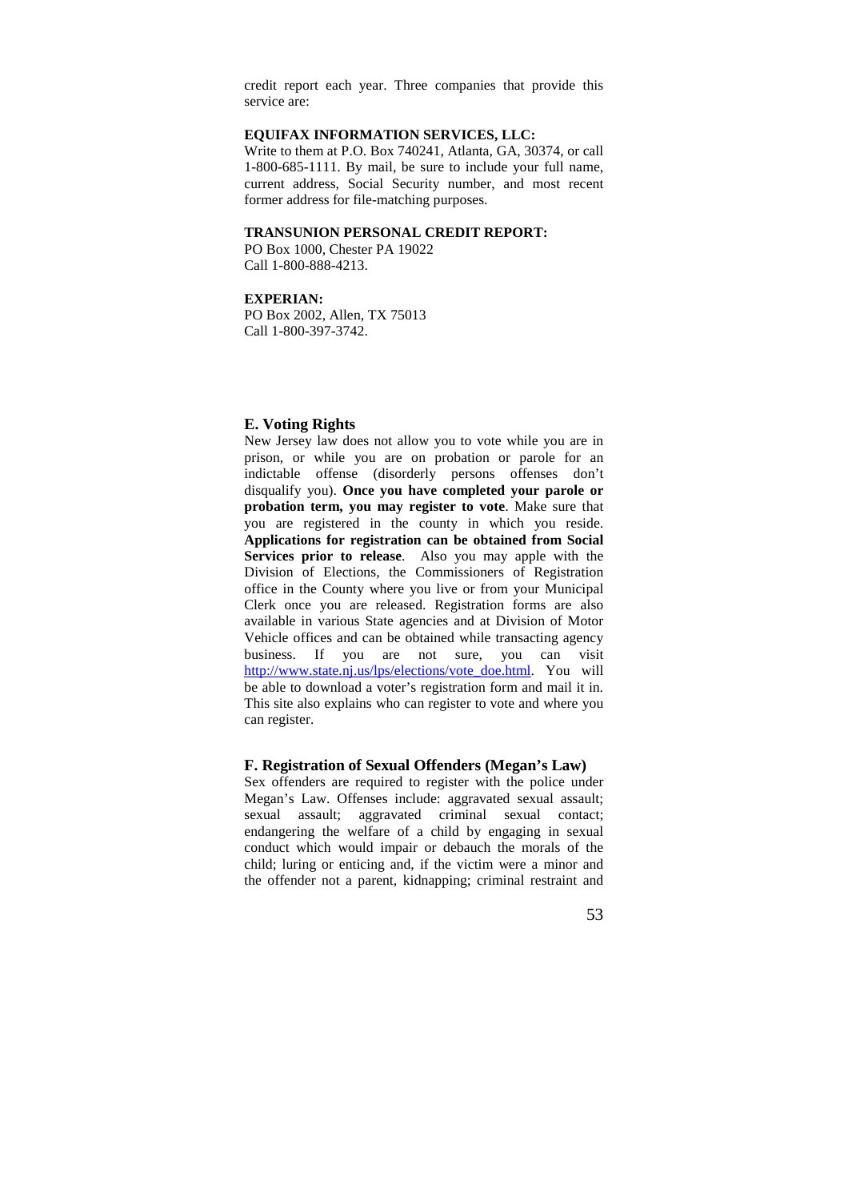credit report each year. Three companies that provide this service are:

**EQUIFAX INFORMATION SERVICES, LLC:**
Write to them at P.O. Box 740241, Atlanta, GA, 30374, or call 1-800-685-1111. By mail, be sure to include your full name, current address, Social Security number, and most recent former address for file-matching purposes.

**TRANSUNION PERSONAL CREDIT REPORT:**
PO Box 1000, Chester PA 19022
Call 1-800-888-4213.

**EXPERIAN:**
PO Box 2002, Allen, TX 75013
Call 1-800-397-3742.

## E. Voting Rights

New Jersey law does not allow you to vote while you are in prison, or while you are on probation or parole for an indictable offense (disorderly persons offenses don't disqualify you). **Once you have completed your parole or probation term, you may register to vote**. Make sure that you are registered in the county in which you reside. **Applications for registration can be obtained from Social Services prior to release**. Also you may apple with the Division of Elections, the Commissioners of Registration office in the County where you live or from your Municipal Clerk once you are released. Registration forms are also available in various State agencies and at Division of Motor Vehicle offices and can be obtained while transacting agency business. If you are not sure, you can visit http://www.state.nj.us/lps/elections/vote_doe.html. You will be able to download a voter's registration form and mail it in. This site also explains who can register to vote and where you can register.

## F. Registration of Sexual Offenders (Megan's Law)

Sex offenders are required to register with the police under Megan's Law. Offenses include: aggravated sexual assault; sexual assault; aggravated criminal sexual contact; endangering the welfare of a child by engaging in sexual conduct which would impair or debauch the morals of the child; luring or enticing and, if the victim were a minor and the offender not a parent, kidnapping; criminal restraint and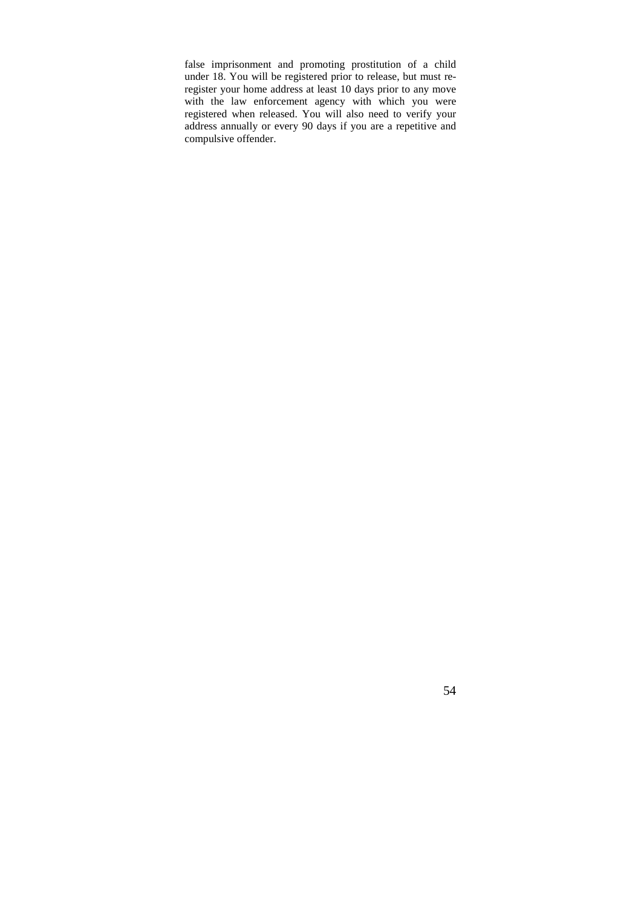false imprisonment and promoting prostitution of a child under 18. You will be registered prior to release, but must re-register your home address at least 10 days prior to any move with the law enforcement agency with which you were registered when released. You will also need to verify your address annually or every 90 days if you are a repetitive and compulsive offender.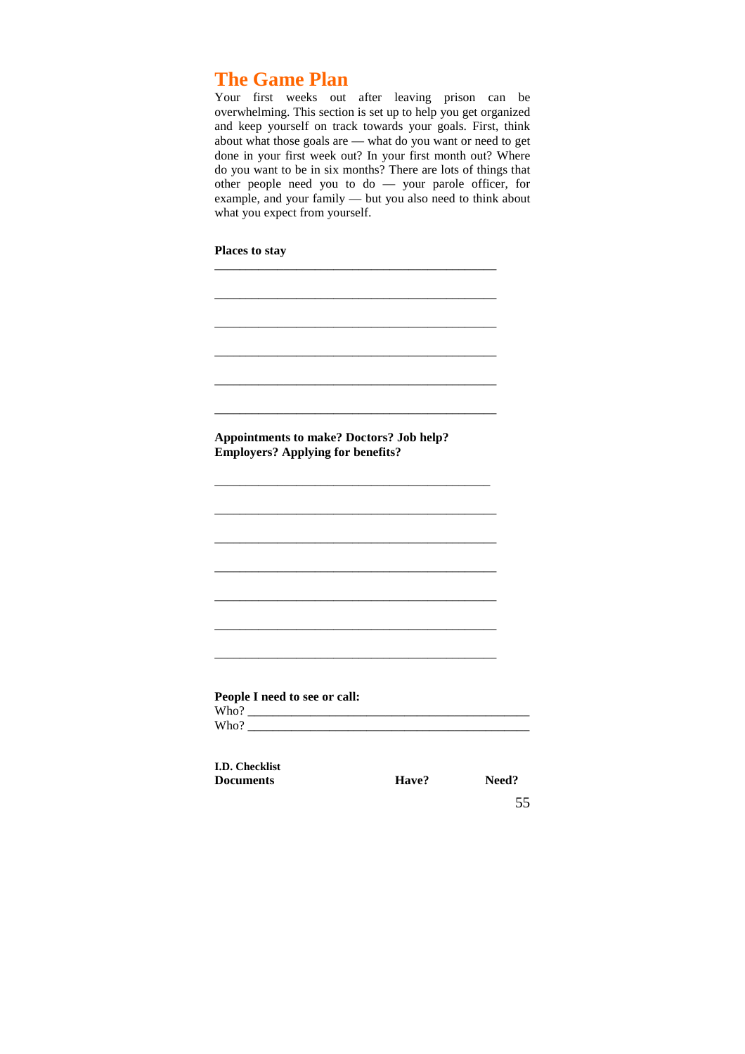# The Game Plan

Your first weeks out after leaving prison can be overwhelming. This section is set up to help you get organized and keep yourself on track towards your goals. First, think about what those goals are — what do you want or need to get done in your first week out? In your first month out? Where do you want to be in six months? There are lots of things that other people need you to do — your parole officer, for example, and your family — but you also need to think about what you expect from yourself.

**Places to stay**

______________________________________________

______________________________________________

______________________________________________

______________________________________________

______________________________________________

______________________________________________

**Appointments to make? Doctors? Job help? Employers? Applying for benefits?**

_____________________________________________

______________________________________________

______________________________________________

______________________________________________

______________________________________________

______________________________________________

______________________________________________

**People I need to see or call:**

Who? ______________________________________________

Who? ______________________________________________

**I.D. Checklist**

| Documents | Have? | Need? |
|---|---|---|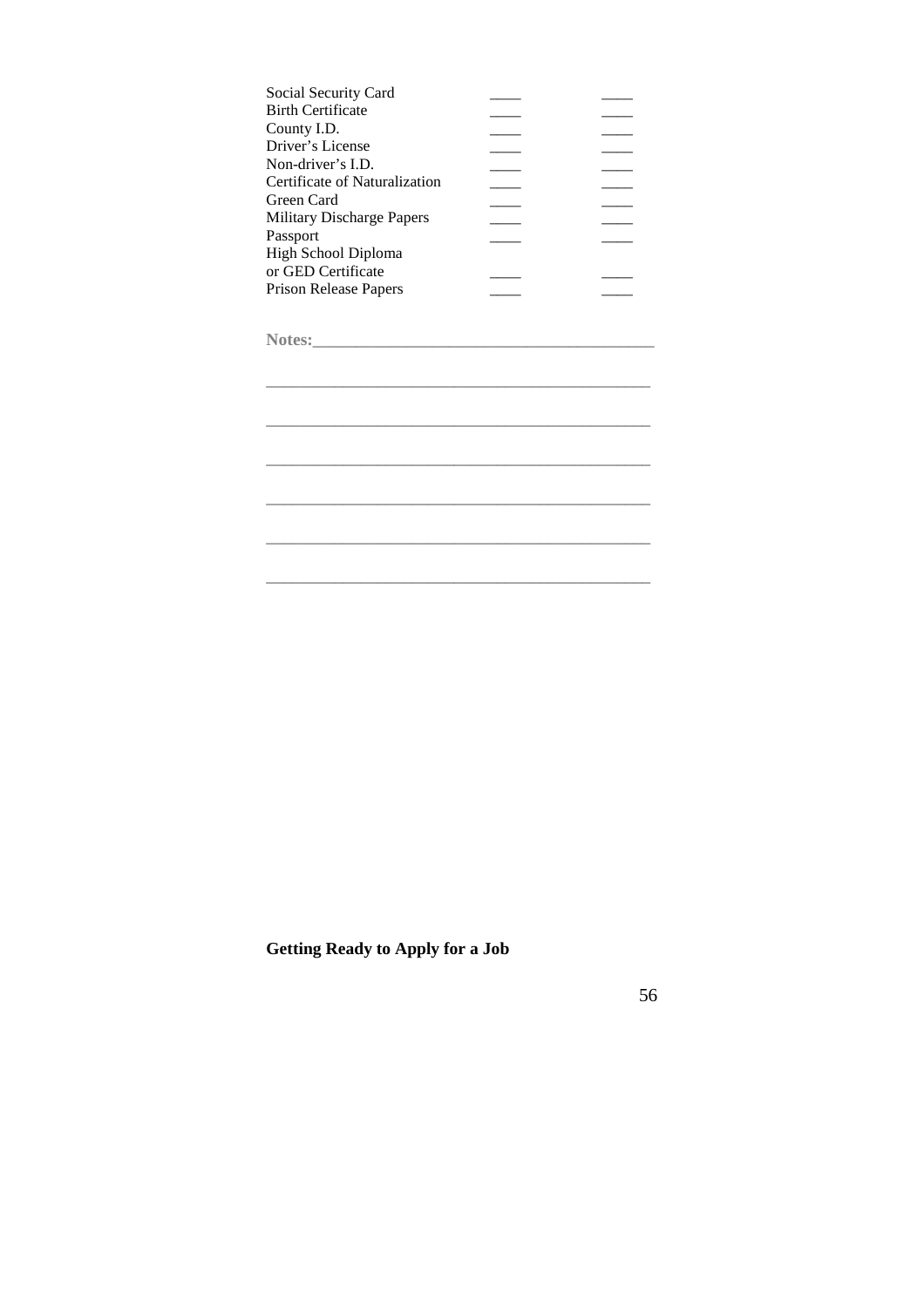Social Security Card ____ ____
Birth Certificate ____ ____
County I.D. ____ ____
Driver's License ____ ____
Non-driver's I.D. ____ ____
Certificate of Naturalization ____ ____
Green Card ____ ____
Military Discharge Papers ____ ____
Passport ____ ____
High School Diploma or GED Certificate ____ ____
Prison Release Papers ____ ____

**Notes:**________________________________________

________________________________________________

________________________________________________

________________________________________________

________________________________________________

________________________________________________

________________________________________________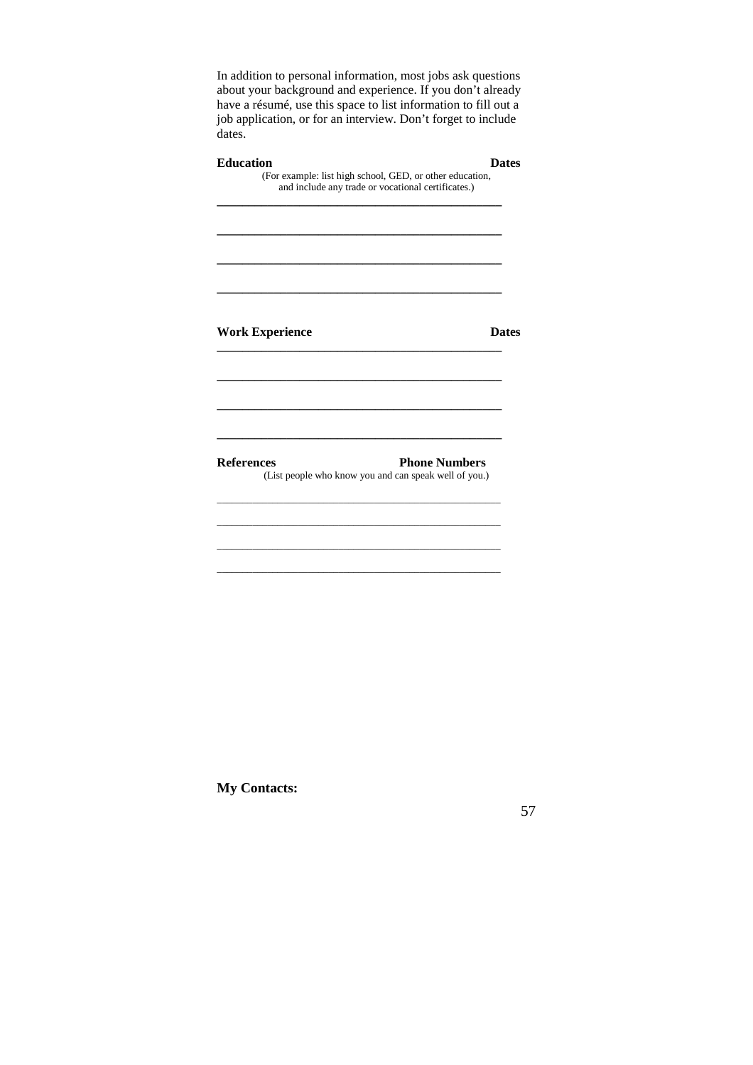In addition to personal information, most jobs ask questions about your background and experience. If you don't already have a résumé, use this space to list information to fill out a job application, or for an interview. Don't forget to include dates.

**Education** **Dates**

(For example: list high school, GED, or other education, and include any trade or vocational certificates.)

\_\_\_\_\_\_\_\_\_\_\_\_\_\_\_\_\_\_\_\_\_\_\_\_\_\_\_\_\_\_\_\_\_\_\_\_\_\_\_\_\_\_\_\_

\_\_\_\_\_\_\_\_\_\_\_\_\_\_\_\_\_\_\_\_\_\_\_\_\_\_\_\_\_\_\_\_\_\_\_\_\_\_\_\_\_\_\_\_

\_\_\_\_\_\_\_\_\_\_\_\_\_\_\_\_\_\_\_\_\_\_\_\_\_\_\_\_\_\_\_\_\_\_\_\_\_\_\_\_\_\_\_\_

\_\_\_\_\_\_\_\_\_\_\_\_\_\_\_\_\_\_\_\_\_\_\_\_\_\_\_\_\_\_\_\_\_\_\_\_\_\_\_\_\_\_\_\_

**Work Experience** **Dates**

\_\_\_\_\_\_\_\_\_\_\_\_\_\_\_\_\_\_\_\_\_\_\_\_\_\_\_\_\_\_\_\_\_\_\_\_\_\_\_\_\_\_\_\_

\_\_\_\_\_\_\_\_\_\_\_\_\_\_\_\_\_\_\_\_\_\_\_\_\_\_\_\_\_\_\_\_\_\_\_\_\_\_\_\_\_\_\_\_

\_\_\_\_\_\_\_\_\_\_\_\_\_\_\_\_\_\_\_\_\_\_\_\_\_\_\_\_\_\_\_\_\_\_\_\_\_\_\_\_\_\_\_\_

\_\_\_\_\_\_\_\_\_\_\_\_\_\_\_\_\_\_\_\_\_\_\_\_\_\_\_\_\_\_\_\_\_\_\_\_\_\_\_\_\_\_\_\_

**References** **Phone Numbers**

(List people who know you and can speak well of you.)

\_\_\_\_\_\_\_\_\_\_\_\_\_\_\_\_\_\_\_\_\_\_\_\_\_\_\_\_\_\_\_\_\_\_\_\_\_\_\_\_\_\_\_\_

\_\_\_\_\_\_\_\_\_\_\_\_\_\_\_\_\_\_\_\_\_\_\_\_\_\_\_\_\_\_\_\_\_\_\_\_\_\_\_\_\_\_\_\_

\_\_\_\_\_\_\_\_\_\_\_\_\_\_\_\_\_\_\_\_\_\_\_\_\_\_\_\_\_\_\_\_\_\_\_\_\_\_\_\_\_\_\_\_

\_\_\_\_\_\_\_\_\_\_\_\_\_\_\_\_\_\_\_\_\_\_\_\_\_\_\_\_\_\_\_\_\_\_\_\_\_\_\_\_\_\_\_\_

**My Contacts:**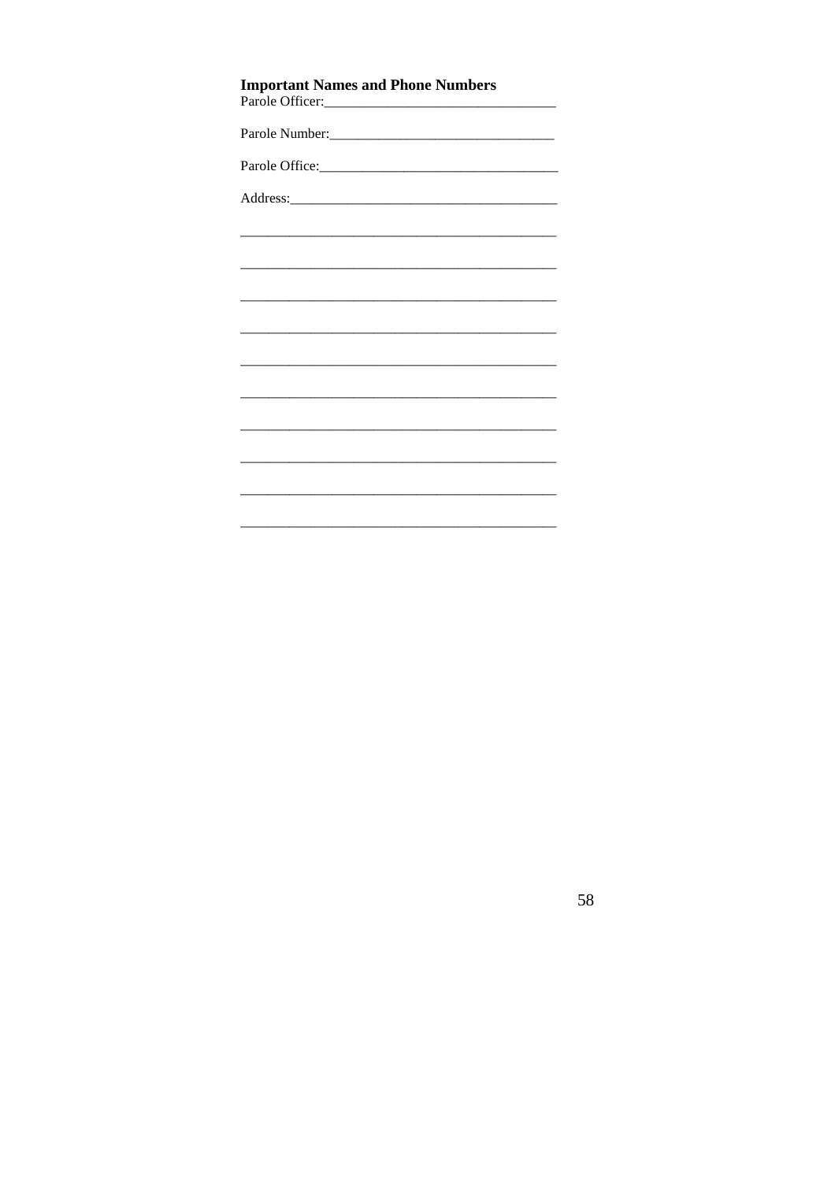**Important Names and Phone Numbers**

Parole Officer:________________________________

Parole Number:_______________________________

Parole Office:_________________________________

Address:_____________________________________

_____________________________________________

_____________________________________________

_____________________________________________

_____________________________________________

_____________________________________________

_____________________________________________

_____________________________________________

_____________________________________________

_____________________________________________

_____________________________________________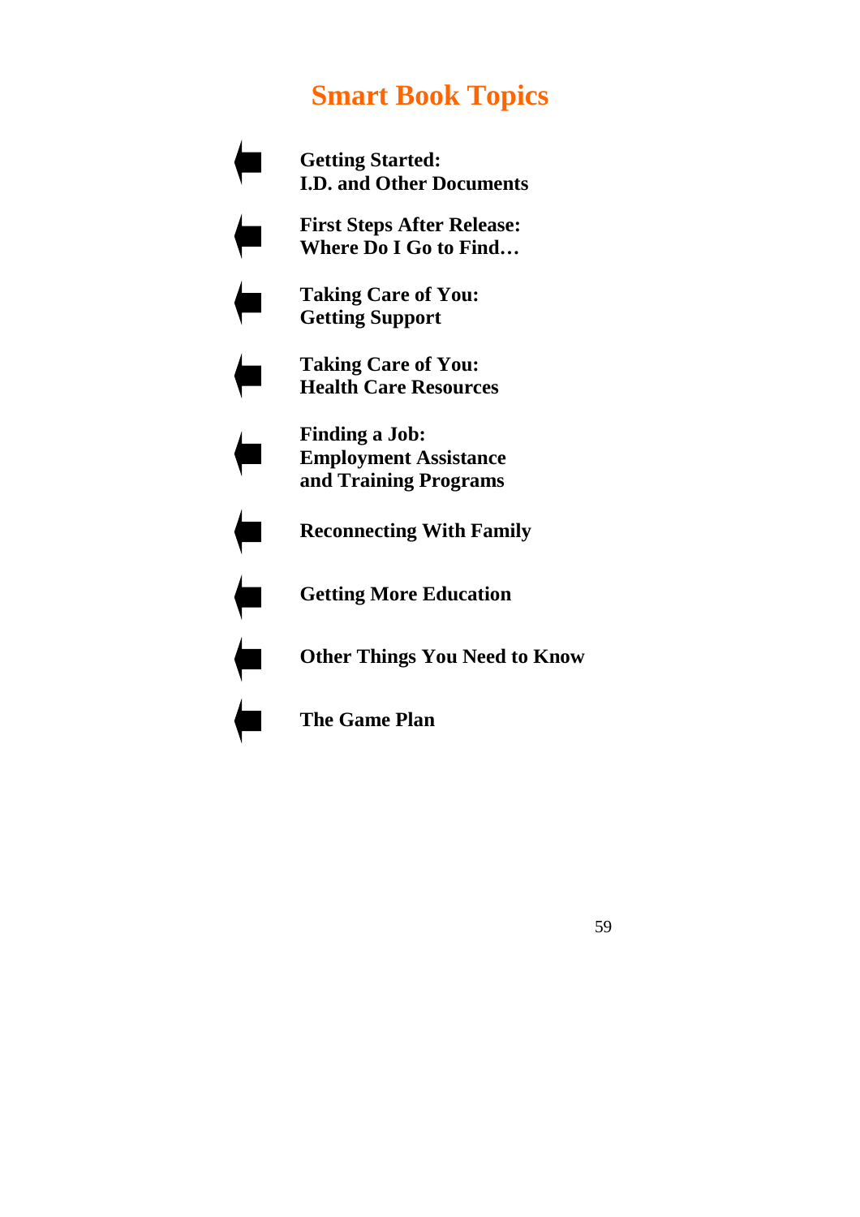# Smart Book Topics

- **Getting Started: I.D. and Other Documents**
- **First Steps After Release: Where Do I Go to Find…**
- **Taking Care of You: Getting Support**
- **Taking Care of You: Health Care Resources**
- **Finding a Job: Employment Assistance and Training Programs**
- **Reconnecting With Family**
- **Getting More Education**
- **Other Things You Need to Know**
- **The Game Plan**